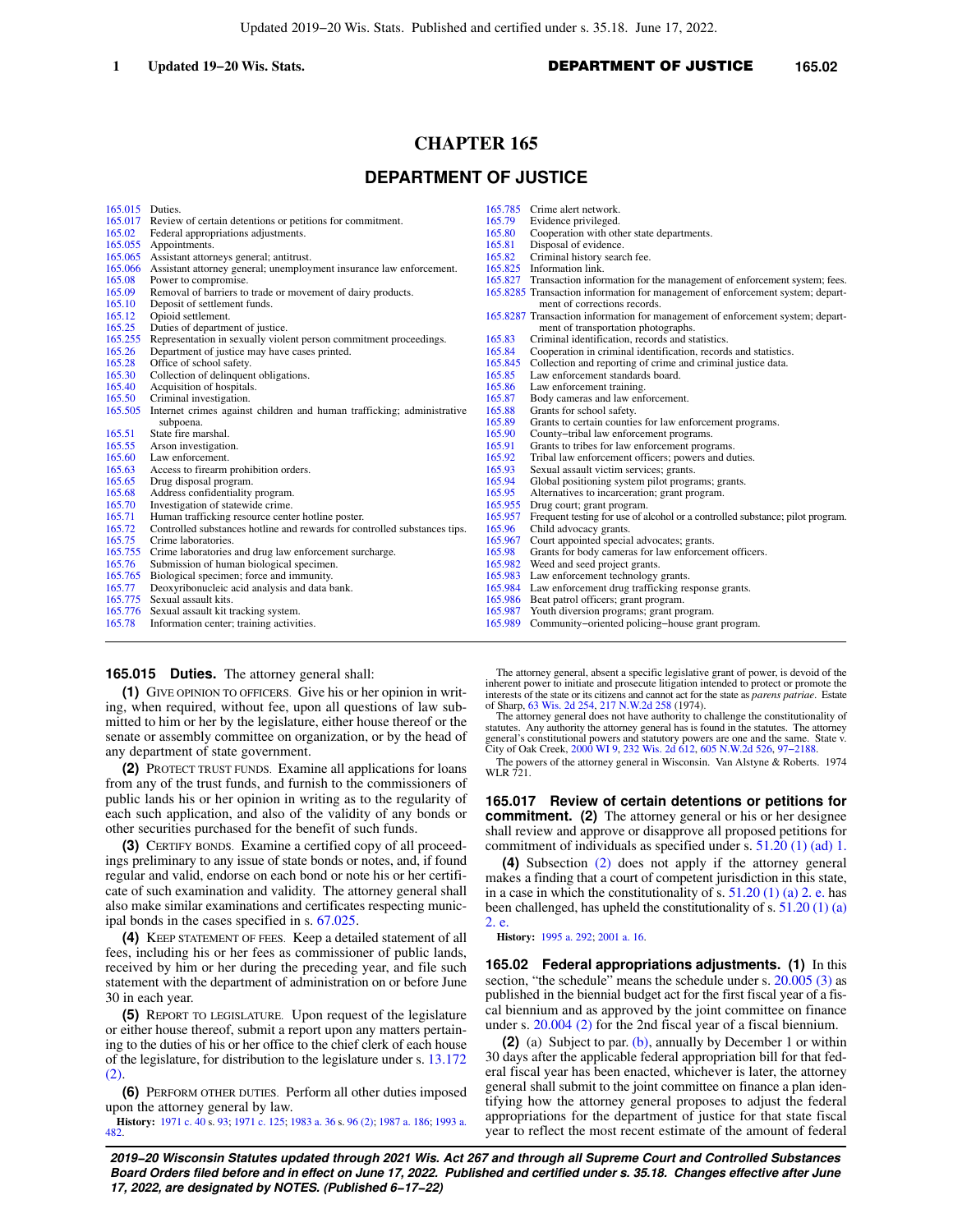# CHAPTER 165

## DEPARTMENT OF JUSTICE

| | | | |
|---|---|---|---|
| 165.015 | Duties. | 165.785 | Crime alert network. |
| 165.017 | Review of certain detentions or petitions for commitment. | 165.79 | Evidence privileged. |
| 165.02 | Federal appropriations adjustments. | 165.80 | Cooperation with other state departments. |
| 165.055 | Appointments. | 165.81 | Disposal of evidence. |
| 165.065 | Assistant attorneys general; antitrust. | 165.82 | Criminal history search fee. |
| 165.066 | Assistant attorney general; unemployment insurance law enforcement. | 165.825 | Information link. |
| 165.08 | Power to compromise. | 165.827 | Transaction information for the management of enforcement system; fees. |
| 165.09 | Removal of barriers to trade or movement of dairy products. | 165.8285 | Transaction information for management of enforcement system; department of corrections records. |
| 165.10 | Deposit of settlement funds. | 165.8287 | Transaction information for management of enforcement system; department of transportation photographs. |
| 165.12 | Opioid settlement. | 165.83 | Criminal identification, records and statistics. |
| 165.25 | Duties of department of justice. | 165.84 | Cooperation in criminal identification, records and statistics. |
| 165.255 | Representation in sexually violent person commitment proceedings. | 165.845 | Collection and reporting of crime and criminal justice data. |
| 165.26 | Department of justice may have cases printed. | 165.85 | Law enforcement standards board. |
| 165.28 | Office of school safety. | 165.86 | Law enforcement training. |
| 165.30 | Collection of delinquent obligations. | 165.87 | Body cameras and law enforcement. |
| 165.40 | Acquisition of hospitals. | 165.88 | Grants for school safety. |
| 165.50 | Criminal investigation. | 165.89 | Grants to certain counties for law enforcement programs. |
| 165.505 | Internet crimes against children and human trafficking; administrative subpoena. | 165.90 | County–tribal law enforcement programs. |
| 165.51 | State fire marshal. | 165.91 | Grants to tribes for law enforcement programs. |
| 165.55 | Arson investigation. | 165.92 | Tribal law enforcement officers; powers and duties. |
| 165.60 | Law enforcement. | 165.93 | Sexual assault victim services; grants. |
| 165.63 | Access to firearm prohibition orders. | 165.94 | Global positioning system pilot programs; grants. |
| 165.65 | Drug disposal program. | 165.95 | Alternatives to incarceration; grant program. |
| 165.68 | Address confidentiality program. | 165.955 | Drug court; grant program. |
| 165.70 | Investigation of statewide crime. | 165.957 | Frequent testing for use of alcohol or a controlled substance; pilot program. |
| 165.71 | Human trafficking resource center hotline poster. | 165.96 | Child advocacy grants. |
| 165.72 | Controlled substances hotline and rewards for controlled substances tips. | 165.967 | Court appointed special advocates; grants. |
| 165.75 | Crime laboratories. | 165.98 | Grants for body cameras for law enforcement officers. |
| 165.755 | Crime laboratories and drug law enforcement surcharge. | 165.982 | Weed and seed project grants. |
| 165.76 | Submission of human biological specimen. | 165.983 | Law enforcement technology grants. |
| 165.765 | Biological specimen; force and immunity. | 165.984 | Law enforcement drug trafficking response grants. |
| 165.77 | Deoxyribonucleic acid analysis and data bank. | 165.986 | Beat patrol officers; grant program. |
| 165.775 | Sexual assault kits. | 165.987 | Youth diversion programs; grant program. |
| 165.776 | Sexual assault kit tracking system. | 165.989 | Community–oriented policing–house grant program. |
| 165.78 | Information center; training activities. | | |

**165.015 Duties.** The attorney general shall:

**(1)** GIVE OPINION TO OFFICERS. Give his or her opinion in writing, when required, without fee, upon all questions of law submitted to him or her by the legislature, either house thereof or the senate or assembly committee on organization, or by the head of any department of state government.

**(2)** PROTECT TRUST FUNDS. Examine all applications for loans from any of the trust funds, and furnish to the commissioners of public lands his or her opinion in writing as to the regularity of each such application, and also of the validity of any bonds or other securities purchased for the benefit of such funds.

**(3)** CERTIFY BONDS. Examine a certified copy of all proceedings preliminary to any issue of state bonds or notes, and, if found regular and valid, endorse on each bond or note his or her certificate of such examination and validity. The attorney general shall also make similar examinations and certificates respecting municipal bonds in the cases specified in s. 67.025.

**(4)** KEEP STATEMENT OF FEES. Keep a detailed statement of all fees, including his or her fees as commissioner of public lands, received by him or her during the preceding year, and file such statement with the department of administration on or before June 30 in each year.

**(5)** REPORT TO LEGISLATURE. Upon request of the legislature or either house thereof, submit a report upon any matters pertaining to the duties of his or her office to the chief clerk of each house of the legislature, for distribution to the legislature under s. 13.172 (2).

**(6)** PERFORM OTHER DUTIES. Perform all other duties imposed upon the attorney general by law.

**History:** 1971 c. 40 s. 93; 1971 c. 125; 1983 a. 36 s. 96 (2); 1987 a. 186; 1993 a. 482.

The attorney general, absent a specific legislative grant of power, is devoid of the inherent power to initiate and prosecute litigation intended to protect or promote the interests of the state or its citizens and cannot act for the state as *parens patriae*. Estate of Sharp, 63 Wis. 2d 254, 217 N.W.2d 258 (1974).

The attorney general does not have authority to challenge the constitutionality of statutes. Any authority the attorney general has is found in the statutes. The attorney general's constitutional powers and statutory powers are one and the same. State v. City of Oak Creek, 2000 WI 9, 232 Wis. 2d 612, 605 N.W.2d 526, 97–2188.

The powers of the attorney general in Wisconsin. Van Alstyne & Roberts. 1974 WLR 721.

**165.017 Review of certain detentions or petitions for commitment. (2)** The attorney general or his or her designee shall review and approve or disapprove all proposed petitions for commitment of individuals as specified under s. 51.20 (1) (ad) 1.

**(4)** Subsection (2) does not apply if the attorney general makes a finding that a court of competent jurisdiction in this state, in a case in which the constitutionality of s. 51.20 (1) (a) 2. e. has been challenged, has upheld the constitutionality of s. 51.20 (1) (a) 2. e.

**History:** 1995 a. 292; 2001 a. 16.

**165.02 Federal appropriations adjustments. (1)** In this section, "the schedule" means the schedule under s. 20.005 (3) as published in the biennial budget act for the first fiscal year of a fiscal biennium and as approved by the joint committee on finance under s. 20.004 (2) for the 2nd fiscal year of a fiscal biennium.

**(2)** (a) Subject to par. (b), annually by December 1 or within 30 days after the applicable federal appropriation bill for that federal fiscal year has been enacted, whichever is later, the attorney general shall submit to the joint committee on finance a plan identifying how the attorney general proposes to adjust the federal appropriations for the department of justice for that state fiscal year to reflect the most recent estimate of the amount of federal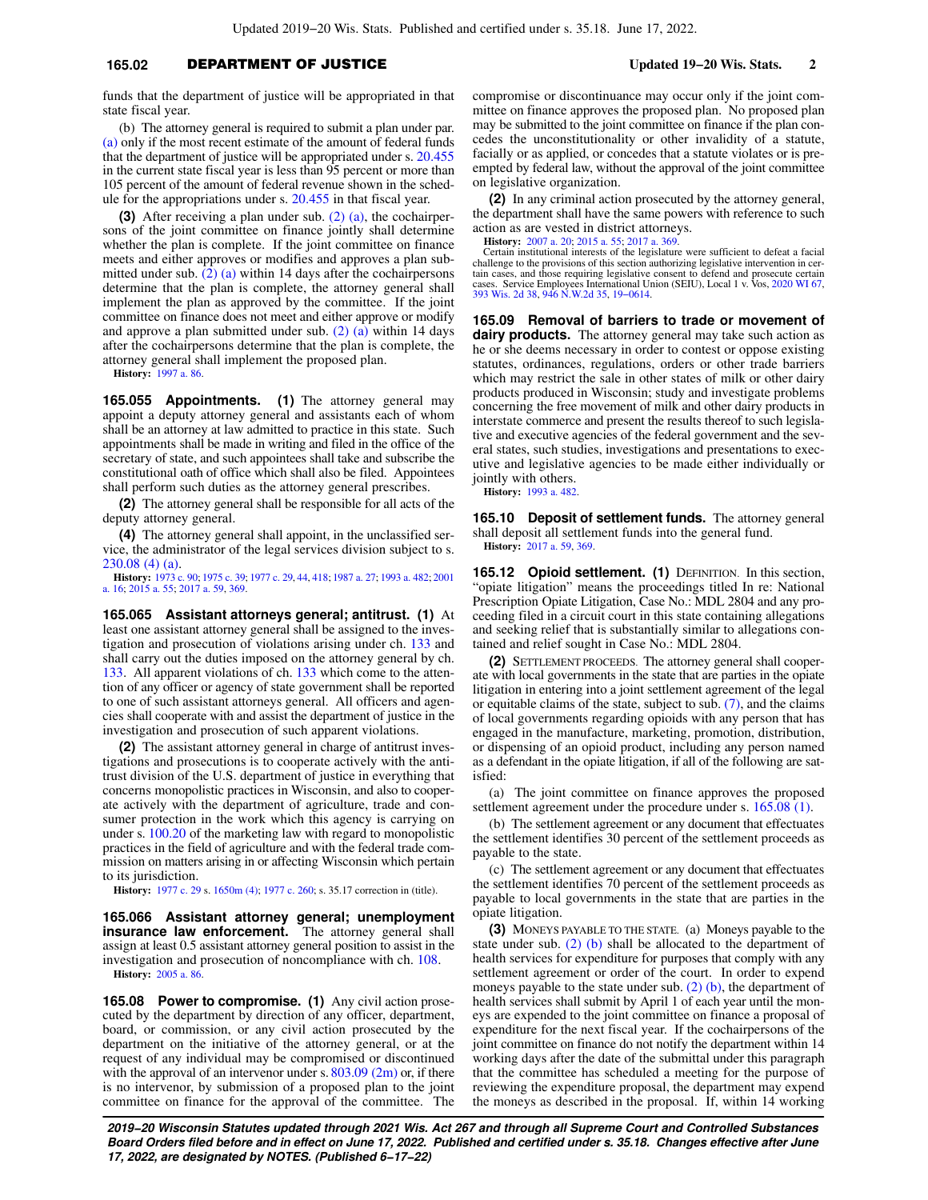funds that the department of justice will be appropriated in that state fiscal year.

(b) The attorney general is required to submit a plan under par. (a) only if the most recent estimate of the amount of federal funds that the department of justice will be appropriated under s. 20.455 in the current state fiscal year is less than 95 percent or more than 105 percent of the amount of federal revenue shown in the schedule for the appropriations under s. 20.455 in that fiscal year.

**(3)** After receiving a plan under sub. (2) (a), the cochairpersons of the joint committee on finance jointly shall determine whether the plan is complete. If the joint committee on finance meets and either approves or modifies and approves a plan submitted under sub. (2) (a) within 14 days after the cochairpersons determine that the plan is complete, the attorney general shall implement the plan as approved by the committee. If the joint committee on finance does not meet and either approve or modify and approve a plan submitted under sub. (2) (a) within 14 days after the cochairpersons determine that the plan is complete, the attorney general shall implement the proposed plan.

**History:** 1997 a. 86.

**165.055 Appointments.** **(1)** The attorney general may appoint a deputy attorney general and assistants each of whom shall be an attorney at law admitted to practice in this state. Such appointments shall be made in writing and filed in the office of the secretary of state, and such appointees shall take and subscribe the constitutional oath of office which shall also be filed. Appointees shall perform such duties as the attorney general prescribes.

**(2)** The attorney general shall be responsible for all acts of the deputy attorney general.

**(4)** The attorney general shall appoint, in the unclassified service, the administrator of the legal services division subject to s. 230.08 (4) (a).

**History:** 1973 c. 90; 1975 c. 39; 1977 c. 29, 44, 418; 1987 a. 27; 1993 a. 482; 2001 a. 16; 2015 a. 55; 2017 a. 59, 369.

**165.065 Assistant attorneys general; antitrust.** **(1)** At least one assistant attorney general shall be assigned to the investigation and prosecution of violations arising under ch. 133 and shall carry out the duties imposed on the attorney general by ch. 133. All apparent violations of ch. 133 which come to the attention of any officer or agency of state government shall be reported to one of such assistant attorneys general. All officers and agencies shall cooperate with and assist the department of justice in the investigation and prosecution of such apparent violations.

**(2)** The assistant attorney general in charge of antitrust investigations and prosecutions is to cooperate actively with the antitrust division of the U.S. department of justice in everything that concerns monopolistic practices in Wisconsin, and also to cooperate actively with the department of agriculture, trade and consumer protection in the work which this agency is carrying on under s. 100.20 of the marketing law with regard to monopolistic practices in the field of agriculture and with the federal trade commission on matters arising in or affecting Wisconsin which pertain to its jurisdiction.

**History:** 1977 c. 29 s. 1650m (4); 1977 c. 260; s. 35.17 correction in (title).

**165.066 Assistant attorney general; unemployment insurance law enforcement.** The attorney general shall assign at least 0.5 assistant attorney general position to assist in the investigation and prosecution of noncompliance with ch. 108.

**History:** 2005 a. 86.

**165.08 Power to compromise.** **(1)** Any civil action prosecuted by the department by direction of any officer, department, board, or commission, or any civil action prosecuted by the department on the initiative of the attorney general, or at the request of any individual may be compromised or discontinued with the approval of an intervenor under s. 803.09 (2m) or, if there is no intervenor, by submission of a proposed plan to the joint committee on finance for the approval of the committee. The compromise or discontinuance may occur only if the joint committee on finance approves the proposed plan. No proposed plan may be submitted to the joint committee on finance if the plan concedes the unconstitutionality or other invalidity of a statute, facially or as applied, or concedes that a statute violates or is preempted by federal law, without the approval of the joint committee on legislative organization.

**(2)** In any criminal action prosecuted by the attorney general, the department shall have the same powers with reference to such action as are vested in district attorneys.

**History:** 2007 a. 20; 2015 a. 55; 2017 a. 369.

Certain institutional interests of the legislature were sufficient to defeat a facial challenge to the provisions of this section authorizing legislative intervention in certain cases, and those requiring legislative consent to defend and prosecute certain cases. Service Employees International Union (SEIU), Local 1 v. Vos, 2020 WI 67, 393 Wis. 2d 38, 946 N.W.2d 35, 19-0614.

**165.09 Removal of barriers to trade or movement of dairy products.** The attorney general may take such action as he or she deems necessary in order to contest or oppose existing statutes, ordinances, regulations, orders or other trade barriers which may restrict the sale in other states of milk or other dairy products produced in Wisconsin; study and investigate problems concerning the free movement of milk and other dairy products in interstate commerce and present the results thereof to such legislative and executive agencies of the federal government and the several states, such studies, investigations and presentations to executive and legislative agencies to be made either individually or jointly with others.

**History:** 1993 a. 482.

**165.10 Deposit of settlement funds.** The attorney general shall deposit all settlement funds into the general fund.

**History:** 2017 a. 59, 369.

**165.12 Opioid settlement.** **(1)** DEFINITION. In this section, "opiate litigation" means the proceedings titled In re: National Prescription Opiate Litigation, Case No.: MDL 2804 and any proceeding filed in a circuit court in this state containing allegations and seeking relief that is substantially similar to allegations contained and relief sought in Case No.: MDL 2804.

**(2)** SETTLEMENT PROCEEDS. The attorney general shall cooperate with local governments in the state that are parties in the opiate litigation in entering into a joint settlement agreement of the legal or equitable claims of the state, subject to sub. (7), and the claims of local governments regarding opioids with any person that has engaged in the manufacture, marketing, promotion, distribution, or dispensing of an opioid product, including any person named as a defendant in the opiate litigation, if all of the following are satisfied:

(a) The joint committee on finance approves the proposed settlement agreement under the procedure under s. 165.08 (1).

(b) The settlement agreement or any document that effectuates the settlement identifies 30 percent of the settlement proceeds as payable to the state.

(c) The settlement agreement or any document that effectuates the settlement identifies 70 percent of the settlement proceeds as payable to local governments in the state that are parties in the opiate litigation.

**(3)** MONEYS PAYABLE TO THE STATE. (a) Moneys payable to the state under sub. (2) (b) shall be allocated to the department of health services for expenditure for purposes that comply with any settlement agreement or order of the court. In order to expend moneys payable to the state under sub. (2) (b), the department of health services shall submit by April 1 of each year until the moneys are expended to the joint committee on finance a proposal of expenditure for the next fiscal year. If the cochairpersons of the joint committee on finance do not notify the department within 14 working days after the date of the submittal under this paragraph that the committee has scheduled a meeting for the purpose of reviewing the expenditure proposal, the department may expend the moneys as described in the proposal. If, within 14 working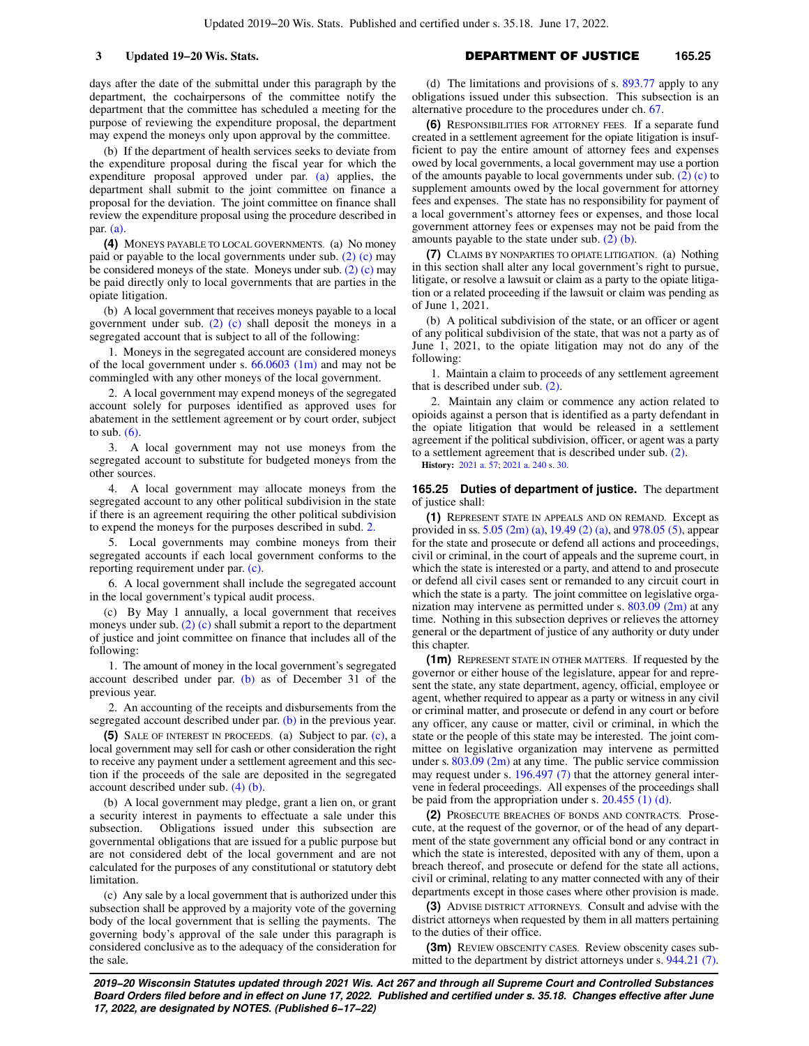days after the date of the submittal under this paragraph by the department, the cochairpersons of the committee notify the department that the committee has scheduled a meeting for the purpose of reviewing the expenditure proposal, the department may expend the moneys only upon approval by the committee.

(b) If the department of health services seeks to deviate from the expenditure proposal during the fiscal year for which the expenditure proposal approved under par. (a) applies, the department shall submit to the joint committee on finance a proposal for the deviation. The joint committee on finance shall review the expenditure proposal using the procedure described in par. (a).

**(4)** MONEYS PAYABLE TO LOCAL GOVERNMENTS. (a) No money paid or payable to the local governments under sub. (2) (c) may be considered moneys of the state. Moneys under sub. (2) (c) may be paid directly only to local governments that are parties in the opiate litigation.

(b) A local government that receives moneys payable to a local government under sub. (2) (c) shall deposit the moneys in a segregated account that is subject to all of the following:

1. Moneys in the segregated account are considered moneys of the local government under s. 66.0603 (1m) and may not be commingled with any other moneys of the local government.

2. A local government may expend moneys of the segregated account solely for purposes identified as approved uses for abatement in the settlement agreement or by court order, subject to sub. (6).

3. A local government may not use moneys from the segregated account to substitute for budgeted moneys from the other sources.

4. A local government may allocate moneys from the segregated account to any other political subdivision in the state if there is an agreement requiring the other political subdivision to expend the moneys for the purposes described in subd. 2.

5. Local governments may combine moneys from their segregated accounts if each local government conforms to the reporting requirement under par. (c).

6. A local government shall include the segregated account in the local government's typical audit process.

(c) By May 1 annually, a local government that receives moneys under sub. (2) (c) shall submit a report to the department of justice and joint committee on finance that includes all of the following:

1. The amount of money in the local government's segregated account described under par. (b) as of December 31 of the previous year.

2. An accounting of the receipts and disbursements from the segregated account described under par. (b) in the previous year.

**(5)** SALE OF INTEREST IN PROCEEDS. (a) Subject to par. (c), a local government may sell for cash or other consideration the right to receive any payment under a settlement agreement and this section if the proceeds of the sale are deposited in the segregated account described under sub. (4) (b).

(b) A local government may pledge, grant a lien on, or grant a security interest in payments to effectuate a sale under this subsection. Obligations issued under this subsection are governmental obligations that are issued for a public purpose but are not considered debt of the local government and are not calculated for the purposes of any constitutional or statutory debt limitation.

(c) Any sale by a local government that is authorized under this subsection shall be approved by a majority vote of the governing body of the local government that is selling the payments. The governing body's approval of the sale under this paragraph is considered conclusive as to the adequacy of the consideration for the sale.

(d) The limitations and provisions of s. 893.77 apply to any obligations issued under this subsection. This subsection is an alternative procedure to the procedures under ch. 67.

**(6)** RESPONSIBILITIES FOR ATTORNEY FEES. If a separate fund created in a settlement agreement for the opiate litigation is insufficient to pay the entire amount of attorney fees and expenses owed by local governments, a local government may use a portion of the amounts payable to local governments under sub. (2) (c) to supplement amounts owed by the local government for attorney fees and expenses. The state has no responsibility for payment of a local government's attorney fees or expenses, and those local government attorney fees or expenses may not be paid from the amounts payable to the state under sub. (2) (b).

**(7)** CLAIMS BY NONPARTIES TO OPIATE LITIGATION. (a) Nothing in this section shall alter any local government's right to pursue, litigate, or resolve a lawsuit or claim as a party to the opiate litigation or a related proceeding if the lawsuit or claim was pending as of June 1, 2021.

(b) A political subdivision of the state, or an officer or agent of any political subdivision of the state, that was not a party as of June 1, 2021, to the opiate litigation may not do any of the following:

1. Maintain a claim to proceeds of any settlement agreement that is described under sub. (2).

2. Maintain any claim or commence any action related to opioids against a person that is identified as a party defendant in the opiate litigation that would be released in a settlement agreement if the political subdivision, officer, or agent was a party to a settlement agreement that is described under sub. (2).

**History:** 2021 a. 57; 2021 a. 240 s. 30.

## 165.25 Duties of department of justice.

The department of justice shall:

**(1)** REPRESENT STATE IN APPEALS AND ON REMAND. Except as provided in ss. 5.05 (2m) (a), 19.49 (2) (a), and 978.05 (5), appear for the state and prosecute or defend all actions and proceedings, civil or criminal, in the court of appeals and the supreme court, in which the state is interested or a party, and attend to and prosecute or defend all civil cases sent or remanded to any circuit court in which the state is a party. The joint committee on legislative organization may intervene as permitted under s. 803.09 (2m) at any time. Nothing in this subsection deprives or relieves the attorney general or the department of justice of any authority or duty under this chapter.

**(1m)** REPRESENT STATE IN OTHER MATTERS. If requested by the governor or either house of the legislature, appear for and represent the state, any state department, agency, official, employee or agent, whether required to appear as a party or witness in any civil or criminal matter, and prosecute or defend in any court or before any officer, any cause or matter, civil or criminal, in which the state or the people of this state may be interested. The joint committee on legislative organization may intervene as permitted under s. 803.09 (2m) at any time. The public service commission may request under s. 196.497 (7) that the attorney general intervene in federal proceedings. All expenses of the proceedings shall be paid from the appropriation under s. 20.455 (1) (d).

**(2)** PROSECUTE BREACHES OF BONDS AND CONTRACTS. Prosecute, at the request of the governor, or of the head of any department of the state government any official bond or any contract in which the state is interested, deposited with any of them, upon a breach thereof, and prosecute or defend for the state all actions, civil or criminal, relating to any matter connected with any of their departments except in those cases where other provision is made.

**(3)** ADVISE DISTRICT ATTORNEYS. Consult and advise with the district attorneys when requested by them in all matters pertaining to the duties of their office.

**(3m)** REVIEW OBSCENITY CASES. Review obscenity cases submitted to the department by district attorneys under s. 944.21 (7).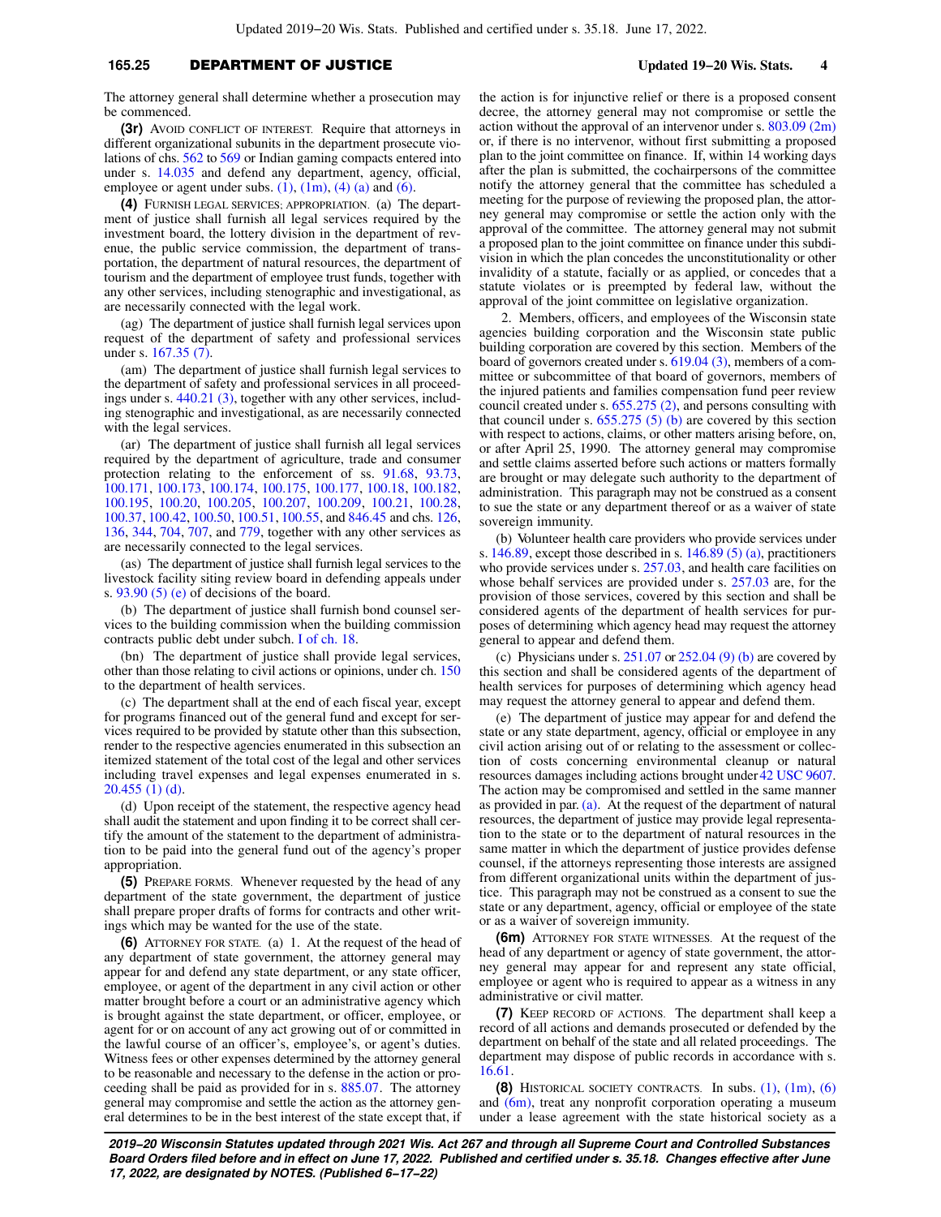The attorney general shall determine whether a prosecution may be commenced.

**(3r)** AVOID CONFLICT OF INTEREST. Require that attorneys in different organizational subunits in the department prosecute violations of chs. 562 to 569 or Indian gaming compacts entered into under s. 14.035 and defend any department, agency, official, employee or agent under subs. (1), (1m), (4) (a) and (6).

**(4)** FURNISH LEGAL SERVICES; APPROPRIATION. (a) The department of justice shall furnish all legal services required by the investment board, the lottery division in the department of revenue, the public service commission, the department of transportation, the department of natural resources, the department of tourism and the department of employee trust funds, together with any other services, including stenographic and investigational, as are necessarily connected with the legal work.

(ag) The department of justice shall furnish legal services upon request of the department of safety and professional services under s. 167.35 (7).

(am) The department of justice shall furnish legal services to the department of safety and professional services in all proceedings under s. 440.21 (3), together with any other services, including stenographic and investigational, as are necessarily connected with the legal services.

(ar) The department of justice shall furnish all legal services required by the department of agriculture, trade and consumer protection relating to the enforcement of ss. 91.68, 93.73, 100.171, 100.173, 100.174, 100.175, 100.177, 100.18, 100.182, 100.195, 100.20, 100.205, 100.207, 100.209, 100.21, 100.28, 100.37, 100.42, 100.50, 100.51, 100.55, and 846.45 and chs. 126, 136, 344, 704, 707, and 779, together with any other services as are necessarily connected to the legal services.

(as) The department of justice shall furnish legal services to the livestock facility siting review board in defending appeals under s. 93.90 (5) (e) of decisions of the board.

(b) The department of justice shall furnish bond counsel services to the building commission when the building commission contracts public debt under subch. I of ch. 18.

(bn) The department of justice shall provide legal services, other than those relating to civil actions or opinions, under ch. 150 to the department of health services.

(c) The department shall at the end of each fiscal year, except for programs financed out of the general fund and except for services required to be provided by statute other than this subsection, render to the respective agencies enumerated in this subsection an itemized statement of the total cost of the legal and other services including travel expenses and legal expenses enumerated in s. 20.455 (1) (d).

(d) Upon receipt of the statement, the respective agency head shall audit the statement and upon finding it to be correct shall certify the amount of the statement to the department of administration to be paid into the general fund out of the agency's proper appropriation.

**(5)** PREPARE FORMS. Whenever requested by the head of any department of the state government, the department of justice shall prepare proper drafts of forms for contracts and other writings which may be wanted for the use of the state.

**(6)** ATTORNEY FOR STATE. (a) 1. At the request of the head of any department of state government, the attorney general may appear for and defend any state department, or any state officer, employee, or agent of the department in any civil action or other matter brought before a court or an administrative agency which is brought against the state department, or officer, employee, or agent for or on account of any act growing out of or committed in the lawful course of an officer's, employee's, or agent's duties. Witness fees or other expenses determined by the attorney general to be reasonable and necessary to the defense in the action or proceeding shall be paid as provided for in s. 885.07. The attorney general may compromise and settle the action as the attorney general determines to be in the best interest of the state except that, if the action is for injunctive relief or there is a proposed consent decree, the attorney general may not compromise or settle the action without the approval of an intervenor under s. 803.09 (2m) or, if there is no intervenor, without first submitting a proposed plan to the joint committee on finance. If, within 14 working days after the plan is submitted, the cochairpersons of the committee notify the attorney general that the committee has scheduled a meeting for the purpose of reviewing the proposed plan, the attorney general may compromise or settle the action only with the approval of the committee. The attorney general may not submit a proposed plan to the joint committee on finance under this subdivision in which the plan concedes the unconstitutionality or other invalidity of a statute, facially or as applied, or concedes that a statute violates or is preempted by federal law, without the approval of the joint committee on legislative organization.

2. Members, officers, and employees of the Wisconsin state agencies building corporation and the Wisconsin state public building corporation are covered by this section. Members of the board of governors created under s. 619.04 (3), members of a committee or subcommittee of that board of governors, members of the injured patients and families compensation fund peer review council created under s. 655.275 (2), and persons consulting with that council under s. 655.275 (5) (b) are covered by this section with respect to actions, claims, or other matters arising before, on, or after April 25, 1990. The attorney general may compromise and settle claims asserted before such actions or matters formally are brought or may delegate such authority to the department of administration. This paragraph may not be construed as a consent to sue the state or any department thereof or as a waiver of state sovereign immunity.

(b) Volunteer health care providers who provide services under s. 146.89, except those described in s. 146.89 (5) (a), practitioners who provide services under s. 257.03, and health care facilities on whose behalf services are provided under s. 257.03 are, for the provision of those services, covered by this section and shall be considered agents of the department of health services for purposes of determining which agency head may request the attorney general to appear and defend them.

(c) Physicians under s. 251.07 or 252.04 (9) (b) are covered by this section and shall be considered agents of the department of health services for purposes of determining which agency head may request the attorney general to appear and defend them.

(e) The department of justice may appear for and defend the state or any state department, agency, official or employee in any civil action arising out of or relating to the assessment or collection of costs concerning environmental cleanup or natural resources damages including actions brought under 42 USC 9607. The action may be compromised and settled in the same manner as provided in par. (a). At the request of the department of natural resources, the department of justice may provide legal representation to the state or to the department of natural resources in the same matter in which the department of justice provides defense counsel, if the attorneys representing those interests are assigned from different organizational units within the department of justice. This paragraph may not be construed as a consent to sue the state or any department, agency, official or employee of the state or as a waiver of sovereign immunity.

**(6m)** ATTORNEY FOR STATE WITNESSES. At the request of the head of any department or agency of state government, the attorney general may appear for and represent any state official, employee or agent who is required to appear as a witness in any administrative or civil matter.

**(7)** KEEP RECORD OF ACTIONS. The department shall keep a record of all actions and demands prosecuted or defended by the department on behalf of the state and all related proceedings. The department may dispose of public records in accordance with s. 16.61.

**(8)** HISTORICAL SOCIETY CONTRACTS. In subs. (1), (1m), (6) and (6m), treat any nonprofit corporation operating a museum under a lease agreement with the state historical society as a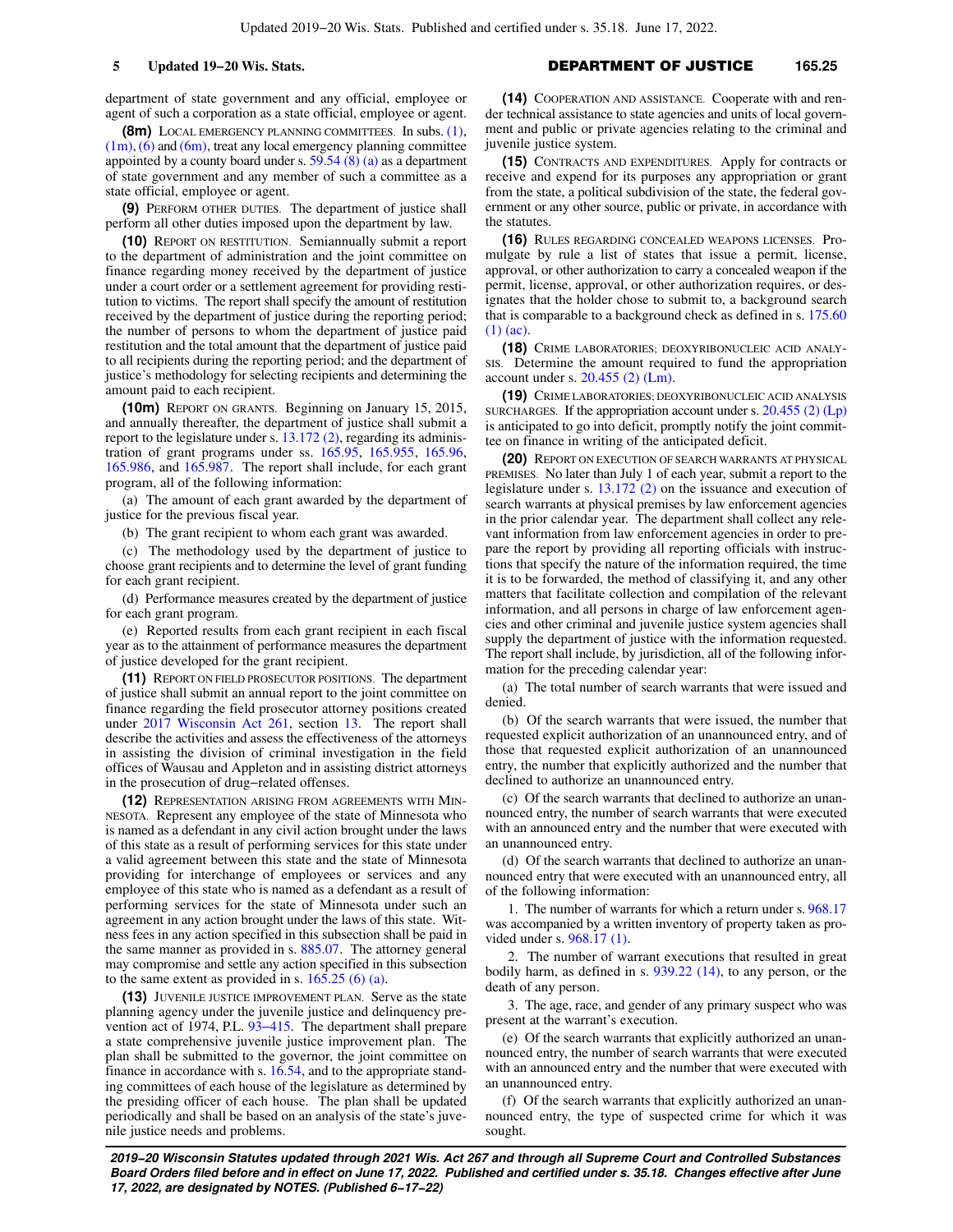department of state government and any official, employee or agent of such a corporation as a state official, employee or agent.

**(8m)** LOCAL EMERGENCY PLANNING COMMITTEES. In subs. (1), (1m), (6) and (6m), treat any local emergency planning committee appointed by a county board under s. 59.54 (8) (a) as a department of state government and any member of such a committee as a state official, employee or agent.

**(9)** PERFORM OTHER DUTIES. The department of justice shall perform all other duties imposed upon the department by law.

**(10)** REPORT ON RESTITUTION. Semiannually submit a report to the department of administration and the joint committee on finance regarding money received by the department of justice under a court order or a settlement agreement for providing restitution to victims. The report shall specify the amount of restitution received by the department of justice during the reporting period; the number of persons to whom the department of justice paid restitution and the total amount that the department of justice paid to all recipients during the reporting period; and the department of justice's methodology for selecting recipients and determining the amount paid to each recipient.

**(10m)** REPORT ON GRANTS. Beginning on January 15, 2015, and annually thereafter, the department of justice shall submit a report to the legislature under s. 13.172 (2), regarding its administration of grant programs under ss. 165.95, 165.955, 165.96, 165.986, and 165.987. The report shall include, for each grant program, all of the following information:

(a) The amount of each grant awarded by the department of justice for the previous fiscal year.

(b) The grant recipient to whom each grant was awarded.

(c) The methodology used by the department of justice to choose grant recipients and to determine the level of grant funding for each grant recipient.

(d) Performance measures created by the department of justice for each grant program.

(e) Reported results from each grant recipient in each fiscal year as to the attainment of performance measures the department of justice developed for the grant recipient.

**(11)** REPORT ON FIELD PROSECUTOR POSITIONS. The department of justice shall submit an annual report to the joint committee on finance regarding the field prosecutor attorney positions created under 2017 Wisconsin Act 261, section 13. The report shall describe the activities and assess the effectiveness of the attorneys in assisting the division of criminal investigation in the field offices of Wausau and Appleton and in assisting district attorneys in the prosecution of drug−related offenses.

**(12)** REPRESENTATION ARISING FROM AGREEMENTS WITH MINNESOTA. Represent any employee of the state of Minnesota who is named as a defendant in any civil action brought under the laws of this state as a result of performing services for this state under a valid agreement between this state and the state of Minnesota providing for interchange of employees or services and any employee of this state who is named as a defendant as a result of performing services for the state of Minnesota under such an agreement in any action brought under the laws of this state. Witness fees in any action specified in this subsection shall be paid in the same manner as provided in s. 885.07. The attorney general may compromise and settle any action specified in this subsection to the same extent as provided in s. 165.25 (6) (a).

**(13)** JUVENILE JUSTICE IMPROVEMENT PLAN. Serve as the state planning agency under the juvenile justice and delinquency prevention act of 1974, P.L. 93−415. The department shall prepare a state comprehensive juvenile justice improvement plan. The plan shall be submitted to the governor, the joint committee on finance in accordance with s. 16.54, and to the appropriate standing committees of each house of the legislature as determined by the presiding officer of each house. The plan shall be updated periodically and shall be based on an analysis of the state's juvenile justice needs and problems.

**(14)** COOPERATION AND ASSISTANCE. Cooperate with and render technical assistance to state agencies and units of local government and public or private agencies relating to the criminal and juvenile justice system.

**(15)** CONTRACTS AND EXPENDITURES. Apply for contracts or receive and expend for its purposes any appropriation or grant from the state, a political subdivision of the state, the federal government or any other source, public or private, in accordance with the statutes.

**(16)** RULES REGARDING CONCEALED WEAPONS LICENSES. Promulgate by rule a list of states that issue a permit, license, approval, or other authorization to carry a concealed weapon if the permit, license, approval, or other authorization requires, or designates that the holder chose to submit to, a background search that is comparable to a background check as defined in s. 175.60 (1) (ac).

**(18)** CRIME LABORATORIES; DEOXYRIBONUCLEIC ACID ANALYSIS. Determine the amount required to fund the appropriation account under s. 20.455 (2) (Lm).

**(19)** CRIME LABORATORIES; DEOXYRIBONUCLEIC ACID ANALYSIS SURCHARGES. If the appropriation account under s. 20.455 (2) (Lp) is anticipated to go into deficit, promptly notify the joint committee on finance in writing of the anticipated deficit.

**(20)** REPORT ON EXECUTION OF SEARCH WARRANTS AT PHYSICAL PREMISES. No later than July 1 of each year, submit a report to the legislature under s. 13.172 (2) on the issuance and execution of search warrants at physical premises by law enforcement agencies in the prior calendar year. The department shall collect any relevant information from law enforcement agencies in order to prepare the report by providing all reporting officials with instructions that specify the nature of the information required, the time it is to be forwarded, the method of classifying it, and any other matters that facilitate collection and compilation of the relevant information, and all persons in charge of law enforcement agencies and other criminal and juvenile justice system agencies shall supply the department of justice with the information requested. The report shall include, by jurisdiction, all of the following information for the preceding calendar year:

(a) The total number of search warrants that were issued and denied.

(b) Of the search warrants that were issued, the number that requested explicit authorization of an unannounced entry, and of those that requested explicit authorization of an unannounced entry, the number that explicitly authorized and the number that declined to authorize an unannounced entry.

(c) Of the search warrants that declined to authorize an unannounced entry, the number of search warrants that were executed with an announced entry and the number that were executed with an unannounced entry.

(d) Of the search warrants that declined to authorize an unannounced entry that were executed with an unannounced entry, all of the following information:

1. The number of warrants for which a return under s. 968.17 was accompanied by a written inventory of property taken as provided under s. 968.17 (1).

2. The number of warrant executions that resulted in great bodily harm, as defined in s. 939.22 (14), to any person, or the death of any person.

3. The age, race, and gender of any primary suspect who was present at the warrant's execution.

(e) Of the search warrants that explicitly authorized an unannounced entry, the number of search warrants that were executed with an announced entry and the number that were executed with an unannounced entry.

(f) Of the search warrants that explicitly authorized an unannounced entry, the type of suspected crime for which it was sought.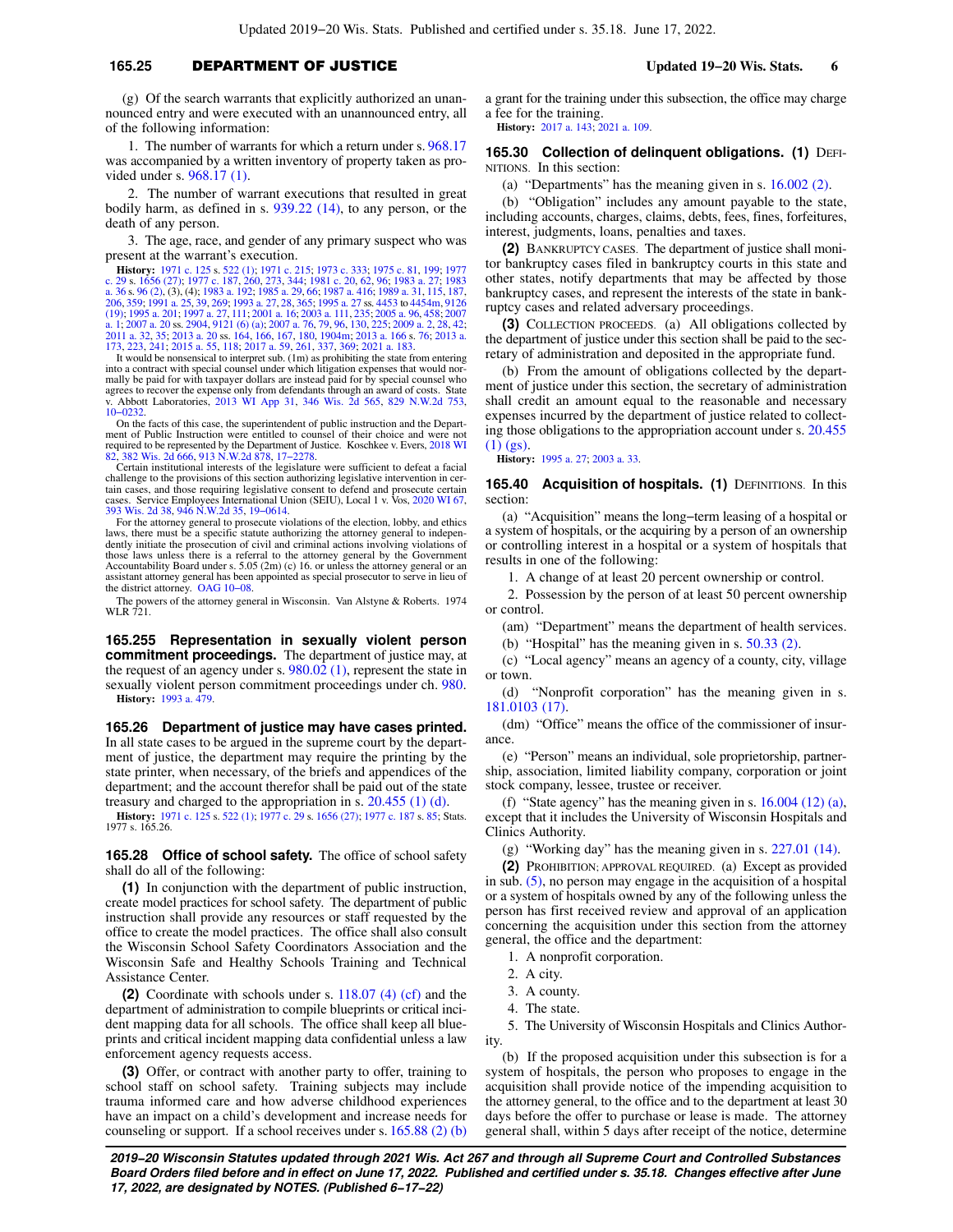(g) Of the search warrants that explicitly authorized an unannounced entry and were executed with an unannounced entry, all of the following information:

1. The number of warrants for which a return under s. 968.17 was accompanied by a written inventory of property taken as provided under s. 968.17 (1).

2. The number of warrant executions that resulted in great bodily harm, as defined in s. 939.22 (14), to any person, or the death of any person.

3. The age, race, and gender of any primary suspect who was present at the warrant's execution.

**History:** 1971 c. 125 s. 522 (1); 1971 c. 215; 1973 c. 333; 1975 c. 81, 199; 1977 c. 29 s. 1656 (27); 1977 c. 187, 260, 273, 344; 1981 c. 20, 62, 96; 1983 a. 27; 1983 a. 36 s. 96 (2), (3), (4); 1983 a. 192; 1985 a. 29, 66; 1987 a. 416; 1989 a. 31, 115, 187, 206, 359; 1991 a. 25, 39, 269; 1993 a. 27, 28, 365; 1995 a. 27 ss. 4453 to 4454m, 9126 (19); 1995 a. 201; 1997 a. 27, 111; 2001 a. 16; 2003 a. 111, 235; 2005 a. 96, 458; 2007 a. 1; 2007 a. 20 ss. 2904, 9121 (6) (a); 2007 a. 76, 79, 96, 130, 225; 2009 a. 2, 28, 42; 2011 a. 32, 35; 2013 a. 20 ss. 164, 166, 167, 180, 1904m; 2013 a. 166 s. 76; 2013 a. 173, 223, 241; 2015 a. 55, 118; 2017 a. 59, 261, 337, 369; 2021 a. 183.

It would be nonsensical to interpret sub. (1m) as prohibiting the state from entering into a contract with special counsel under which litigation expenses that would normally be paid for with taxpayer dollars are instead paid for by special counsel who agrees to recover the expense only from defendants through an award of costs. State v. Abbott Laboratories, 2013 WI App 31, 346 Wis. 2d 565, 829 N.W.2d 753, 10−0232.

On the facts of this case, the superintendent of public instruction and the Department of Public Instruction were entitled to counsel of their choice and were not required to be represented by the Department of Justice. Koschkee v. Evers, 2018 WI 82, 382 Wis. 2d 666, 913 N.W.2d 878, 17−2278.

Certain institutional interests of the legislature were sufficient to defeat a facial challenge to the provisions of this section authorizing legislative intervention in certain cases, and those requiring legislative consent to defend and prosecute certain cases. Service Employees International Union (SEIU), Local 1 v. Vos, 2020 WI 67, 393 Wis. 2d 38, 946 N.W.2d 35, 19−0614.

For the attorney general to prosecute violations of the election, lobby, and ethics laws, there must be a specific statute authorizing the attorney general to independently initiate the prosecution of civil and criminal actions involving violations of those laws unless there is a referral to the attorney general by the Government Accountability Board under s. 5.05 (2m) (c) 16. or unless the attorney general or an assistant attorney general has been appointed as special prosecutor to serve in lieu of the district attorney. OAG 10−08.

The powers of the attorney general in Wisconsin. Van Alstyne & Roberts. 1974 WLR 721.

**165.255 Representation in sexually violent person commitment proceedings.** The department of justice may, at the request of an agency under s. 980.02 (1), represent the state in sexually violent person commitment proceedings under ch. 980.

**History:** 1993 a. 479.

**165.26 Department of justice may have cases printed.** In all state cases to be argued in the supreme court by the department of justice, the department may require the printing by the state printer, when necessary, of the briefs and appendices of the department; and the account therefor shall be paid out of the state treasury and charged to the appropriation in s. 20.455 (1) (d).

**History:** 1971 c. 125 s. 522 (1); 1977 c. 29 s. 1656 (27); 1977 c. 187 s. 85; Stats. 1977 s. 165.26.

**165.28 Office of school safety.** The office of school safety shall do all of the following:

**(1)** In conjunction with the department of public instruction, create model practices for school safety. The department of public instruction shall provide any resources or staff requested by the office to create the model practices. The office shall also consult the Wisconsin School Safety Coordinators Association and the Wisconsin Safe and Healthy Schools Training and Technical Assistance Center.

**(2)** Coordinate with schools under s. 118.07 (4) (cf) and the department of administration to compile blueprints or critical incident mapping data for all schools. The office shall keep all blueprints and critical incident mapping data confidential unless a law enforcement agency requests access.

**(3)** Offer, or contract with another party to offer, training to school staff on school safety. Training subjects may include trauma informed care and how adverse childhood experiences have an impact on a child's development and increase needs for counseling or support. If a school receives under s. 165.88 (2) (b) a grant for the training under this subsection, the office may charge a fee for the training.

**History:** 2017 a. 143; 2021 a. 109.

**165.30 Collection of delinquent obligations. (1)** DEFINITIONS. In this section:

(a) "Departments" has the meaning given in s. 16.002 (2).

(b) "Obligation" includes any amount payable to the state, including accounts, charges, claims, debts, fees, fines, forfeitures, interest, judgments, loans, penalties and taxes.

**(2)** BANKRUPTCY CASES. The department of justice shall monitor bankruptcy cases filed in bankruptcy courts in this state and other states, notify departments that may be affected by those bankruptcy cases, and represent the interests of the state in bankruptcy cases and related adversary proceedings.

**(3)** COLLECTION PROCEEDS. (a) All obligations collected by the department of justice under this section shall be paid to the secretary of administration and deposited in the appropriate fund.

(b) From the amount of obligations collected by the department of justice under this section, the secretary of administration shall credit an amount equal to the reasonable and necessary expenses incurred by the department of justice related to collecting those obligations to the appropriation account under s. 20.455 (1) (gs).

**History:** 1995 a. 27; 2003 a. 33.

**165.40 Acquisition of hospitals. (1)** DEFINITIONS. In this section:

(a) "Acquisition" means the long−term leasing of a hospital or a system of hospitals, or the acquiring by a person of an ownership or controlling interest in a hospital or a system of hospitals that results in one of the following:

1. A change of at least 20 percent ownership or control.

2. Possession by the person of at least 50 percent ownership or control.

(am) "Department" means the department of health services.

(b) "Hospital" has the meaning given in s. 50.33 (2).

(c) "Local agency" means an agency of a county, city, village or town.

(d) "Nonprofit corporation" has the meaning given in s. 181.0103 (17).

(dm) "Office" means the office of the commissioner of insurance.

(e) "Person" means an individual, sole proprietorship, partnership, association, limited liability company, corporation or joint stock company, lessee, trustee or receiver.

(f) "State agency" has the meaning given in s. 16.004 (12) (a), except that it includes the University of Wisconsin Hospitals and Clinics Authority.

(g) "Working day" has the meaning given in s. 227.01 (14).

**(2)** PROHIBITION; APPROVAL REQUIRED. (a) Except as provided in sub. (5), no person may engage in the acquisition of a hospital or a system of hospitals owned by any of the following unless the person has first received review and approval of an application concerning the acquisition under this section from the attorney general, the office and the department:

1. A nonprofit corporation.

2. A city.

3. A county.

4. The state.

5. The University of Wisconsin Hospitals and Clinics Authority.

(b) If the proposed acquisition under this subsection is for a system of hospitals, the person who proposes to engage in the acquisition shall provide notice of the impending acquisition to the attorney general, to the office and to the department at least 30 days before the offer to purchase or lease is made. The attorney general shall, within 5 days after receipt of the notice, determine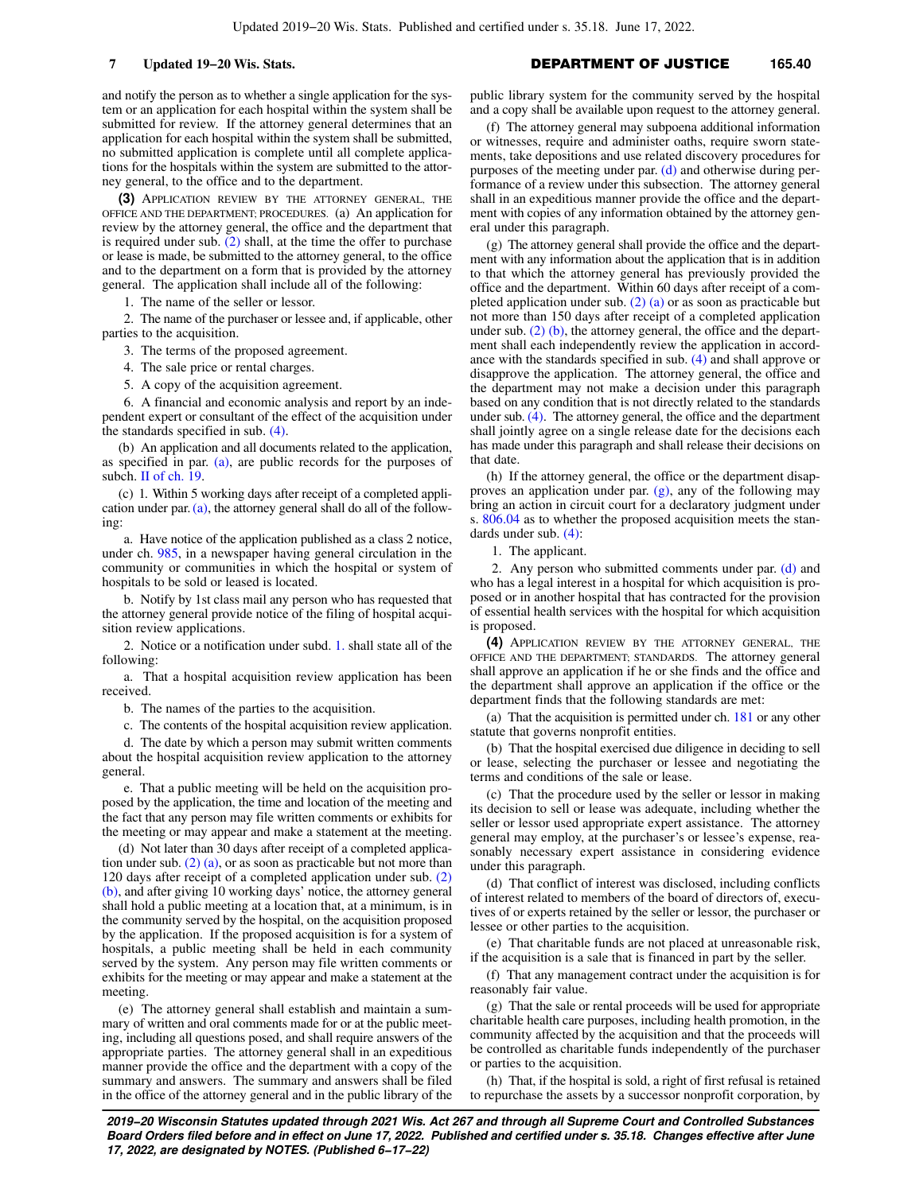and notify the person as to whether a single application for the system or an application for each hospital within the system shall be submitted for review. If the attorney general determines that an application for each hospital within the system shall be submitted, no submitted application is complete until all complete applications for the hospitals within the system are submitted to the attorney general, to the office and to the department.

**(3)** APPLICATION REVIEW BY THE ATTORNEY GENERAL, THE OFFICE AND THE DEPARTMENT; PROCEDURES. (a) An application for review by the attorney general, the office and the department that is required under sub. (2) shall, at the time the offer to purchase or lease is made, be submitted to the attorney general, to the office and to the department on a form that is provided by the attorney general. The application shall include all of the following:

1. The name of the seller or lessor.

2. The name of the purchaser or lessee and, if applicable, other parties to the acquisition.

3. The terms of the proposed agreement.

4. The sale price or rental charges.

5. A copy of the acquisition agreement.

6. A financial and economic analysis and report by an independent expert or consultant of the effect of the acquisition under the standards specified in sub. (4).

(b) An application and all documents related to the application, as specified in par. (a), are public records for the purposes of subch. II of ch. 19.

(c) 1. Within 5 working days after receipt of a completed application under par. (a), the attorney general shall do all of the following:

a. Have notice of the application published as a class 2 notice, under ch. 985, in a newspaper having general circulation in the community or communities in which the hospital or system of hospitals to be sold or leased is located.

b. Notify by 1st class mail any person who has requested that the attorney general provide notice of the filing of hospital acquisition review applications.

2. Notice or a notification under subd. 1. shall state all of the following:

a. That a hospital acquisition review application has been received.

b. The names of the parties to the acquisition.

c. The contents of the hospital acquisition review application.

d. The date by which a person may submit written comments about the hospital acquisition review application to the attorney general.

e. That a public meeting will be held on the acquisition proposed by the application, the time and location of the meeting and the fact that any person may file written comments or exhibits for the meeting or may appear and make a statement at the meeting.

(d) Not later than 30 days after receipt of a completed application under sub. (2) (a), or as soon as practicable but not more than 120 days after receipt of a completed application under sub. (2) (b), and after giving 10 working days' notice, the attorney general shall hold a public meeting at a location that, at a minimum, is in the community served by the hospital, on the acquisition proposed by the application. If the proposed acquisition is for a system of hospitals, a public meeting shall be held in each community served by the system. Any person may file written comments or exhibits for the meeting or may appear and make a statement at the meeting.

(e) The attorney general shall establish and maintain a summary of written and oral comments made for or at the public meeting, including all questions posed, and shall require answers of the appropriate parties. The attorney general shall in an expeditious manner provide the office and the department with a copy of the summary and answers. The summary and answers shall be filed in the office of the attorney general and in the public library of the public library system for the community served by the hospital and a copy shall be available upon request to the attorney general.

(f) The attorney general may subpoena additional information or witnesses, require and administer oaths, require sworn statements, take depositions and use related discovery procedures for purposes of the meeting under par. (d) and otherwise during performance of a review under this subsection. The attorney general shall in an expeditious manner provide the office and the department with copies of any information obtained by the attorney general under this paragraph.

(g) The attorney general shall provide the office and the department with any information about the application that is in addition to that which the attorney general has previously provided the office and the department. Within 60 days after receipt of a completed application under sub. (2) (a) or as soon as practicable but not more than 150 days after receipt of a completed application under sub. (2) (b), the attorney general, the office and the department shall each independently review the application in accordance with the standards specified in sub. (4) and shall approve or disapprove the application. The attorney general, the office and the department may not make a decision under this paragraph based on any condition that is not directly related to the standards under sub. (4). The attorney general, the office and the department shall jointly agree on a single release date for the decisions each has made under this paragraph and shall release their decisions on that date.

(h) If the attorney general, the office or the department disapproves an application under par. (g), any of the following may bring an action in circuit court for a declaratory judgment under s. 806.04 as to whether the proposed acquisition meets the standards under sub. (4):

1. The applicant.

2. Any person who submitted comments under par. (d) and who has a legal interest in a hospital for which acquisition is proposed or in another hospital that has contracted for the provision of essential health services with the hospital for which acquisition is proposed.

**(4)** APPLICATION REVIEW BY THE ATTORNEY GENERAL, THE OFFICE AND THE DEPARTMENT; STANDARDS. The attorney general shall approve an application if he or she finds and the office and the department shall approve an application if the office or the department finds that the following standards are met:

(a) That the acquisition is permitted under ch. 181 or any other statute that governs nonprofit entities.

(b) That the hospital exercised due diligence in deciding to sell or lease, selecting the purchaser or lessee and negotiating the terms and conditions of the sale or lease.

(c) That the procedure used by the seller or lessor in making its decision to sell or lease was adequate, including whether the seller or lessor used appropriate expert assistance. The attorney general may employ, at the purchaser's or lessee's expense, reasonably necessary expert assistance in considering evidence under this paragraph.

(d) That conflict of interest was disclosed, including conflicts of interest related to members of the board of directors of, executives of or experts retained by the seller or lessor, the purchaser or lessee or other parties to the acquisition.

(e) That charitable funds are not placed at unreasonable risk, if the acquisition is a sale that is financed in part by the seller.

(f) That any management contract under the acquisition is for reasonably fair value.

(g) That the sale or rental proceeds will be used for appropriate charitable health care purposes, including health promotion, in the community affected by the acquisition and that the proceeds will be controlled as charitable funds independently of the purchaser or parties to the acquisition.

(h) That, if the hospital is sold, a right of first refusal is retained to repurchase the assets by a successor nonprofit corporation, by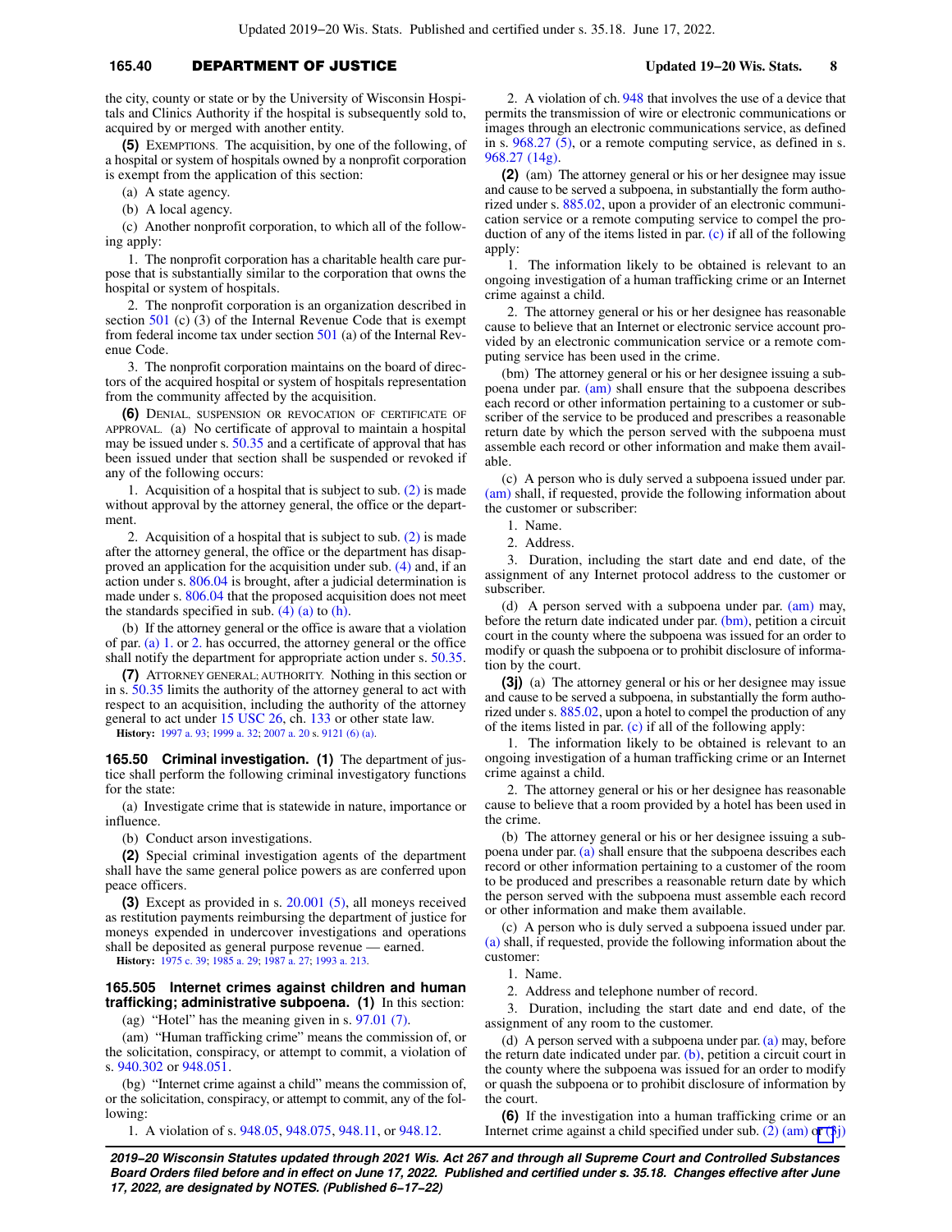the city, county or state or by the University of Wisconsin Hospitals and Clinics Authority if the hospital is subsequently sold to, acquired by or merged with another entity.

**(5)** EXEMPTIONS. The acquisition, by one of the following, of a hospital or system of hospitals owned by a nonprofit corporation is exempt from the application of this section:

(a) A state agency.

(b) A local agency.

(c) Another nonprofit corporation, to which all of the following apply:

1. The nonprofit corporation has a charitable health care purpose that is substantially similar to the corporation that owns the hospital or system of hospitals.

2. The nonprofit corporation is an organization described in section 501 (c) (3) of the Internal Revenue Code that is exempt from federal income tax under section 501 (a) of the Internal Revenue Code.

3. The nonprofit corporation maintains on the board of directors of the acquired hospital or system of hospitals representation from the community affected by the acquisition.

**(6)** DENIAL, SUSPENSION OR REVOCATION OF CERTIFICATE OF APPROVAL. (a) No certificate of approval to maintain a hospital may be issued under s. 50.35 and a certificate of approval that has been issued under that section shall be suspended or revoked if any of the following occurs:

1. Acquisition of a hospital that is subject to sub. (2) is made without approval by the attorney general, the office or the department.

2. Acquisition of a hospital that is subject to sub. (2) is made after the attorney general, the office or the department has disapproved an application for the acquisition under sub. (4) and, if an action under s. 806.04 is brought, after a judicial determination is made under s. 806.04 that the proposed acquisition does not meet the standards specified in sub. (4) (a) to (h).

(b) If the attorney general or the office is aware that a violation of par. (a) 1. or 2. has occurred, the attorney general or the office shall notify the department for appropriate action under s. 50.35.

**(7)** ATTORNEY GENERAL; AUTHORITY. Nothing in this section or in s. 50.35 limits the authority of the attorney general to act with respect to an acquisition, including the authority of the attorney general to act under 15 USC 26, ch. 133 or other state law.

**History:** 1997 a. 93; 1999 a. 32; 2007 a. 20 s. 9121 (6) (a).

**165.50 Criminal investigation. (1)** The department of justice shall perform the following criminal investigatory functions for the state:

(a) Investigate crime that is statewide in nature, importance or influence.

(b) Conduct arson investigations.

**(2)** Special criminal investigation agents of the department shall have the same general police powers as are conferred upon peace officers.

**(3)** Except as provided in s. 20.001 (5), all moneys received as restitution payments reimbursing the department of justice for moneys expended in undercover investigations and operations shall be deposited as general purpose revenue — earned.

**History:** 1975 c. 39; 1985 a. 29; 1987 a. 27; 1993 a. 213.

**165.505 Internet crimes against children and human trafficking; administrative subpoena. (1)** In this section:

(ag) "Hotel" has the meaning given in s. 97.01 (7).

(am) "Human trafficking crime" means the commission of, or the solicitation, conspiracy, or attempt to commit, a violation of s. 940.302 or 948.051.

(bg) "Internet crime against a child" means the commission of, or the solicitation, conspiracy, or attempt to commit, any of the following:

1. A violation of s. 948.05, 948.075, 948.11, or 948.12.

2. A violation of ch. 948 that involves the use of a device that permits the transmission of wire or electronic communications or images through an electronic communications service, as defined in s. 968.27 (5), or a remote computing service, as defined in s. 968.27 (14g).

**(2)** (am) The attorney general or his or her designee may issue and cause to be served a subpoena, in substantially the form authorized under s. 885.02, upon a provider of an electronic communication service or a remote computing service to compel the production of any of the items listed in par. (c) if all of the following apply:

1. The information likely to be obtained is relevant to an ongoing investigation of a human trafficking crime or an Internet crime against a child.

2. The attorney general or his or her designee has reasonable cause to believe that an Internet or electronic service account provided by an electronic communication service or a remote computing service has been used in the crime.

(bm) The attorney general or his or her designee issuing a subpoena under par. (am) shall ensure that the subpoena describes each record or other information pertaining to a customer or subscriber of the service to be produced and prescribes a reasonable return date by which the person served with the subpoena must assemble each record or other information and make them available.

(c) A person who is duly served a subpoena issued under par. (am) shall, if requested, provide the following information about the customer or subscriber:

1. Name.

2. Address.

3. Duration, including the start date and end date, of the assignment of any Internet protocol address to the customer or subscriber.

(d) A person served with a subpoena under par. (am) may, before the return date indicated under par. (bm), petition a circuit court in the county where the subpoena was issued for an order to modify or quash the subpoena or to prohibit disclosure of information by the court.

**(3j)** (a) The attorney general or his or her designee may issue and cause to be served a subpoena, in substantially the form authorized under s. 885.02, upon a hotel to compel the production of any of the items listed in par. (c) if all of the following apply:

1. The information likely to be obtained is relevant to an ongoing investigation of a human trafficking crime or an Internet crime against a child.

2. The attorney general or his or her designee has reasonable cause to believe that a room provided by a hotel has been used in the crime.

(b) The attorney general or his or her designee issuing a subpoena under par. (a) shall ensure that the subpoena describes each record or other information pertaining to a customer of the room to be produced and prescribes a reasonable return date by which the person served with the subpoena must assemble each record or other information and make them available.

(c) A person who is duly served a subpoena issued under par. (a) shall, if requested, provide the following information about the customer:

1. Name.

2. Address and telephone number of record.

3. Duration, including the start date and end date, of the assignment of any room to the customer.

(d) A person served with a subpoena under par. (a) may, before the return date indicated under par. (b), petition a circuit court in the county where the subpoena was issued for an order to modify or quash the subpoena or to prohibit disclosure of information by the court.

**(6)** If the investigation into a human trafficking crime or an Internet crime against a child specified under sub. (2) (am) or (3j)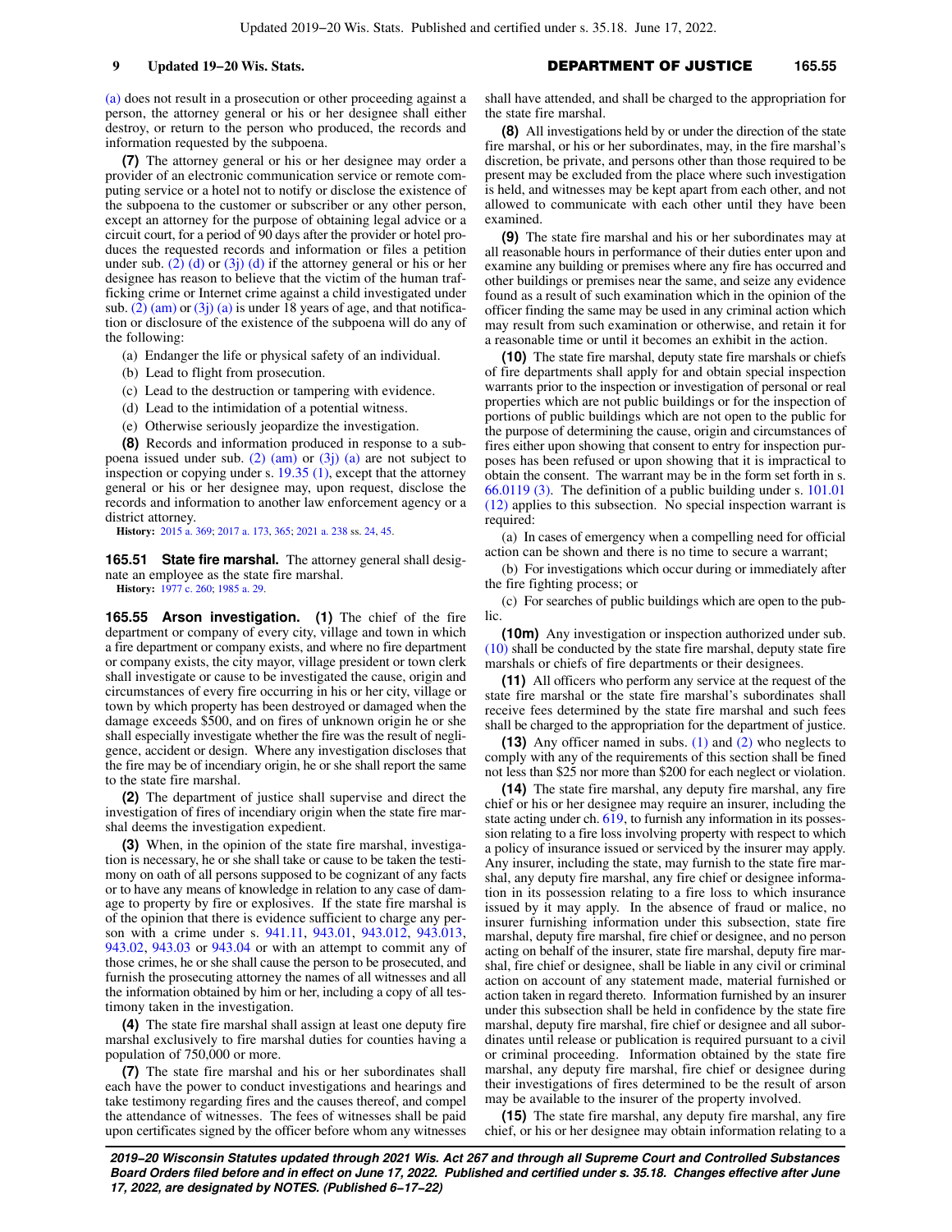(a) does not result in a prosecution or other proceeding against a person, the attorney general or his or her designee shall either destroy, or return to the person who produced, the records and information requested by the subpoena.

**(7)** The attorney general or his or her designee may order a provider of an electronic communication service or remote computing service or a hotel not to notify or disclose the existence of the subpoena to the customer or subscriber or any other person, except an attorney for the purpose of obtaining legal advice or a circuit court, for a period of 90 days after the provider or hotel produces the requested records and information or files a petition under sub. (2) (d) or (3j) (d) if the attorney general or his or her designee has reason to believe that the victim of the human trafficking crime or Internet crime against a child investigated under sub. (2) (am) or (3j) (a) is under 18 years of age, and that notification or disclosure of the existence of the subpoena will do any of the following:

(a) Endanger the life or physical safety of an individual.

(b) Lead to flight from prosecution.

(c) Lead to the destruction or tampering with evidence.

(d) Lead to the intimidation of a potential witness.

(e) Otherwise seriously jeopardize the investigation.

**(8)** Records and information produced in response to a subpoena issued under sub. (2) (am) or (3j) (a) are not subject to inspection or copying under s. 19.35 (1), except that the attorney general or his or her designee may, upon request, disclose the records and information to another law enforcement agency or a district attorney.

**History:** 2015 a. 369; 2017 a. 173, 365; 2021 a. 238 ss. 24, 45.

**165.51 State fire marshal.** The attorney general shall designate an employee as the state fire marshal.

**History:** 1977 c. 260; 1985 a. 29.

**165.55 Arson investigation. (1)** The chief of the fire department or company of every city, village and town in which a fire department or company exists, and where no fire department or company exists, the city mayor, village president or town clerk shall investigate or cause to be investigated the cause, origin and circumstances of every fire occurring in his or her city, village or town by which property has been destroyed or damaged when the damage exceeds $500, and on fires of unknown origin he or she shall especially investigate whether the fire was the result of negligence, accident or design. Where any investigation discloses that the fire may be of incendiary origin, he or she shall report the same to the state fire marshal.

**(2)** The department of justice shall supervise and direct the investigation of fires of incendiary origin when the state fire marshal deems the investigation expedient.

**(3)** When, in the opinion of the state fire marshal, investigation is necessary, he or she shall take or cause to be taken the testimony on oath of all persons supposed to be cognizant of any facts or to have any means of knowledge in relation to any case of damage to property by fire or explosives. If the state fire marshal is of the opinion that there is evidence sufficient to charge any person with a crime under s. 941.11, 943.01, 943.012, 943.013, 943.02, 943.03 or 943.04 or with an attempt to commit any of those crimes, he or she shall cause the person to be prosecuted, and furnish the prosecuting attorney the names of all witnesses and all the information obtained by him or her, including a copy of all testimony taken in the investigation.

**(4)** The state fire marshal shall assign at least one deputy fire marshal exclusively to fire marshal duties for counties having a population of 750,000 or more.

**(7)** The state fire marshal and his or her subordinates shall each have the power to conduct investigations and hearings and take testimony regarding fires and the causes thereof, and compel the attendance of witnesses. The fees of witnesses shall be paid upon certificates signed by the officer before whom any witnesses shall have attended, and shall be charged to the appropriation for the state fire marshal.

**(8)** All investigations held by or under the direction of the state fire marshal, or his or her subordinates, may, in the fire marshal's discretion, be private, and persons other than those required to be present may be excluded from the place where such investigation is held, and witnesses may be kept apart from each other, and not allowed to communicate with each other until they have been examined.

**(9)** The state fire marshal and his or her subordinates may at all reasonable hours in performance of their duties enter upon and examine any building or premises where any fire has occurred and other buildings or premises near the same, and seize any evidence found as a result of such examination which in the opinion of the officer finding the same may be used in any criminal action which may result from such examination or otherwise, and retain it for a reasonable time or until it becomes an exhibit in the action.

**(10)** The state fire marshal, deputy state fire marshals or chiefs of fire departments shall apply for and obtain special inspection warrants prior to the inspection or investigation of personal or real properties which are not public buildings or for the inspection of portions of public buildings which are not open to the public for the purpose of determining the cause, origin and circumstances of fires either upon showing that consent to entry for inspection purposes has been refused or upon showing that it is impractical to obtain the consent. The warrant may be in the form set forth in s. 66.0119 (3). The definition of a public building under s. 101.01 (12) applies to this subsection. No special inspection warrant is required:

(a) In cases of emergency when a compelling need for official action can be shown and there is no time to secure a warrant;

(b) For investigations which occur during or immediately after the fire fighting process; or

(c) For searches of public buildings which are open to the public.

**(10m)** Any investigation or inspection authorized under sub. (10) shall be conducted by the state fire marshal, deputy state fire marshals or chiefs of fire departments or their designees.

**(11)** All officers who perform any service at the request of the state fire marshal or the state fire marshal's subordinates shall receive fees determined by the state fire marshal and such fees shall be charged to the appropriation for the department of justice.

**(13)** Any officer named in subs. (1) and (2) who neglects to comply with any of the requirements of this section shall be fined not less than $25 nor more than $200 for each neglect or violation.

**(14)** The state fire marshal, any deputy fire marshal, any fire chief or his or her designee may require an insurer, including the state acting under ch. 619, to furnish any information in its possession relating to a fire loss involving property with respect to which a policy of insurance issued or serviced by the insurer may apply. Any insurer, including the state, may furnish to the state fire marshal, any deputy fire marshal, any fire chief or designee information in its possession relating to a fire loss to which insurance issued by it may apply. In the absence of fraud or malice, no insurer furnishing information under this subsection, state fire marshal, deputy fire marshal, fire chief or designee, and no person acting on behalf of the insurer, state fire marshal, deputy fire marshal, fire chief or designee, shall be liable in any civil or criminal action on account of any statement made, material furnished or action taken in regard thereto. Information furnished by an insurer under this subsection shall be held in confidence by the state fire marshal, deputy fire marshal, fire chief or designee and all subordinates until release or publication is required pursuant to a civil or criminal proceeding. Information obtained by the state fire marshal, any deputy fire marshal, fire chief or designee during their investigations of fires determined to be the result of arson may be available to the insurer of the property involved.

**(15)** The state fire marshal, any deputy fire marshal, any fire chief, or his or her designee may obtain information relating to a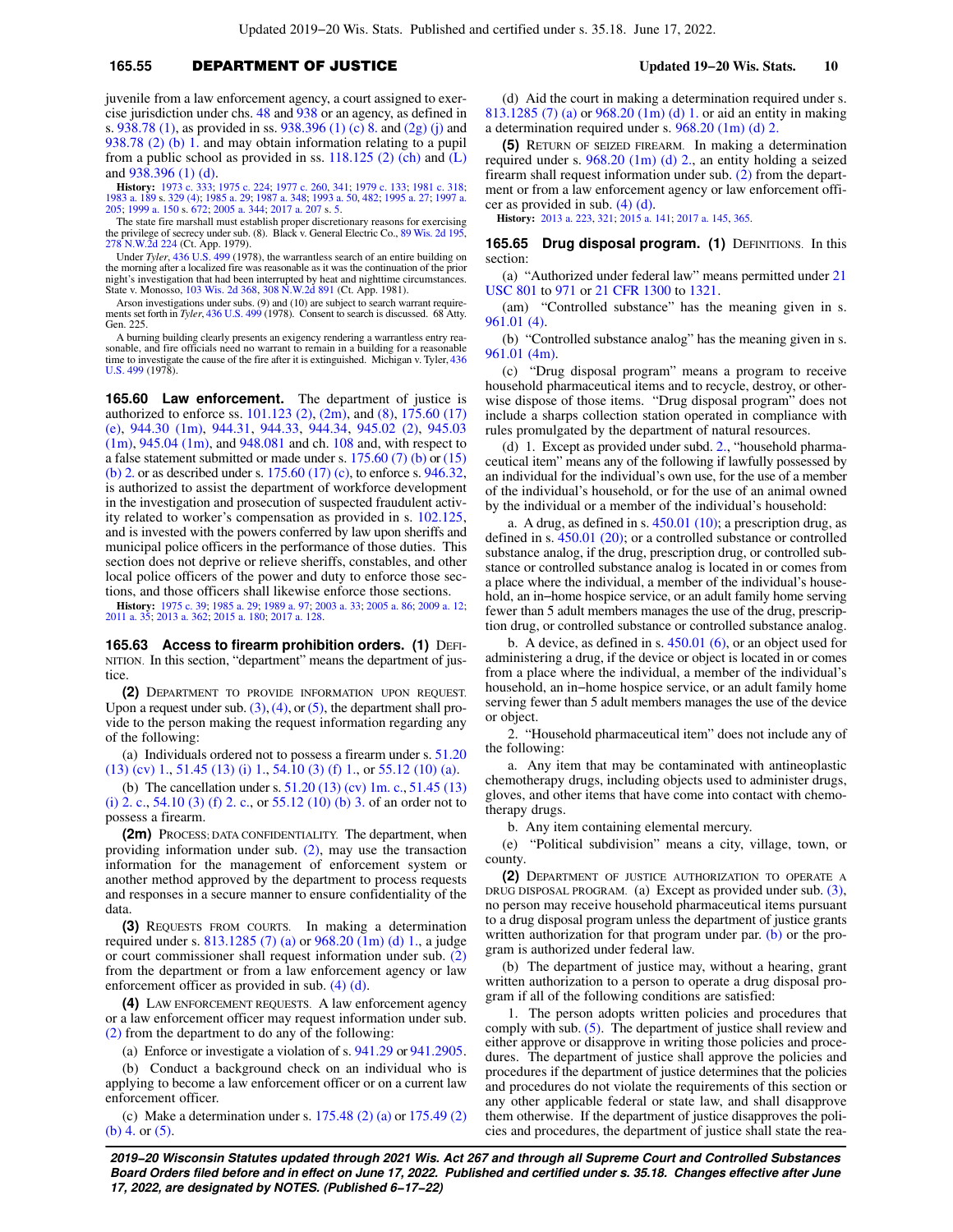juvenile from a law enforcement agency, a court assigned to exercise jurisdiction under chs. 48 and 938 or an agency, as defined in s. 938.78 (1), as provided in ss. 938.396 (1) (c) 8. and (2g) (j) and 938.78 (2) (b) 1. and may obtain information relating to a pupil from a public school as provided in ss. 118.125 (2) (ch) and (L) and 938.396 (1) (d).

**History:** 1973 c. 333; 1975 c. 224; 1977 c. 260, 341; 1979 c. 133; 1981 c. 318; 1983 a. 189 s. 329 (4); 1985 a. 29; 1987 a. 348; 1993 a. 50, 482; 1995 a. 27; 1997 a. 205; 1999 a. 150 s. 672; 2005 a. 344; 2017 a. 207 s. 5.

The state fire marshall must establish proper discretionary reasons for exercising the privilege of secrecy under sub. (8). Black v. General Electric Co., 89 Wis. 2d 195, 278 N.W.2d 224 (Ct. App. 1979).

Under *Tyler*, 436 U.S. 499 (1978), the warrantless search of an entire building on the morning after a localized fire was reasonable as it was the continuation of the prior night's investigation that had been interrupted by heat and nighttime circumstances. State v. Monosso, 103 Wis. 2d 368, 308 N.W.2d 891 (Ct. App. 1981).

Arson investigations under subs. (9) and (10) are subject to search warrant requirements set forth in *Tyler*, 436 U.S. 499 (1978). Consent to search is discussed. 68 Atty. Gen. 225.

A burning building clearly presents an exigency rendering a warrantless entry reasonable, and fire officials need no warrant to remain in a building for a reasonable time to investigate the cause of the fire after it is extinguished. Michigan v. Tyler, 436 U.S. 499 (1978).

**165.60 Law enforcement.** The department of justice is authorized to enforce ss. 101.123 (2), (2m), and (8), 175.60 (17) (e), 944.30 (1m), 944.31, 944.33, 944.34, 945.02 (2), 945.03 (1m), 945.04 (1m), and 948.081 and ch. 108 and, with respect to a false statement submitted or made under s. 175.60 (7) (b) or (15) (b) 2. or as described under s. 175.60 (17) (c), to enforce s. 946.32, is authorized to assist the department of workforce development in the investigation and prosecution of suspected fraudulent activity related to worker's compensation as provided in s. 102.125, and is invested with the powers conferred by law upon sheriffs and municipal police officers in the performance of those duties. This section does not deprive or relieve sheriffs, constables, and other local police officers of the power and duty to enforce those sections, and those officers shall likewise enforce those sections.

**History:** 1975 c. 39; 1985 a. 29; 1989 a. 97; 2003 a. 33; 2005 a. 86; 2009 a. 12; 2011 a. 35; 2013 a. 362; 2015 a. 180; 2017 a. 128.

**165.63 Access to firearm prohibition orders. (1)** DEFINITION. In this section, "department" means the department of justice.

**(2)** DEPARTMENT TO PROVIDE INFORMATION UPON REQUEST. Upon a request under sub. (3), (4), or (5), the department shall provide to the person making the request information regarding any of the following:

(a) Individuals ordered not to possess a firearm under s. 51.20 (13) (cv) 1., 51.45 (13) (i) 1., 54.10 (3) (f) 1., or 55.12 (10) (a).

(b) The cancellation under s. 51.20 (13) (cv) 1m. c., 51.45 (13) (i) 2. c., 54.10 (3) (f) 2. c., or 55.12 (10) (b) 3. of an order not to possess a firearm.

**(2m)** PROCESS; DATA CONFIDENTIALITY. The department, when providing information under sub. (2), may use the transaction information for the management of enforcement system or another method approved by the department to process requests and responses in a secure manner to ensure confidentiality of the data.

**(3)** REQUESTS FROM COURTS. In making a determination required under s. 813.1285 (7) (a) or 968.20 (1m) (d) 1., a judge or court commissioner shall request information under sub. (2) from the department or from a law enforcement agency or law enforcement officer as provided in sub. (4) (d).

**(4)** LAW ENFORCEMENT REQUESTS. A law enforcement agency or a law enforcement officer may request information under sub. (2) from the department to do any of the following:

(a) Enforce or investigate a violation of s. 941.29 or 941.2905.

(b) Conduct a background check on an individual who is applying to become a law enforcement officer or on a current law enforcement officer.

(c) Make a determination under s. 175.48 (2) (a) or 175.49 (2) (b) 4. or (5).

(d) Aid the court in making a determination required under s. 813.1285 (7) (a) or 968.20 (1m) (d) 1. or aid an entity in making a determination required under s. 968.20 (1m) (d) 2.

**(5)** RETURN OF SEIZED FIREARM. In making a determination required under s. 968.20 (1m) (d) 2., an entity holding a seized firearm shall request information under sub. (2) from the department or from a law enforcement agency or law enforcement officer as provided in sub. (4) (d).

**History:** 2013 a. 223, 321; 2015 a. 141; 2017 a. 145, 365.

**165.65 Drug disposal program. (1)** DEFINITIONS. In this section:

(a) "Authorized under federal law" means permitted under 21 USC 801 to 971 or 21 CFR 1300 to 1321.

(am) "Controlled substance" has the meaning given in s. 961.01 (4).

(b) "Controlled substance analog" has the meaning given in s. 961.01 (4m).

(c) "Drug disposal program" means a program to receive household pharmaceutical items and to recycle, destroy, or otherwise dispose of those items. "Drug disposal program" does not include a sharps collection station operated in compliance with rules promulgated by the department of natural resources.

(d) 1. Except as provided under subd. 2., "household pharmaceutical item" means any of the following if lawfully possessed by an individual for the individual's own use, for the use of a member of the individual's household, or for the use of an animal owned by the individual or a member of the individual's household:

a. A drug, as defined in s. 450.01 (10); a prescription drug, as defined in s. 450.01 (20); or a controlled substance or controlled substance analog, if the drug, prescription drug, or controlled substance or controlled substance analog is located in or comes from a place where the individual, a member of the individual's household, an in−home hospice service, or an adult family home serving fewer than 5 adult members manages the use of the drug, prescription drug, or controlled substance or controlled substance analog.

b. A device, as defined in s. 450.01 (6), or an object used for administering a drug, if the device or object is located in or comes from a place where the individual, a member of the individual's household, an in−home hospice service, or an adult family home serving fewer than 5 adult members manages the use of the device or object.

2. "Household pharmaceutical item" does not include any of the following:

a. Any item that may be contaminated with antineoplastic chemotherapy drugs, including objects used to administer drugs, gloves, and other items that have come into contact with chemotherapy drugs.

b. Any item containing elemental mercury.

(e) "Political subdivision" means a city, village, town, or county.

**(2)** DEPARTMENT OF JUSTICE AUTHORIZATION TO OPERATE A DRUG DISPOSAL PROGRAM. (a) Except as provided under sub. (3), no person may receive household pharmaceutical items pursuant to a drug disposal program unless the department of justice grants written authorization for that program under par. (b) or the program is authorized under federal law.

(b) The department of justice may, without a hearing, grant written authorization to a person to operate a drug disposal program if all of the following conditions are satisfied:

1. The person adopts written policies and procedures that comply with sub. (5). The department of justice shall review and either approve or disapprove in writing those policies and procedures. The department of justice shall approve the policies and procedures if the department of justice determines that the policies and procedures do not violate the requirements of this section or any other applicable federal or state law, and shall disapprove them otherwise. If the department of justice disapproves the policies and procedures, the department of justice shall state the rea-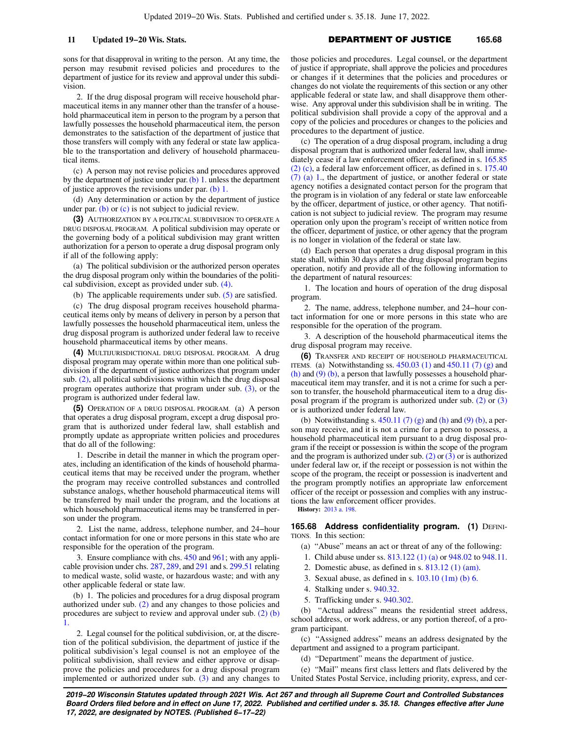sons for that disapproval in writing to the person. At any time, the person may resubmit revised policies and procedures to the department of justice for its review and approval under this subdivision.

2. If the drug disposal program will receive household pharmaceutical items in any manner other than the transfer of a household pharmaceutical item in person to the program by a person that lawfully possesses the household pharmaceutical item, the person demonstrates to the satisfaction of the department of justice that those transfers will comply with any federal or state law applicable to the transportation and delivery of household pharmaceutical items.

(c) A person may not revise policies and procedures approved by the department of justice under par. (b) 1. unless the department of justice approves the revisions under par. (b) 1.

(d) Any determination or action by the department of justice under par. (b) or (c) is not subject to judicial review.

**(3)** AUTHORIZATION BY A POLITICAL SUBDIVISION TO OPERATE A DRUG DISPOSAL PROGRAM. A political subdivision may operate or the governing body of a political subdivision may grant written authorization for a person to operate a drug disposal program only if all of the following apply:

(a) The political subdivision or the authorized person operates the drug disposal program only within the boundaries of the political subdivision, except as provided under sub. (4).

(b) The applicable requirements under sub. (5) are satisfied.

(c) The drug disposal program receives household pharmaceutical items only by means of delivery in person by a person that lawfully possesses the household pharmaceutical item, unless the drug disposal program is authorized under federal law to receive household pharmaceutical items by other means.

**(4)** MULTIJURISDICTIONAL DRUG DISPOSAL PROGRAM. A drug disposal program may operate within more than one political subdivision if the department of justice authorizes that program under sub. (2), all political subdivisions within which the drug disposal program operates authorize that program under sub. (3), or the program is authorized under federal law.

**(5)** OPERATION OF A DRUG DISPOSAL PROGRAM. (a) A person that operates a drug disposal program, except a drug disposal program that is authorized under federal law, shall establish and promptly update as appropriate written policies and procedures that do all of the following:

1. Describe in detail the manner in which the program operates, including an identification of the kinds of household pharmaceutical items that may be received under the program, whether the program may receive controlled substances and controlled substance analogs, whether household pharmaceutical items will be transferred by mail under the program, and the locations at which household pharmaceutical items may be transferred in person under the program.

2. List the name, address, telephone number, and 24−hour contact information for one or more persons in this state who are responsible for the operation of the program.

3. Ensure compliance with chs. 450 and 961; with any applicable provision under chs. 287, 289, and 291 and s. 299.51 relating to medical waste, solid waste, or hazardous waste; and with any other applicable federal or state law.

(b) 1. The policies and procedures for a drug disposal program authorized under sub. (2) and any changes to those policies and procedures are subject to review and approval under sub. (2) (b) 1.

2. Legal counsel for the political subdivision, or, at the discretion of the political subdivision, the department of justice if the political subdivision's legal counsel is not an employee of the political subdivision, shall review and either approve or disapprove the policies and procedures for a drug disposal program implemented or authorized under sub. (3) and any changes to those policies and procedures. Legal counsel, or the department of justice if appropriate, shall approve the policies and procedures or changes if it determines that the policies and procedures or changes do not violate the requirements of this section or any other applicable federal or state law, and shall disapprove them otherwise. Any approval under this subdivision shall be in writing. The political subdivision shall provide a copy of the approval and a copy of the policies and procedures or changes to the policies and procedures to the department of justice.

(c) The operation of a drug disposal program, including a drug disposal program that is authorized under federal law, shall immediately cease if a law enforcement officer, as defined in s. 165.85 (2) (c), a federal law enforcement officer, as defined in s. 175.40 (7) (a) 1., the department of justice, or another federal or state agency notifies a designated contact person for the program that the program is in violation of any federal or state law enforceable by the officer, department of justice, or other agency. That notification is not subject to judicial review. The program may resume operation only upon the program's receipt of written notice from the officer, department of justice, or other agency that the program is no longer in violation of the federal or state law.

(d) Each person that operates a drug disposal program in this state shall, within 30 days after the drug disposal program begins operation, notify and provide all of the following information to the department of natural resources:

1. The location and hours of operation of the drug disposal program.

2. The name, address, telephone number, and 24−hour contact information for one or more persons in this state who are responsible for the operation of the program.

3. A description of the household pharmaceutical items the drug disposal program may receive.

**(6)** TRANSFER AND RECEIPT OF HOUSEHOLD PHARMACEUTICAL ITEMS. (a) Notwithstanding ss. 450.03 (1) and 450.11 (7) (g) and (h) and (9) (b), a person that lawfully possesses a household pharmaceutical item may transfer, and it is not a crime for such a person to transfer, the household pharmaceutical item to a drug disposal program if the program is authorized under sub. (2) or (3) or is authorized under federal law.

(b) Notwithstanding s. 450.11 (7) (g) and (h) and (9) (b), a person may receive, and it is not a crime for a person to possess, a household pharmaceutical item pursuant to a drug disposal program if the receipt or possession is within the scope of the program and the program is authorized under sub. (2) or (3) or is authorized under federal law or, if the receipt or possession is not within the scope of the program, the receipt or possession is inadvertent and the program promptly notifies an appropriate law enforcement officer of the receipt or possession and complies with any instructions the law enforcement officer provides.

**History:** 2013 a. 198.

**165.68 Address confidentiality program. (1)** DEFINITIONS. In this section:

(a) "Abuse" means an act or threat of any of the following:

1. Child abuse under ss. 813.122 (1) (a) or 948.02 to 948.11.

2. Domestic abuse, as defined in s. 813.12 (1) (am).

3. Sexual abuse, as defined in s. 103.10 (1m) (b) 6.

4. Stalking under s. 940.32.

5. Trafficking under s. 940.302.

(b) "Actual address" means the residential street address, school address, or work address, or any portion thereof, of a program participant.

(c) "Assigned address" means an address designated by the department and assigned to a program participant.

(d) "Department" means the department of justice.

(e) "Mail" means first class letters and flats delivered by the United States Postal Service, including priority, express, and cer-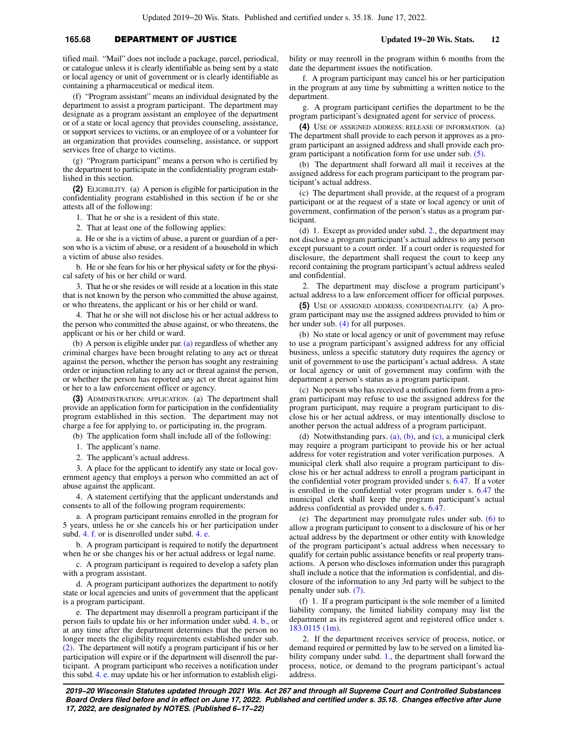tified mail. "Mail" does not include a package, parcel, periodical, or catalogue unless it is clearly identifiable as being sent by a state or local agency or unit of government or is clearly identifiable as containing a pharmaceutical or medical item.

(f) "Program assistant" means an individual designated by the department to assist a program participant. The department may designate as a program assistant an employee of the department or of a state or local agency that provides counseling, assistance, or support services to victims, or an employee of or a volunteer for an organization that provides counseling, assistance, or support services free of charge to victims.

(g) "Program participant" means a person who is certified by the department to participate in the confidentiality program established in this section.

**(2)** ELIGIBILITY. (a) A person is eligible for participation in the confidentiality program established in this section if he or she attests all of the following:

1. That he or she is a resident of this state.

2. That at least one of the following applies:

a. He or she is a victim of abuse, a parent or guardian of a person who is a victim of abuse, or a resident of a household in which a victim of abuse also resides.

b. He or she fears for his or her physical safety or for the physical safety of his or her child or ward.

3. That he or she resides or will reside at a location in this state that is not known by the person who committed the abuse against, or who threatens, the applicant or his or her child or ward.

4. That he or she will not disclose his or her actual address to the person who committed the abuse against, or who threatens, the applicant or his or her child or ward.

(b) A person is eligible under par. (a) regardless of whether any criminal charges have been brought relating to any act or threat against the person, whether the person has sought any restraining order or injunction relating to any act or threat against the person, or whether the person has reported any act or threat against him or her to a law enforcement officer or agency.

**(3)** ADMINISTRATION; APPLICATION. (a) The department shall provide an application form for participation in the confidentiality program established in this section. The department may not charge a fee for applying to, or participating in, the program.

(b) The application form shall include all of the following:

1. The applicant's name.

2. The applicant's actual address.

3. A place for the applicant to identify any state or local government agency that employs a person who committed an act of abuse against the applicant.

4. A statement certifying that the applicant understands and consents to all of the following program requirements:

a. A program participant remains enrolled in the program for 5 years, unless he or she cancels his or her participation under subd. 4. f. or is disenrolled under subd. 4. e.

b. A program participant is required to notify the department when he or she changes his or her actual address or legal name.

c. A program participant is required to develop a safety plan with a program assistant.

d. A program participant authorizes the department to notify state or local agencies and units of government that the applicant is a program participant.

e. The department may disenroll a program participant if the person fails to update his or her information under subd. 4. b., or at any time after the department determines that the person no longer meets the eligibility requirements established under sub. (2). The department will notify a program participant if his or her participation will expire or if the department will disenroll the participant. A program participant who receives a notification under this subd. 4. e. may update his or her information to establish eligibility or may reenroll in the program within 6 months from the date the department issues the notification.

f. A program participant may cancel his or her participation in the program at any time by submitting a written notice to the department.

g. A program participant certifies the department to be the program participant's designated agent for service of process.

**(4)** USE OF ASSIGNED ADDRESS; RELEASE OF INFORMATION. (a) The department shall provide to each person it approves as a program participant an assigned address and shall provide each program participant a notification form for use under sub. (5).

(b) The department shall forward all mail it receives at the assigned address for each program participant to the program participant's actual address.

(c) The department shall provide, at the request of a program participant or at the request of a state or local agency or unit of government, confirmation of the person's status as a program participant.

(d) 1. Except as provided under subd. 2., the department may not disclose a program participant's actual address to any person except pursuant to a court order. If a court order is requested for disclosure, the department shall request the court to keep any record containing the program participant's actual address sealed and confidential.

2. The department may disclose a program participant's actual address to a law enforcement officer for official purposes.

**(5)** USE OF ASSIGNED ADDRESS; CONFIDENTIALITY. (a) A program participant may use the assigned address provided to him or her under sub. (4) for all purposes.

(b) No state or local agency or unit of government may refuse to use a program participant's assigned address for any official business, unless a specific statutory duty requires the agency or unit of government to use the participant's actual address. A state or local agency or unit of government may confirm with the department a person's status as a program participant.

(c) No person who has received a notification form from a program participant may refuse to use the assigned address for the program participant, may require a program participant to disclose his or her actual address, or may intentionally disclose to another person the actual address of a program participant.

(d) Notwithstanding pars. (a), (b), and (c), a municipal clerk may require a program participant to provide his or her actual address for voter registration and voter verification purposes. A municipal clerk shall also require a program participant to disclose his or her actual address to enroll a program participant in the confidential voter program provided under s. 6.47. If a voter is enrolled in the confidential voter program under s. 6.47 the municipal clerk shall keep the program participant's actual address confidential as provided under s. 6.47.

(e) The department may promulgate rules under sub. (6) to allow a program participant to consent to a disclosure of his or her actual address by the department or other entity with knowledge of the program participant's actual address when necessary to qualify for certain public assistance benefits or real property transactions. A person who discloses information under this paragraph shall include a notice that the information is confidential, and disclosure of the information to any 3rd party will be subject to the penalty under sub. (7).

(f) 1. If a program participant is the sole member of a limited liability company, the limited liability company may list the department as its registered agent and registered office under s. 183.0115 (1m).

2. If the department receives service of process, notice, or demand required or permitted by law to be served on a limited liability company under subd. 1., the department shall forward the process, notice, or demand to the program participant's actual address.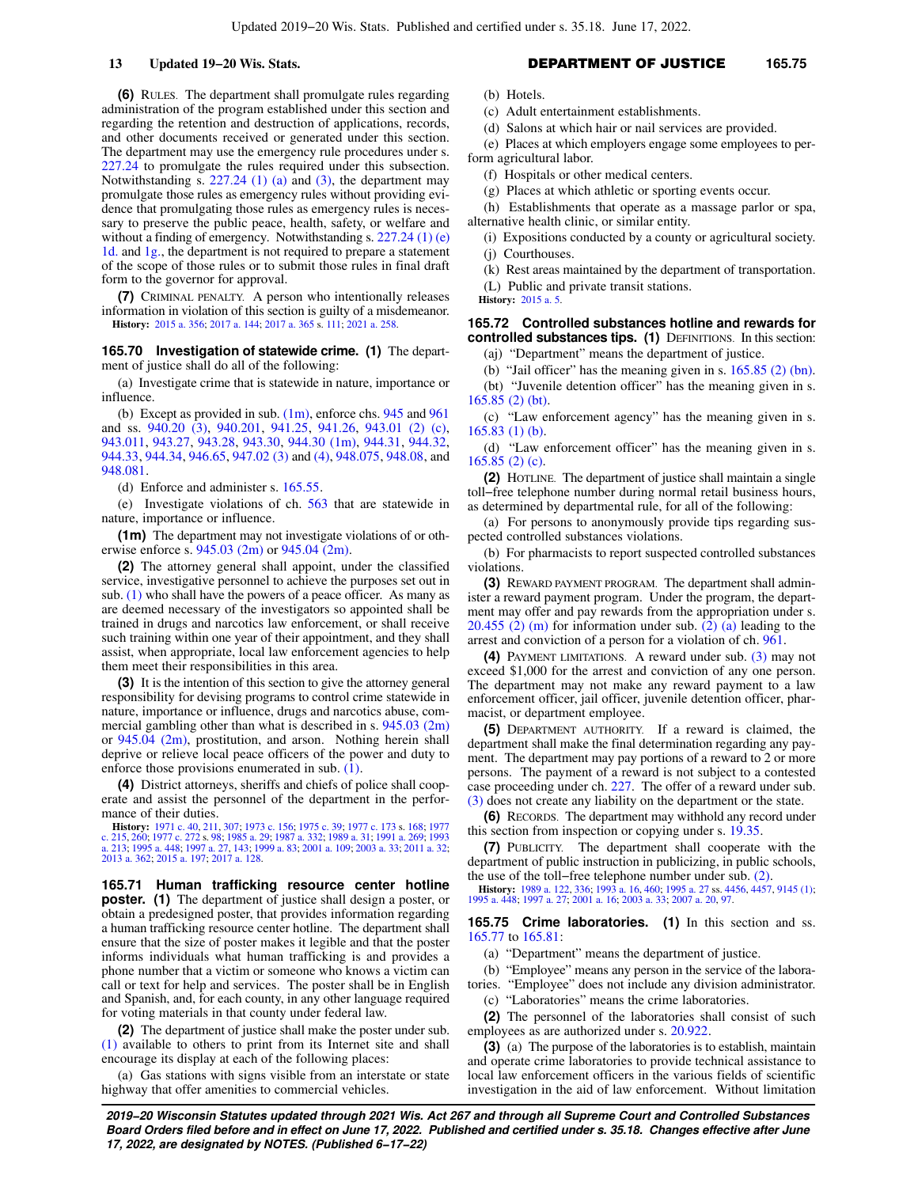**(6)** RULES. The department shall promulgate rules regarding administration of the program established under this section and regarding the retention and destruction of applications, records, and other documents received or generated under this section. The department may use the emergency rule procedures under s. 227.24 to promulgate the rules required under this subsection. Notwithstanding s. 227.24 (1) (a) and (3), the department may promulgate those rules as emergency rules without providing evidence that promulgating those rules as emergency rules is necessary to preserve the public peace, health, safety, or welfare and without a finding of emergency. Notwithstanding s. 227.24 (1) (e) 1d. and 1g., the department is not required to prepare a statement of the scope of those rules or to submit those rules in final draft form to the governor for approval.

**(7)** CRIMINAL PENALTY. A person who intentionally releases information in violation of this section is guilty of a misdemeanor.

**History:** 2015 a. 356; 2017 a. 144; 2017 a. 365 s. 111; 2021 a. 258.

**165.70 Investigation of statewide crime. (1)** The department of justice shall do all of the following:

(a) Investigate crime that is statewide in nature, importance or influence.

(b) Except as provided in sub. (1m), enforce chs. 945 and 961 and ss. 940.20 (3), 940.201, 941.25, 941.26, 943.01 (2) (c), 943.011, 943.27, 943.28, 943.30, 944.30 (1m), 944.31, 944.32, 944.33, 944.34, 946.65, 947.02 (3) and (4), 948.075, 948.08, and 948.081.

(d) Enforce and administer s. 165.55.

(e) Investigate violations of ch. 563 that are statewide in nature, importance or influence.

**(1m)** The department may not investigate violations of or otherwise enforce s. 945.03 (2m) or 945.04 (2m).

**(2)** The attorney general shall appoint, under the classified service, investigative personnel to achieve the purposes set out in sub. (1) who shall have the powers of a peace officer. As many as are deemed necessary of the investigators so appointed shall be trained in drugs and narcotics law enforcement, or shall receive such training within one year of their appointment, and they shall assist, when appropriate, local law enforcement agencies to help them meet their responsibilities in this area.

**(3)** It is the intention of this section to give the attorney general responsibility for devising programs to control crime statewide in nature, importance or influence, drugs and narcotics abuse, commercial gambling other than what is described in s. 945.03 (2m) or 945.04 (2m), prostitution, and arson. Nothing herein shall deprive or relieve local peace officers of the power and duty to enforce those provisions enumerated in sub. (1).

**(4)** District attorneys, sheriffs and chiefs of police shall cooperate and assist the personnel of the department in the performance of their duties.

**History:** 1971 c. 40, 211, 307; 1973 c. 156; 1975 c. 39; 1977 c. 173 s. 168; 1977 c. 215, 260; 1977 c. 272 s. 98; 1985 a. 29; 1987 a. 332; 1989 a. 31; 1991 a. 269; 1993 a. 213; 1995 a. 448; 1997 a. 27, 143; 1999 a. 83; 2001 a. 109; 2003 a. 33; 2011 a. 32; 2013 a. 362; 2015 a. 197; 2017 a. 128.

**165.71 Human trafficking resource center hotline poster. (1)** The department of justice shall design a poster, or obtain a predesigned poster, that provides information regarding a human trafficking resource center hotline. The department shall ensure that the size of poster makes it legible and that the poster informs individuals what human trafficking is and provides a phone number that a victim or someone who knows a victim can call or text for help and services. The poster shall be in English and Spanish, and, for each county, in any other language required for voting materials in that county under federal law.

**(2)** The department of justice shall make the poster under sub. (1) available to others to print from its Internet site and shall encourage its display at each of the following places:

(a) Gas stations with signs visible from an interstate or state highway that offer amenities to commercial vehicles.

(b) Hotels.

(c) Adult entertainment establishments.

(d) Salons at which hair or nail services are provided.

(e) Places at which employers engage some employees to perform agricultural labor.

(f) Hospitals or other medical centers.

(g) Places at which athletic or sporting events occur.

(h) Establishments that operate as a massage parlor or spa, alternative health clinic, or similar entity.

(i) Expositions conducted by a county or agricultural society.

(j) Courthouses.

(k) Rest areas maintained by the department of transportation.

(L) Public and private transit stations.

**History:** 2015 a. 5.

**165.72 Controlled substances hotline and rewards for controlled substances tips. (1)** DEFINITIONS. In this section:

(aj) "Department" means the department of justice.

(b) "Jail officer" has the meaning given in s. 165.85 (2) (bn).

(bt) "Juvenile detention officer" has the meaning given in s. 165.85 (2) (bt).

(c) "Law enforcement agency" has the meaning given in s. 165.83 (1) (b).

(d) "Law enforcement officer" has the meaning given in s. 165.85 (2) (c).

**(2)** HOTLINE. The department of justice shall maintain a single toll-free telephone number during normal retail business hours, as determined by departmental rule, for all of the following:

(a) For persons to anonymously provide tips regarding suspected controlled substances violations.

(b) For pharmacists to report suspected controlled substances violations.

**(3)** REWARD PAYMENT PROGRAM. The department shall administer a reward payment program. Under the program, the department may offer and pay rewards from the appropriation under s. 20.455 (2) (m) for information under sub. (2) (a) leading to the arrest and conviction of a person for a violation of ch. 961.

**(4)** PAYMENT LIMITATIONS. A reward under sub. (3) may not exceed $1,000 for the arrest and conviction of any one person. The department may not make any reward payment to a law enforcement officer, jail officer, juvenile detention officer, pharmacist, or department employee.

**(5)** DEPARTMENT AUTHORITY. If a reward is claimed, the department shall make the final determination regarding any payment. The department may pay portions of a reward to 2 or more persons. The payment of a reward is not subject to a contested case proceeding under ch. 227. The offer of a reward under sub. (3) does not create any liability on the department or the state.

**(6)** RECORDS. The department may withhold any record under this section from inspection or copying under s. 19.35.

**(7)** PUBLICITY. The department shall cooperate with the department of public instruction in publicizing, in public schools, the use of the toll-free telephone number under sub. (2).

**History:** 1989 a. 122, 336; 1993 a. 16, 460; 1995 a. 27 ss. 4456, 4457, 9145 (1); 1995 a. 448; 1997 a. 27; 2001 a. 16; 2003 a. 33; 2007 a. 20, 97.

**165.75 Crime laboratories. (1)** In this section and ss. 165.77 to 165.81:

(a) "Department" means the department of justice.

(b) "Employee" means any person in the service of the laboratories. "Employee" does not include any division administrator.

(c) "Laboratories" means the crime laboratories.

**(2)** The personnel of the laboratories shall consist of such employees as are authorized under s. 20.922.

**(3)** (a) The purpose of the laboratories is to establish, maintain and operate crime laboratories to provide technical assistance to local law enforcement officers in the various fields of scientific investigation in the aid of law enforcement. Without limitation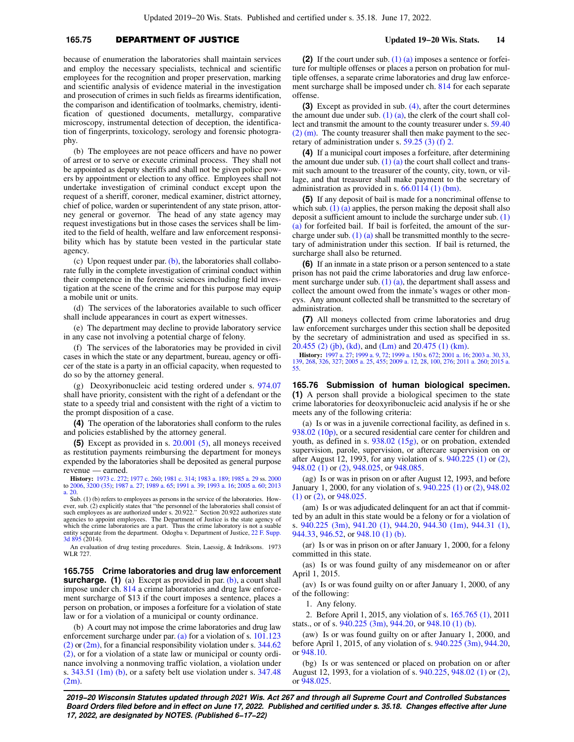because of enumeration the laboratories shall maintain services and employ the necessary specialists, technical and scientific employees for the recognition and proper preservation, marking and scientific analysis of evidence material in the investigation and prosecution of crimes in such fields as firearms identification, the comparison and identification of toolmarks, chemistry, identification of questioned documents, metallurgy, comparative microscopy, instrumental detection of deception, the identification of fingerprints, toxicology, serology and forensic photography.

(b) The employees are not peace officers and have no power of arrest or to serve or execute criminal process. They shall not be appointed as deputy sheriffs and shall not be given police powers by appointment or election to any office. Employees shall not undertake investigation of criminal conduct except upon the request of a sheriff, coroner, medical examiner, district attorney, chief of police, warden or superintendent of any state prison, attorney general or governor. The head of any state agency may request investigations but in those cases the services shall be limited to the field of health, welfare and law enforcement responsibility which has by statute been vested in the particular state agency.

(c) Upon request under par. (b), the laboratories shall collaborate fully in the complete investigation of criminal conduct within their competence in the forensic sciences including field investigation at the scene of the crime and for this purpose may equip a mobile unit or units.

(d) The services of the laboratories available to such officer shall include appearances in court as expert witnesses.

(e) The department may decline to provide laboratory service in any case not involving a potential charge of felony.

(f) The services of the laboratories may be provided in civil cases in which the state or any department, bureau, agency or officer of the state is a party in an official capacity, when requested to do so by the attorney general.

(g) Deoxyribonucleic acid testing ordered under s. 974.07 shall have priority, consistent with the right of a defendant or the state to a speedy trial and consistent with the right of a victim to the prompt disposition of a case.

**(4)** The operation of the laboratories shall conform to the rules and policies established by the attorney general.

**(5)** Except as provided in s. 20.001 (5), all moneys received as restitution payments reimbursing the department for moneys expended by the laboratories shall be deposited as general purpose revenue — earned.

**History:** 1973 c. 272; 1977 c. 260; 1981 c. 314; 1983 a. 189; 1985 a. 29 ss. 2000 to 2006, 3200 (35); 1987 a. 27; 1989 a. 65; 1991 a. 39; 1993 a. 16; 2005 a. 60; 2013 a. 20.

Sub. (1) (b) refers to employees as persons in the service of the laboratories. However, sub. (2) explicitly states that "the personnel of the laboratories shall consist of such employees as are authorized under s. 20.922." Section 20.922 authorizes state agencies to appoint employees. The Department of Justice is the state agency of which the crime laboratories are a part. Thus the crime laboratory is not a suable entity separate from the department. Odogba v. Department of Justice, 22 F. Supp. 3d 895 (2014).

An evaluation of drug testing procedures. Stein, Laessig, & Indriksons. 1973 WLR 727.

**165.755 Crime laboratories and drug law enforcement surcharge. (1)** (a) Except as provided in par. (b), a court shall impose under ch. 814 a crime laboratories and drug law enforcement surcharge of $13 if the court imposes a sentence, places a person on probation, or imposes a forfeiture for a violation of state law or for a violation of a municipal or county ordinance.

(b) A court may not impose the crime laboratories and drug law enforcement surcharge under par. (a) for a violation of s. 101.123 (2) or (2m), for a financial responsibility violation under s. 344.62 (2), or for a violation of a state law or municipal or county ordinance involving a nonmoving traffic violation, a violation under s. 343.51 (1m) (b), or a safety belt use violation under s. 347.48 (2m).

**(2)** If the court under sub. (1) (a) imposes a sentence or forfeiture for multiple offenses or places a person on probation for multiple offenses, a separate crime laboratories and drug law enforcement surcharge shall be imposed under ch. 814 for each separate offense.

**(3)** Except as provided in sub. (4), after the court determines the amount due under sub. (1) (a), the clerk of the court shall collect and transmit the amount to the county treasurer under s. 59.40 (2) (m). The county treasurer shall then make payment to the secretary of administration under s. 59.25 (3) (f) 2.

**(4)** If a municipal court imposes a forfeiture, after determining the amount due under sub. (1) (a) the court shall collect and transmit such amount to the treasurer of the county, city, town, or village, and that treasurer shall make payment to the secretary of administration as provided in s. 66.0114 (1) (bm).

**(5)** If any deposit of bail is made for a noncriminal offense to which sub. (1) (a) applies, the person making the deposit shall also deposit a sufficient amount to include the surcharge under sub. (1) (a) for forfeited bail. If bail is forfeited, the amount of the surcharge under sub. (1) (a) shall be transmitted monthly to the secretary of administration under this section. If bail is returned, the surcharge shall also be returned.

**(6)** If an inmate in a state prison or a person sentenced to a state prison has not paid the crime laboratories and drug law enforcement surcharge under sub. (1) (a), the department shall assess and collect the amount owed from the inmate's wages or other moneys. Any amount collected shall be transmitted to the secretary of administration.

**(7)** All moneys collected from crime laboratories and drug law enforcement surcharges under this section shall be deposited by the secretary of administration and used as specified in ss. 20.455 (2) (jb), (kd), and (Lm) and 20.475 (1) (km).

**History:** 1997 a. 27; 1999 a. 9, 72; 1999 a. 150 s. 672; 2001 a. 16; 2003 a. 30, 33, 139, 268, 326, 327; 2005 a. 25, 455; 2009 a. 12, 28, 100, 276; 2011 a. 260; 2015 a. 55.

**165.76 Submission of human biological specimen. (1)** A person shall provide a biological specimen to the state crime laboratories for deoxyribonucleic acid analysis if he or she meets any of the following criteria:

(a) Is or was in a juvenile correctional facility, as defined in s. 938.02 (10p), or a secured residential care center for children and youth, as defined in s. 938.02 (15g), or on probation, extended supervision, parole, supervision, or aftercare supervision on or after August 12, 1993, for any violation of s. 940.225 (1) or (2), 948.02 (1) or (2), 948.025, or 948.085.

(ag) Is or was in prison on or after August 12, 1993, and before January 1, 2000, for any violation of s. 940.225 (1) or (2), 948.02 (1) or (2), or 948.025.

(am) Is or was adjudicated delinquent for an act that if committed by an adult in this state would be a felony or for a violation of s. 940.225 (3m), 941.20 (1), 944.20, 944.30 (1m), 944.31 (1), 944.33, 946.52, or 948.10 (1) (b).

(ar) Is or was in prison on or after January 1, 2000, for a felony committed in this state.

(as) Is or was found guilty of any misdemeanor on or after April 1, 2015.

(av) Is or was found guilty on or after January 1, 2000, of any of the following:

1. Any felony.

2. Before April 1, 2015, any violation of s. 165.765 (1), 2011 stats., or of s. 940.225 (3m), 944.20, or 948.10 (1) (b).

(aw) Is or was found guilty on or after January 1, 2000, and before April 1, 2015, of any violation of s. 940.225 (3m), 944.20, or 948.10.

(bg) Is or was sentenced or placed on probation on or after August 12, 1993, for a violation of s. 940.225, 948.02 (1) or (2), or 948.025.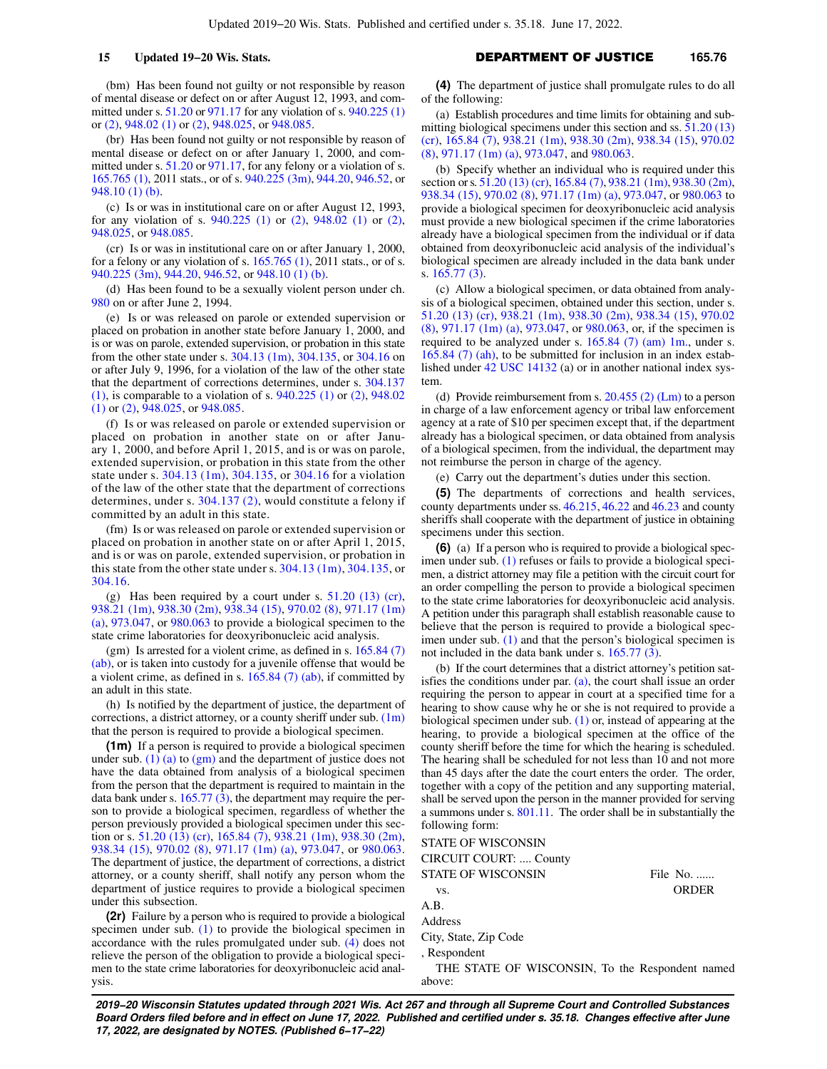(bm) Has been found not guilty or not responsible by reason of mental disease or defect on or after August 12, 1993, and committed under s. 51.20 or 971.17 for any violation of s. 940.225 (1) or (2), 948.02 (1) or (2), 948.025, or 948.085.

(br) Has been found not guilty or not responsible by reason of mental disease or defect on or after January 1, 2000, and committed under s. 51.20 or 971.17, for any felony or a violation of s. 165.765 (1), 2011 stats., or of s. 940.225 (3m), 944.20, 946.52, or 948.10 (1) (b).

(c) Is or was in institutional care on or after August 12, 1993, for any violation of s. 940.225 (1) or (2), 948.02 (1) or (2), 948.025, or 948.085.

(cr) Is or was in institutional care on or after January 1, 2000, for a felony or any violation of s. 165.765 (1), 2011 stats., or of s. 940.225 (3m), 944.20, 946.52, or 948.10 (1) (b).

(d) Has been found to be a sexually violent person under ch. 980 on or after June 2, 1994.

(e) Is or was released on parole or extended supervision or placed on probation in another state before January 1, 2000, and is or was on parole, extended supervision, or probation in this state from the other state under s. 304.13 (1m), 304.135, or 304.16 on or after July 9, 1996, for a violation of the law of the other state that the department of corrections determines, under s. 304.137 (1), is comparable to a violation of s. 940.225 (1) or (2), 948.02 (1) or (2), 948.025, or 948.085.

(f) Is or was released on parole or extended supervision or placed on probation in another state on or after January 1, 2000, and before April 1, 2015, and is or was on parole, extended supervision, or probation in this state from the other state under s. 304.13 (1m), 304.135, or 304.16 for a violation of the law of the other state that the department of corrections determines, under s. 304.137 (2), would constitute a felony if committed by an adult in this state.

(fm) Is or was released on parole or extended supervision or placed on probation in another state on or after April 1, 2015, and is or was on parole, extended supervision, or probation in this state from the other state under s. 304.13 (1m), 304.135, or 304.16.

(g) Has been required by a court under s. 51.20 (13) (cr), 938.21 (1m), 938.30 (2m), 938.34 (15), 970.02 (8), 971.17 (1m) (a), 973.047, or 980.063 to provide a biological specimen to the state crime laboratories for deoxyribonucleic acid analysis.

(gm) Is arrested for a violent crime, as defined in s. 165.84 (7) (ab), or is taken into custody for a juvenile offense that would be a violent crime, as defined in s. 165.84 (7) (ab), if committed by an adult in this state.

(h) Is notified by the department of justice, the department of corrections, a district attorney, or a county sheriff under sub. (1m) that the person is required to provide a biological specimen.

**(1m)** If a person is required to provide a biological specimen under sub. (1) (a) to (gm) and the department of justice does not have the data obtained from analysis of a biological specimen from the person that the department is required to maintain in the data bank under s. 165.77 (3), the department may require the person to provide a biological specimen, regardless of whether the person previously provided a biological specimen under this section or s. 51.20 (13) (cr), 165.84 (7), 938.21 (1m), 938.30 (2m), 938.34 (15), 970.02 (8), 971.17 (1m) (a), 973.047, or 980.063. The department of justice, the department of corrections, a district attorney, or a county sheriff, shall notify any person whom the department of justice requires to provide a biological specimen under this subsection.

**(2r)** Failure by a person who is required to provide a biological specimen under sub. (1) to provide the biological specimen in accordance with the rules promulgated under sub. (4) does not relieve the person of the obligation to provide a biological specimen to the state crime laboratories for deoxyribonucleic acid analysis.

**(4)** The department of justice shall promulgate rules to do all of the following:

(a) Establish procedures and time limits for obtaining and submitting biological specimens under this section and ss. 51.20 (13) (cr), 165.84 (7), 938.21 (1m), 938.30 (2m), 938.34 (15), 970.02 (8), 971.17 (1m) (a), 973.047, and 980.063.

(b) Specify whether an individual who is required under this section or s. 51.20 (13) (cr), 165.84 (7), 938.21 (1m), 938.30 (2m), 938.34 (15), 970.02 (8), 971.17 (1m) (a), 973.047, or 980.063 to provide a biological specimen for deoxyribonucleic acid analysis must provide a new biological specimen if the crime laboratories already have a biological specimen from the individual or if data obtained from deoxyribonucleic acid analysis of the individual's biological specimen are already included in the data bank under s. 165.77 (3).

(c) Allow a biological specimen, or data obtained from analysis of a biological specimen, obtained under this section, under s. 51.20 (13) (cr), 938.21 (1m), 938.30 (2m), 938.34 (15), 970.02 (8), 971.17 (1m) (a), 973.047, or 980.063, or, if the specimen is required to be analyzed under s. 165.84 (7) (am) 1m., under s. 165.84 (7) (ah), to be submitted for inclusion in an index established under 42 USC 14132 (a) or in another national index system.

(d) Provide reimbursement from s. 20.455 (2) (Lm) to a person in charge of a law enforcement agency or tribal law enforcement agency at a rate of $10 per specimen except that, if the department already has a biological specimen, or data obtained from analysis of a biological specimen, from the individual, the department may not reimburse the person in charge of the agency.

(e) Carry out the department's duties under this section.

**(5)** The departments of corrections and health services, county departments under ss. 46.215, 46.22 and 46.23 and county sheriffs shall cooperate with the department of justice in obtaining specimens under this section.

**(6)** (a) If a person who is required to provide a biological specimen under sub. (1) refuses or fails to provide a biological specimen, a district attorney may file a petition with the circuit court for an order compelling the person to provide a biological specimen to the state crime laboratories for deoxyribonucleic acid analysis. A petition under this paragraph shall establish reasonable cause to believe that the person is required to provide a biological specimen under sub. (1) and that the person's biological specimen is not included in the data bank under s. 165.77 (3).

(b) If the court determines that a district attorney's petition satisfies the conditions under par. (a), the court shall issue an order requiring the person to appear in court at a specified time for a hearing to show cause why he or she is not required to provide a biological specimen under sub. (1) or, instead of appearing at the hearing, to provide a biological specimen at the office of the county sheriff before the time for which the hearing is scheduled. The hearing shall be scheduled for not less than 10 and not more than 45 days after the date the court enters the order. The order, together with a copy of the petition and any supporting material, shall be served upon the person in the manner provided for serving a summons under s. 801.11. The order shall be in substantially the following form:

STATE OF WISCONSIN

CIRCUIT COURT: .... County

STATE OF WISCONSIN File No. ......

vs. ORDER

A.B.

Address

City, State, Zip Code

, Respondent

THE STATE OF WISCONSIN, To the Respondent named above: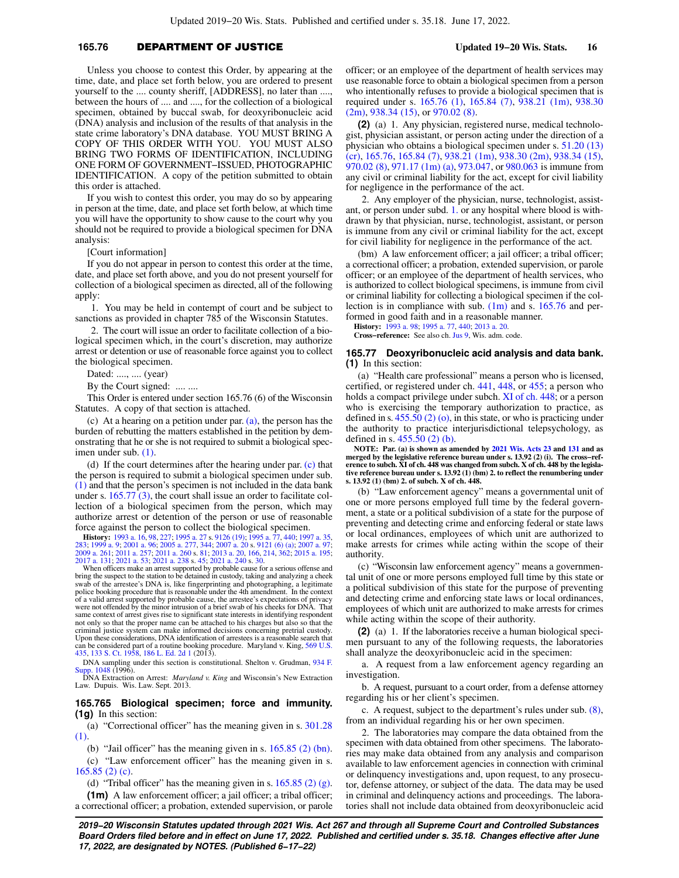Unless you choose to contest this Order, by appearing at the time, date, and place set forth below, you are ordered to present yourself to the .... county sheriff, [ADDRESS], no later than ...., between the hours of .... and ...., for the collection of a biological specimen, obtained by buccal swab, for deoxyribonucleic acid (DNA) analysis and inclusion of the results of that analysis in the state crime laboratory's DNA database. YOU MUST BRING A COPY OF THIS ORDER WITH YOU. YOU MUST ALSO BRING TWO FORMS OF IDENTIFICATION, INCLUDING ONE FORM OF GOVERNMENT–ISSUED, PHOTOGRAPHIC IDENTIFICATION. A copy of the petition submitted to obtain this order is attached.

If you wish to contest this order, you may do so by appearing in person at the time, date, and place set forth below, at which time you will have the opportunity to show cause to the court why you should not be required to provide a biological specimen for DNA analysis:

[Court information]

If you do not appear in person to contest this order at the time, date, and place set forth above, and you do not present yourself for collection of a biological specimen as directed, all of the following apply:

1. You may be held in contempt of court and be subject to sanctions as provided in chapter 785 of the Wisconsin Statutes.

2. The court will issue an order to facilitate collection of a biological specimen which, in the court's discretion, may authorize arrest or detention or use of reasonable force against you to collect the biological specimen.

Dated: ...., .... (year)

By the Court signed: .... ....

This Order is entered under section 165.76 (6) of the Wisconsin Statutes. A copy of that section is attached.

(c) At a hearing on a petition under par. (a), the person has the burden of rebutting the matters established in the petition by demonstrating that he or she is not required to submit a biological specimen under sub. (1).

(d) If the court determines after the hearing under par. (c) that the person is required to submit a biological specimen under sub. (1) and that the person's specimen is not included in the data bank under s. 165.77 (3), the court shall issue an order to facilitate collection of a biological specimen from the person, which may authorize arrest or detention of the person or use of reasonable force against the person to collect the biological specimen.

**History:** 1993 a. 16, 98, 227; 1995 a. 27 s. 9126 (19); 1995 a. 77, 440; 1997 a. 35, 283; 1999 a. 9; 2001 a. 96; 2005 a. 277, 344; 2007 a. 20 s. 9121 (6) (a); 2007 a. 97; 2009 a. 261; 2011 a. 257; 2011 a. 260 s. 81; 2013 a. 20, 166, 214, 362; 2015 a. 195; 2017 a. 131; 2021 a. 53; 2021 a. 238 s. 45; 2021 a. 240 s. 30.

When officers make an arrest supported by probable cause for a serious offense and bring the suspect to the station to be detained in custody, taking and analyzing a cheek swab of the arrestee's DNA is, like fingerprinting and photographing, a legitimate police booking procedure that is reasonable under the 4th amendment. In the context of a valid arrest supported by probable cause, the arrestee's expectations of privacy were not offended by the minor intrusion of a brief swab of his cheeks for DNA. That same context of arrest gives rise to significant state interests in identifying respondent not only so that the proper name can be attached to his charges but also so that the criminal justice system can make informed decisions concerning pretrial custody. Upon these considerations, DNA identification of arrestees is a reasonable search that can be considered part of a routine booking procedure. Maryland v. King, 569 U.S. 435, 133 S. Ct. 1958, 186 L. Ed. 2d 1 (2013).

DNA sampling under this section is constitutional. Shelton v. Grudman, 934 F. Supp. 1048 (1996).

DNA Extraction on Arrest: *Maryland v. King* and Wisconsin's New Extraction Law. Dupuis. Wis. Law. Sept. 2013.

## 165.765 Biological specimen; force and immunity.

**(1g)** In this section:

(a) "Correctional officer" has the meaning given in s. 301.28 (1).

(b) "Jail officer" has the meaning given in s. 165.85 (2) (bn).

(c) "Law enforcement officer" has the meaning given in s. 165.85 (2) (c).

(d) "Tribal officer" has the meaning given in s. 165.85 (2) (g).

**(1m)** A law enforcement officer; a jail officer; a tribal officer; a correctional officer; a probation, extended supervision, or parole officer; or an employee of the department of health services may use reasonable force to obtain a biological specimen from a person who intentionally refuses to provide a biological specimen that is required under s. 165.76 (1), 165.84 (7), 938.21 (1m), 938.30 (2m), 938.34 (15), or 970.02 (8).

**(2)** (a) 1. Any physician, registered nurse, medical technologist, physician assistant, or person acting under the direction of a physician who obtains a biological specimen under s. 51.20 (13) (cr), 165.76, 165.84 (7), 938.21 (1m), 938.30 (2m), 938.34 (15), 970.02 (8), 971.17 (1m) (a), 973.047, or 980.063 is immune from any civil or criminal liability for the act, except for civil liability for negligence in the performance of the act.

2. Any employer of the physician, nurse, technologist, assistant, or person under subd. 1. or any hospital where blood is withdrawn by that physician, nurse, technologist, assistant, or person is immune from any civil or criminal liability for the act, except for civil liability for negligence in the performance of the act.

(bm) A law enforcement officer; a jail officer; a tribal officer; a correctional officer; a probation, extended supervision, or parole officer; or an employee of the department of health services, who is authorized to collect biological specimens, is immune from civil or criminal liability for collecting a biological specimen if the collection is in compliance with sub. (1m) and s. 165.76 and performed in good faith and in a reasonable manner.

**History:** 1993 a. 98; 1995 a. 77, 440; 2013 a. 20.

**Cross–reference:** See also ch. Jus 9, Wis. adm. code.

## 165.77 Deoxyribonucleic acid analysis and data bank.

**(1)** In this section:

(a) "Health care professional" means a person who is licensed, certified, or registered under ch. 441, 448, or 455; a person who holds a compact privilege under subch. XI of ch. 448; or a person who is exercising the temporary authorization to practice, as defined in s. 455.50 (2) (o), in this state, or who is practicing under the authority to practice interjurisdictional telepsychology, as defined in s. 455.50 (2) (b).

**NOTE: Par. (a) is shown as amended by 2021 Wis. Acts 23 and 131 and as merged by the legislative reference bureau under s. 13.92 (2) (i). The cross–reference to subch. XI of ch. 448 was changed from subch. X of ch. 448 by the legislative reference bureau under s. 13.92 (1) (bm) 2. to reflect the renumbering under s. 13.92 (1) (bm) 2. of subch. X of ch. 448.**

(b) "Law enforcement agency" means a governmental unit of one or more persons employed full time by the federal government, a state or a political subdivision of a state for the purpose of preventing and detecting crime and enforcing federal or state laws or local ordinances, employees of which unit are authorized to make arrests for crimes while acting within the scope of their authority.

(c) "Wisconsin law enforcement agency" means a governmental unit of one or more persons employed full time by this state or a political subdivision of this state for the purpose of preventing and detecting crime and enforcing state laws or local ordinances, employees of which unit are authorized to make arrests for crimes while acting within the scope of their authority.

**(2)** (a) 1. If the laboratories receive a human biological specimen pursuant to any of the following requests, the laboratories shall analyze the deoxyribonucleic acid in the specimen:

a. A request from a law enforcement agency regarding an investigation.

b. A request, pursuant to a court order, from a defense attorney regarding his or her client's specimen.

c. A request, subject to the department's rules under sub. (8), from an individual regarding his or her own specimen.

2. The laboratories may compare the data obtained from the specimen with data obtained from other specimens. The laboratories may make data obtained from any analysis and comparison available to law enforcement agencies in connection with criminal or delinquency investigations and, upon request, to any prosecutor, defense attorney, or subject of the data. The data may be used in criminal and delinquency actions and proceedings. The laboratories shall not include data obtained from deoxyribonucleic acid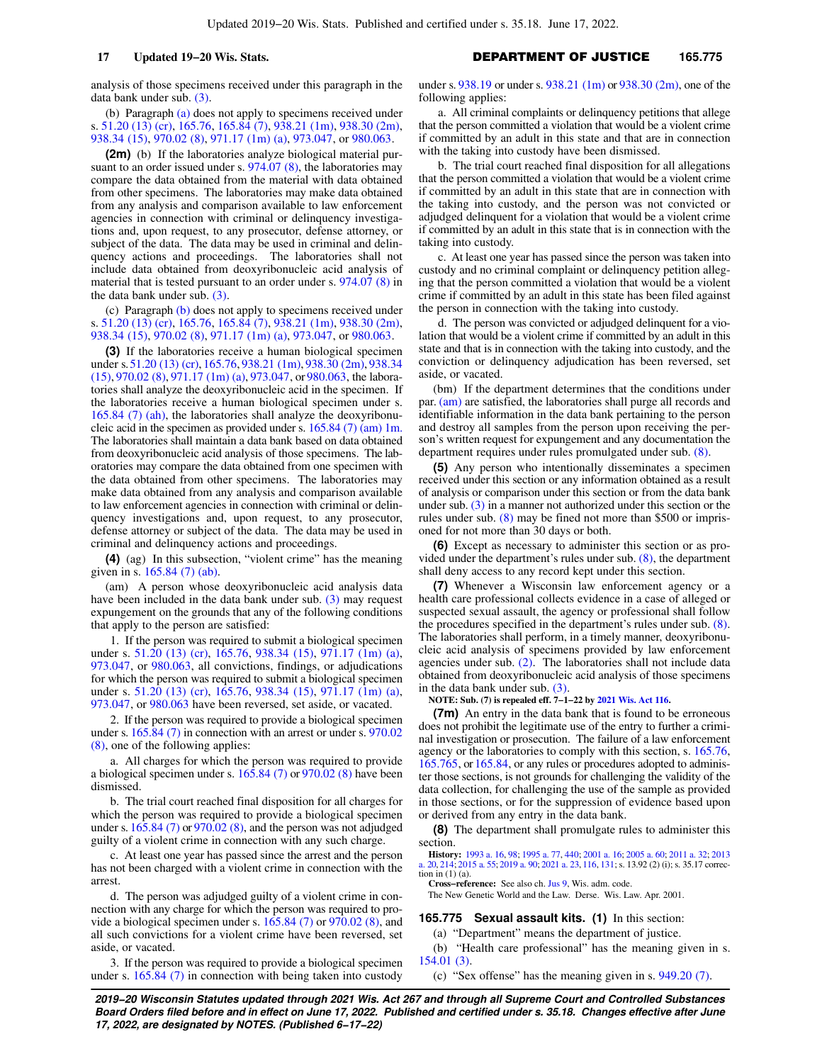analysis of those specimens received under this paragraph in the data bank under sub. (3).

(b) Paragraph (a) does not apply to specimens received under s. 51.20 (13) (cr), 165.76, 165.84 (7), 938.21 (1m), 938.30 (2m), 938.34 (15), 970.02 (8), 971.17 (1m) (a), 973.047, or 980.063.

**(2m)** (b) If the laboratories analyze biological material pursuant to an order issued under s. 974.07 (8), the laboratories may compare the data obtained from the material with data obtained from other specimens. The laboratories may make data obtained from any analysis and comparison available to law enforcement agencies in connection with criminal or delinquency investigations and, upon request, to any prosecutor, defense attorney, or subject of the data. The data may be used in criminal and delinquency actions and proceedings. The laboratories shall not include data obtained from deoxyribonucleic acid analysis of material that is tested pursuant to an order under s. 974.07 (8) in the data bank under sub. (3).

(c) Paragraph (b) does not apply to specimens received under s. 51.20 (13) (cr), 165.76, 165.84 (7), 938.21 (1m), 938.30 (2m), 938.34 (15), 970.02 (8), 971.17 (1m) (a), 973.047, or 980.063.

**(3)** If the laboratories receive a human biological specimen under s. 51.20 (13) (cr), 165.76, 938.21 (1m), 938.30 (2m), 938.34 (15), 970.02 (8), 971.17 (1m) (a), 973.047, or 980.063, the laboratories shall analyze the deoxyribonucleic acid in the specimen. If the laboratories receive a human biological specimen under s. 165.84 (7) (ah), the laboratories shall analyze the deoxyribonucleic acid in the specimen as provided under s. 165.84 (7) (am) 1m. The laboratories shall maintain a data bank based on data obtained from deoxyribonucleic acid analysis of those specimens. The laboratories may compare the data obtained from one specimen with the data obtained from other specimens. The laboratories may make data obtained from any analysis and comparison available to law enforcement agencies in connection with criminal or delinquency investigations and, upon request, to any prosecutor, defense attorney or subject of the data. The data may be used in criminal and delinquency actions and proceedings.

**(4)** (ag) In this subsection, "violent crime" has the meaning given in s. 165.84 (7) (ab).

(am) A person whose deoxyribonucleic acid analysis data have been included in the data bank under sub. (3) may request expungement on the grounds that any of the following conditions that apply to the person are satisfied:

1. If the person was required to submit a biological specimen under s. 51.20 (13) (cr), 165.76, 938.34 (15), 971.17 (1m) (a), 973.047, or 980.063, all convictions, findings, or adjudications for which the person was required to submit a biological specimen under s. 51.20 (13) (cr), 165.76, 938.34 (15), 971.17 (1m) (a), 973.047, or 980.063 have been reversed, set aside, or vacated.

2. If the person was required to provide a biological specimen under s. 165.84 (7) in connection with an arrest or under s. 970.02 (8), one of the following applies:

a. All charges for which the person was required to provide a biological specimen under s. 165.84 (7) or 970.02 (8) have been dismissed.

b. The trial court reached final disposition for all charges for which the person was required to provide a biological specimen under s. 165.84 (7) or 970.02 (8), and the person was not adjudged guilty of a violent crime in connection with any such charge.

c. At least one year has passed since the arrest and the person has not been charged with a violent crime in connection with the arrest.

d. The person was adjudged guilty of a violent crime in connection with any charge for which the person was required to provide a biological specimen under s. 165.84 (7) or 970.02 (8), and all such convictions for a violent crime have been reversed, set aside, or vacated.

3. If the person was required to provide a biological specimen under s. 165.84 (7) in connection with being taken into custody under s. 938.19 or under s. 938.21 (1m) or 938.30 (2m), one of the following applies:

a. All criminal complaints or delinquency petitions that allege that the person committed a violation that would be a violent crime if committed by an adult in this state and that are in connection with the taking into custody have been dismissed.

b. The trial court reached final disposition for all allegations that the person committed a violation that would be a violent crime if committed by an adult in this state that are in connection with the taking into custody, and the person was not convicted or adjudged delinquent for a violation that would be a violent crime if committed by an adult in this state that is in connection with the taking into custody.

c. At least one year has passed since the person was taken into custody and no criminal complaint or delinquency petition alleging that the person committed a violation that would be a violent crime if committed by an adult in this state has been filed against the person in connection with the taking into custody.

d. The person was convicted or adjudged delinquent for a violation that would be a violent crime if committed by an adult in this state and that is in connection with the taking into custody, and the conviction or delinquency adjudication has been reversed, set aside, or vacated.

(bm) If the department determines that the conditions under par. (am) are satisfied, the laboratories shall purge all records and identifiable information in the data bank pertaining to the person and destroy all samples from the person upon receiving the person's written request for expungement and any documentation the department requires under rules promulgated under sub. (8).

**(5)** Any person who intentionally disseminates a specimen received under this section or any information obtained as a result of analysis or comparison under this section or from the data bank under sub. (3) in a manner not authorized under this section or the rules under sub. (8) may be fined not more than $500 or imprisoned for not more than 30 days or both.

**(6)** Except as necessary to administer this section or as provided under the department's rules under sub. (8), the department shall deny access to any record kept under this section.

**(7)** Whenever a Wisconsin law enforcement agency or a health care professional collects evidence in a case of alleged or suspected sexual assault, the agency or professional shall follow the procedures specified in the department's rules under sub. (8). The laboratories shall perform, in a timely manner, deoxyribonucleic acid analysis of specimens provided by law enforcement agencies under sub. (2). The laboratories shall not include data obtained from deoxyribonucleic acid analysis of those specimens in the data bank under sub. (3).

**NOTE: Sub. (7) is repealed eff. 7−1−22 by 2021 Wis. Act 116.**

**(7m)** An entry in the data bank that is found to be erroneous does not prohibit the legitimate use of the entry to further a criminal investigation or prosecution. The failure of a law enforcement agency or the laboratories to comply with this section, s. 165.76, 165.765, or 165.84, or any rules or procedures adopted to administer those sections, is not grounds for challenging the validity of the data collection, for challenging the use of the sample as provided in those sections, or for the suppression of evidence based upon or derived from any entry in the data bank.

**(8)** The department shall promulgate rules to administer this section.

**History:** 1993 a. 16, 98; 1995 a. 77, 440; 2001 a. 16; 2005 a. 60; 2011 a. 32; 2013 a. 20, 214; 2015 a. 55; 2019 a. 90; 2021 a. 23, 116, 131; s. 13.92 (2) (i); s. 35.17 correction in (1) (a).

**Cross−reference:** See also ch. Jus 9, Wis. adm. code.

The New Genetic World and the Law. Derse. Wis. Law. Apr. 2001.

**165.775 Sexual assault kits.** **(1)** In this section:

(a) "Department" means the department of justice.

(b) "Health care professional" has the meaning given in s. 154.01 (3).

(c) "Sex offense" has the meaning given in s. 949.20 (7).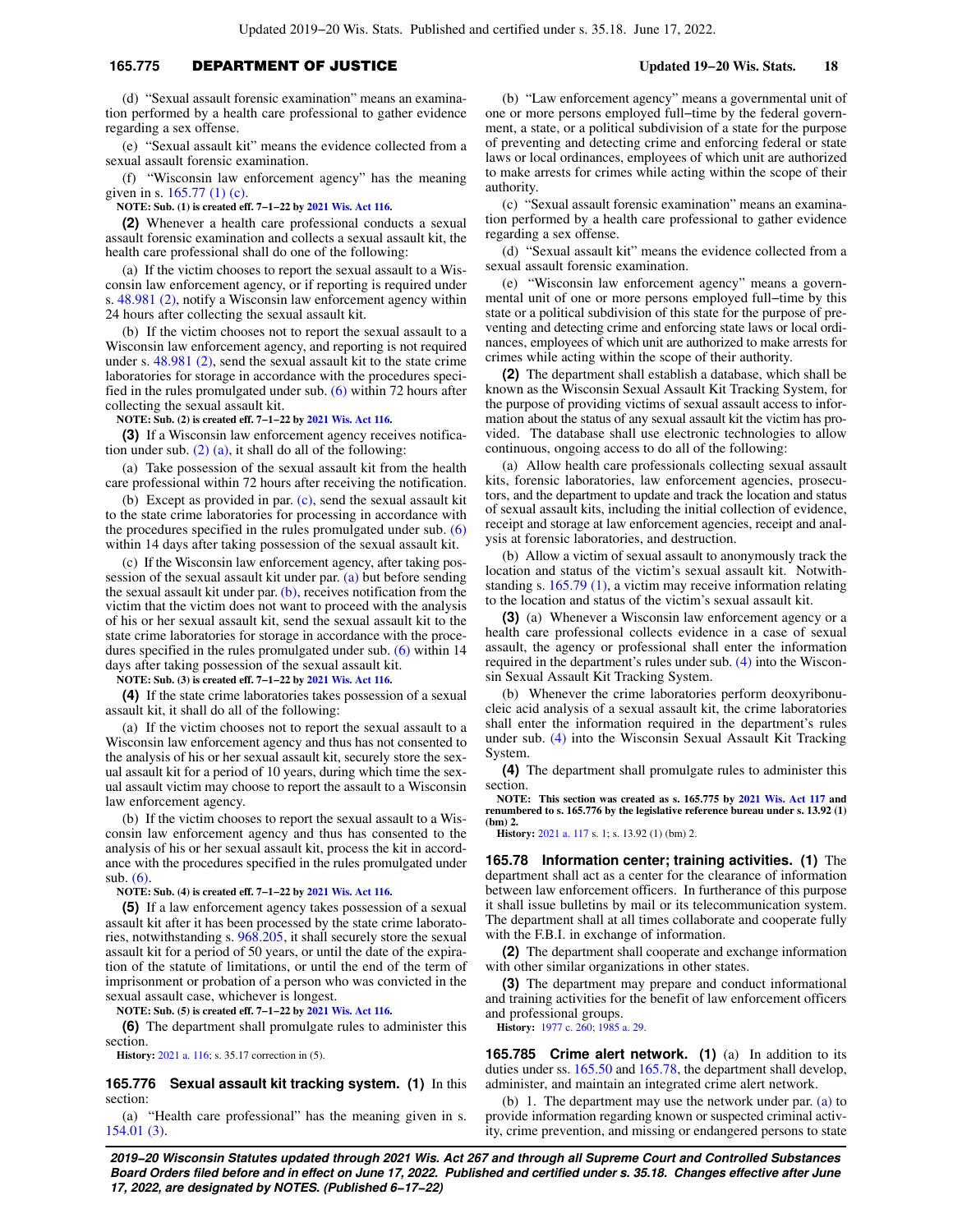(d) "Sexual assault forensic examination" means an examination performed by a health care professional to gather evidence regarding a sex offense.

(e) "Sexual assault kit" means the evidence collected from a sexual assault forensic examination.

(f) "Wisconsin law enforcement agency" has the meaning given in s. 165.77 (1) (c).

**NOTE: Sub. (1) is created eff. 7−1−22 by 2021 Wis. Act 116.**

**(2)** Whenever a health care professional conducts a sexual assault forensic examination and collects a sexual assault kit, the health care professional shall do one of the following:

(a) If the victim chooses to report the sexual assault to a Wisconsin law enforcement agency, or if reporting is required under s. 48.981 (2), notify a Wisconsin law enforcement agency within 24 hours after collecting the sexual assault kit.

(b) If the victim chooses not to report the sexual assault to a Wisconsin law enforcement agency, and reporting is not required under s. 48.981 (2), send the sexual assault kit to the state crime laboratories for storage in accordance with the procedures specified in the rules promulgated under sub. (6) within 72 hours after collecting the sexual assault kit.

**NOTE: Sub. (2) is created eff. 7−1−22 by 2021 Wis. Act 116.**

**(3)** If a Wisconsin law enforcement agency receives notification under sub. (2) (a), it shall do all of the following:

(a) Take possession of the sexual assault kit from the health care professional within 72 hours after receiving the notification.

(b) Except as provided in par. (c), send the sexual assault kit to the state crime laboratories for processing in accordance with the procedures specified in the rules promulgated under sub. (6) within 14 days after taking possession of the sexual assault kit.

(c) If the Wisconsin law enforcement agency, after taking possession of the sexual assault kit under par. (a) but before sending the sexual assault kit under par. (b), receives notification from the victim that the victim does not want to proceed with the analysis of his or her sexual assault kit, send the sexual assault kit to the state crime laboratories for storage in accordance with the procedures specified in the rules promulgated under sub. (6) within 14 days after taking possession of the sexual assault kit.

**NOTE: Sub. (3) is created eff. 7−1−22 by 2021 Wis. Act 116.**

**(4)** If the state crime laboratories takes possession of a sexual assault kit, it shall do all of the following:

(a) If the victim chooses not to report the sexual assault to a Wisconsin law enforcement agency and thus has not consented to the analysis of his or her sexual assault kit, securely store the sexual assault kit for a period of 10 years, during which time the sexual assault victim may choose to report the assault to a Wisconsin law enforcement agency.

(b) If the victim chooses to report the sexual assault to a Wisconsin law enforcement agency and thus has consented to the analysis of his or her sexual assault kit, process the kit in accordance with the procedures specified in the rules promulgated under sub. (6).

**NOTE: Sub. (4) is created eff. 7−1−22 by 2021 Wis. Act 116.**

**(5)** If a law enforcement agency takes possession of a sexual assault kit after it has been processed by the state crime laboratories, notwithstanding s. 968.205, it shall securely store the sexual assault kit for a period of 50 years, or until the date of the expiration of the statute of limitations, or until the end of the term of imprisonment or probation of a person who was convicted in the sexual assault case, whichever is longest.

**NOTE: Sub. (5) is created eff. 7−1−22 by 2021 Wis. Act 116.**

**(6)** The department shall promulgate rules to administer this section.

**History:** 2021 a. 116; s. 35.17 correction in (5).

**165.776 Sexual assault kit tracking system. (1)** In this section:

(a) "Health care professional" has the meaning given in s. 154.01 (3).

(b) "Law enforcement agency" means a governmental unit of one or more persons employed full−time by the federal government, a state, or a political subdivision of a state for the purpose of preventing and detecting crime and enforcing federal or state laws or local ordinances, employees of which unit are authorized to make arrests for crimes while acting within the scope of their authority.

(c) "Sexual assault forensic examination" means an examination performed by a health care professional to gather evidence regarding a sex offense.

(d) "Sexual assault kit" means the evidence collected from a sexual assault forensic examination.

(e) "Wisconsin law enforcement agency" means a governmental unit of one or more persons employed full−time by this state or a political subdivision of this state for the purpose of preventing and detecting crime and enforcing state laws or local ordinances, employees of which unit are authorized to make arrests for crimes while acting within the scope of their authority.

**(2)** The department shall establish a database, which shall be known as the Wisconsin Sexual Assault Kit Tracking System, for the purpose of providing victims of sexual assault access to information about the status of any sexual assault kit the victim has provided. The database shall use electronic technologies to allow continuous, ongoing access to do all of the following:

(a) Allow health care professionals collecting sexual assault kits, forensic laboratories, law enforcement agencies, prosecutors, and the department to update and track the location and status of sexual assault kits, including the initial collection of evidence, receipt and storage at law enforcement agencies, receipt and analysis at forensic laboratories, and destruction.

(b) Allow a victim of sexual assault to anonymously track the location and status of the victim's sexual assault kit. Notwithstanding s. 165.79 (1), a victim may receive information relating to the location and status of the victim's sexual assault kit.

**(3)** (a) Whenever a Wisconsin law enforcement agency or a health care professional collects evidence in a case of sexual assault, the agency or professional shall enter the information required in the department's rules under sub. (4) into the Wisconsin Sexual Assault Kit Tracking System.

(b) Whenever the crime laboratories perform deoxyribonucleic acid analysis of a sexual assault kit, the crime laboratories shall enter the information required in the department's rules under sub. (4) into the Wisconsin Sexual Assault Kit Tracking System.

**(4)** The department shall promulgate rules to administer this section.

**NOTE: This section was created as s. 165.775 by 2021 Wis. Act 117 and renumbered to s. 165.776 by the legislative reference bureau under s. 13.92 (1) (bm) 2.**

**History:** 2021 a. 117 s. 1; s. 13.92 (1) (bm) 2.

**165.78 Information center; training activities. (1)** The department shall act as a center for the clearance of information between law enforcement officers. In furtherance of this purpose it shall issue bulletins by mail or its telecommunication system. The department shall at all times collaborate and cooperate fully with the F.B.I. in exchange of information.

**(2)** The department shall cooperate and exchange information with other similar organizations in other states.

**(3)** The department may prepare and conduct informational and training activities for the benefit of law enforcement officers and professional groups.

**History:** 1977 c. 260; 1985 a. 29.

**165.785 Crime alert network. (1)** (a) In addition to its duties under ss. 165.50 and 165.78, the department shall develop, administer, and maintain an integrated crime alert network.

(b) 1. The department may use the network under par. (a) to provide information regarding known or suspected criminal activity, crime prevention, and missing or endangered persons to state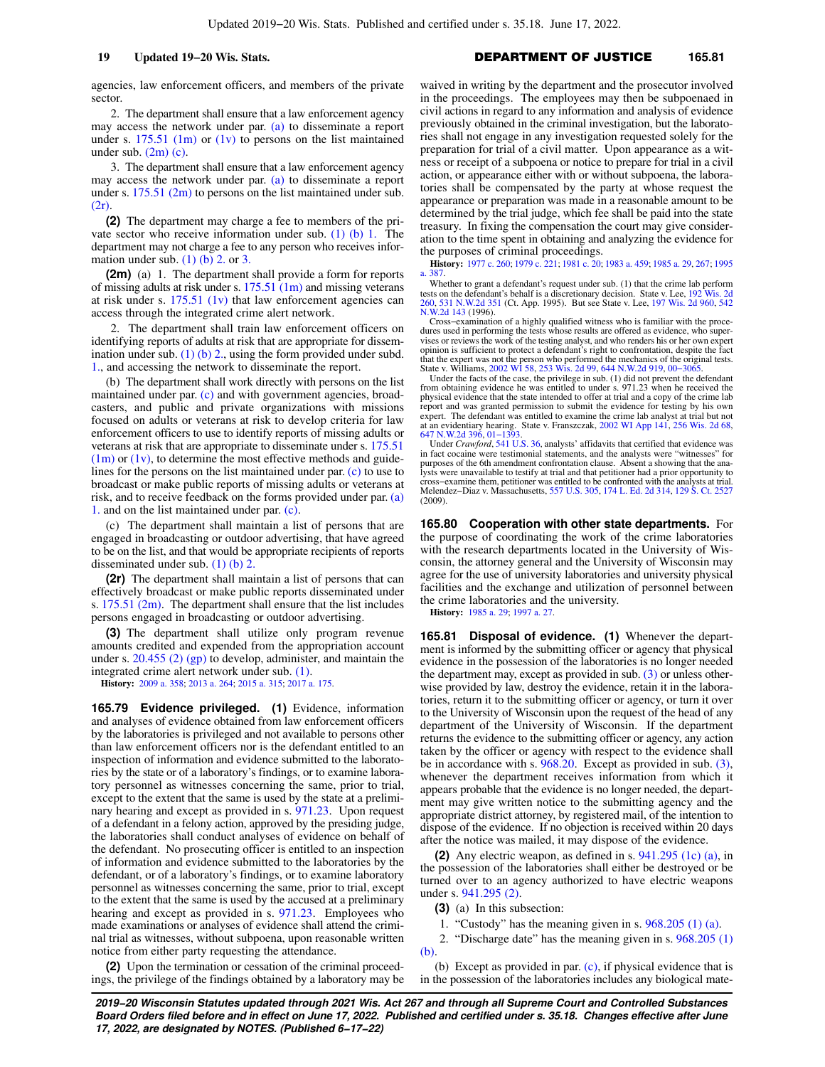agencies, law enforcement officers, and members of the private sector.

2. The department shall ensure that a law enforcement agency may access the network under par. (a) to disseminate a report under s. 175.51 (1m) or (1v) to persons on the list maintained under sub. (2m) (c).

3. The department shall ensure that a law enforcement agency may access the network under par. (a) to disseminate a report under s. 175.51 (2m) to persons on the list maintained under sub. (2r).

**(2)** The department may charge a fee to members of the private sector who receive information under sub. (1) (b) 1. The department may not charge a fee to any person who receives information under sub. (1) (b) 2. or 3.

**(2m)** (a) 1. The department shall provide a form for reports of missing adults at risk under s. 175.51 (1m) and missing veterans at risk under s. 175.51 (1v) that law enforcement agencies can access through the integrated crime alert network.

2. The department shall train law enforcement officers on identifying reports of adults at risk that are appropriate for dissemination under sub. (1) (b) 2., using the form provided under subd. 1., and accessing the network to disseminate the report.

(b) The department shall work directly with persons on the list maintained under par. (c) and with government agencies, broadcasters, and public and private organizations with missions focused on adults or veterans at risk to develop criteria for law enforcement officers to use to identify reports of missing adults or veterans at risk that are appropriate to disseminate under s. 175.51 (1m) or (1v), to determine the most effective methods and guidelines for the persons on the list maintained under par. (c) to use to broadcast or make public reports of missing adults or veterans at risk, and to receive feedback on the forms provided under par. (a) 1. and on the list maintained under par. (c).

(c) The department shall maintain a list of persons that are engaged in broadcasting or outdoor advertising, that have agreed to be on the list, and that would be appropriate recipients of reports disseminated under sub. (1) (b) 2.

**(2r)** The department shall maintain a list of persons that can effectively broadcast or make public reports disseminated under s. 175.51 (2m). The department shall ensure that the list includes persons engaged in broadcasting or outdoor advertising.

**(3)** The department shall utilize only program revenue amounts credited and expended from the appropriation account under s. 20.455 (2) (gp) to develop, administer, and maintain the integrated crime alert network under sub. (1).

**History:** 2009 a. 358; 2013 a. 264; 2015 a. 315; 2017 a. 175.

**165.79 Evidence privileged. (1)** Evidence, information and analyses of evidence obtained from law enforcement officers by the laboratories is privileged and not available to persons other than law enforcement officers nor is the defendant entitled to an inspection of information and evidence submitted to the laboratories by the state or of a laboratory's findings, or to examine laboratory personnel as witnesses concerning the same, prior to trial, except to the extent that the same is used by the state at a preliminary hearing and except as provided in s. 971.23. Upon request of a defendant in a felony action, approved by the presiding judge, the laboratories shall conduct analyses of evidence on behalf of the defendant. No prosecuting officer is entitled to an inspection of information and evidence submitted to the laboratories by the defendant, or of a laboratory's findings, or to examine laboratory personnel as witnesses concerning the same, prior to trial, except to the extent that the same is used by the accused at a preliminary hearing and except as provided in s. 971.23. Employees who made examinations or analyses of evidence shall attend the criminal trial as witnesses, without subpoena, upon reasonable written notice from either party requesting the attendance.

**(2)** Upon the termination or cessation of the criminal proceedings, the privilege of the findings obtained by a laboratory may be waived in writing by the department and the prosecutor involved in the proceedings. The employees may then be subpoenaed in civil actions in regard to any information and analysis of evidence previously obtained in the criminal investigation, but the laboratories shall not engage in any investigation requested solely for the preparation for trial of a civil matter. Upon appearance as a witness or receipt of a subpoena or notice to prepare for trial in a civil action, or appearance either with or without subpoena, the laboratories shall be compensated by the party at whose request the appearance or preparation was made in a reasonable amount to be determined by the trial judge, which fee shall be paid into the state treasury. In fixing the compensation the court may give consideration to the time spent in obtaining and analyzing the evidence for the purposes of criminal proceedings.

**History:** 1977 c. 260; 1979 c. 221; 1981 c. 20; 1983 a. 459; 1985 a. 29, 267; 1995 a. 387.

Whether to grant a defendant's request under sub. (1) that the crime lab perform tests on the defendant's behalf is a discretionary decision. State v. Lee, 192 Wis. 2d 260, 531 N.W.2d 351 (Ct. App. 1995). But see State v. Lee, 197 Wis. 2d 960, 542 N.W.2d 143 (1996).

Cross−examination of a highly qualified witness who is familiar with the procedures used in performing the tests whose results are offered as evidence, who supervises or reviews the work of the testing analyst, and who renders his or her own expert opinion is sufficient to protect a defendant's right to confrontation, despite the fact that the expert was not the person who performed the mechanics of the original tests. State v. Williams, 2002 WI 58, 253 Wis. 2d 99, 644 N.W.2d 919, 00−3065.

Under the facts of the case, the privilege in sub. (1) did not prevent the defendant from obtaining evidence he was entitled to under s. 971.23 when he received the physical evidence that the state intended to offer at trial and a copy of the crime lab report and was granted permission to submit the evidence for testing by his own expert. The defendant was entitled to examine the crime lab analyst at trial but not at an evidentiary hearing. State v. Franszczak, 2002 WI App 141, 256 Wis. 2d 68, 647 N.W.2d 396, 01−1393.

Under *Crawford*, 541 U.S. 36, analysts' affidavits that certified that evidence was in fact cocaine were testimonial statements, and the analysts were "witnesses" for purposes of the 6th amendment confrontation clause. Absent a showing that the analysts were unavailable to testify at trial and that petitioner had a prior opportunity to cross−examine them, petitioner was entitled to be confronted with the analysts at trial. Melendez−Diaz v. Massachusetts, 557 U.S. 305, 174 L. Ed. 2d 314, 129 S. Ct. 2527 (2009).

**165.80 Cooperation with other state departments.** For the purpose of coordinating the work of the crime laboratories with the research departments located in the University of Wisconsin, the attorney general and the University of Wisconsin may agree for the use of university laboratories and university physical facilities and the exchange and utilization of personnel between the crime laboratories and the university.

**History:** 1985 a. 29; 1997 a. 27.

**165.81 Disposal of evidence. (1)** Whenever the department is informed by the submitting officer or agency that physical evidence in the possession of the laboratories is no longer needed the department may, except as provided in sub. (3) or unless otherwise provided by law, destroy the evidence, retain it in the laboratories, return it to the submitting officer or agency, or turn it over to the University of Wisconsin upon the request of the head of any department of the University of Wisconsin. If the department returns the evidence to the submitting officer or agency, any action taken by the officer or agency with respect to the evidence shall be in accordance with s. 968.20. Except as provided in sub. (3), whenever the department receives information from which it appears probable that the evidence is no longer needed, the department may give written notice to the submitting agency and the appropriate district attorney, by registered mail, of the intention to dispose of the evidence. If no objection is received within 20 days after the notice was mailed, it may dispose of the evidence.

**(2)** Any electric weapon, as defined in s. 941.295 (1c) (a), in the possession of the laboratories shall either be destroyed or be turned over to an agency authorized to have electric weapons under s. 941.295 (2).

**(3)** (a) In this subsection:

1. "Custody" has the meaning given in s. 968.205 (1) (a).

2. "Discharge date" has the meaning given in s. 968.205 (1) (b).

(b) Except as provided in par. (c), if physical evidence that is in the possession of the laboratories includes any biological mate-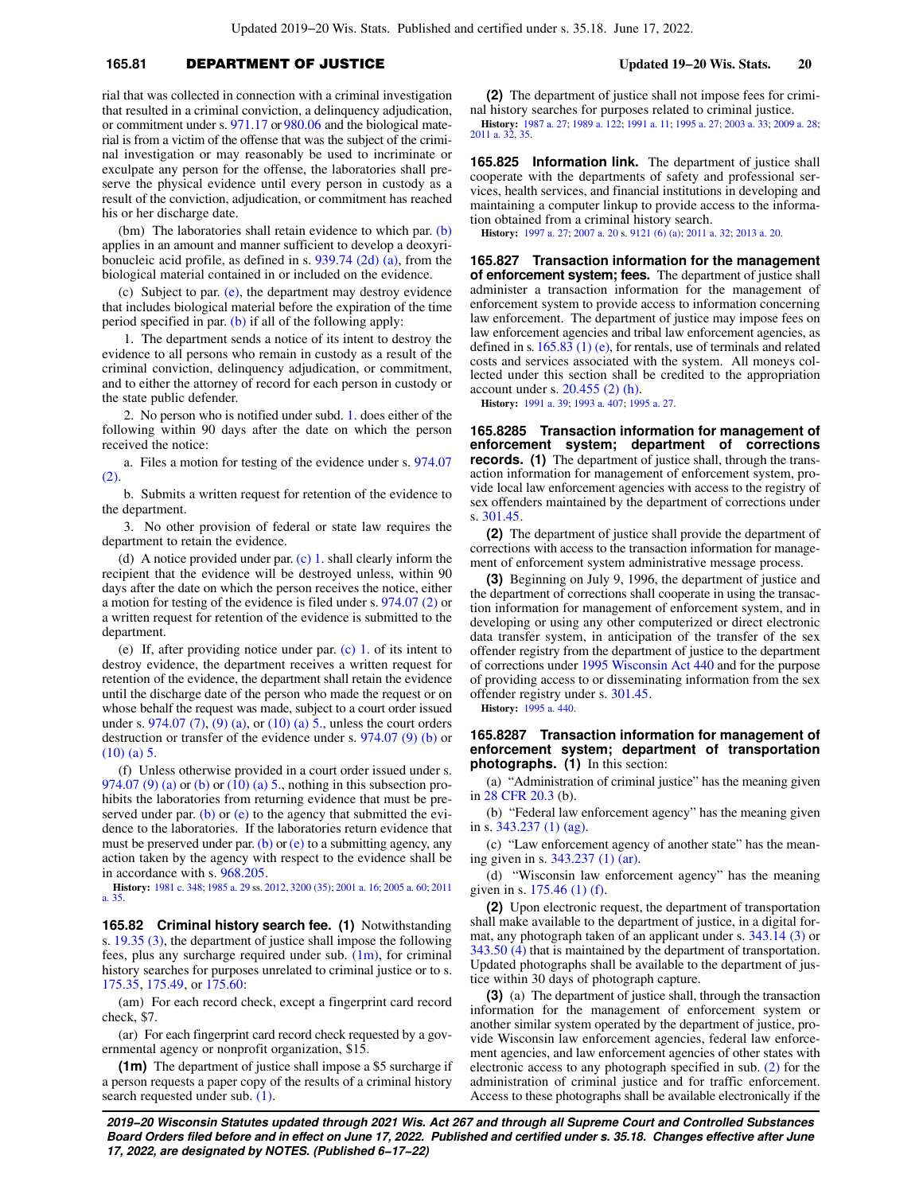rial that was collected in connection with a criminal investigation that resulted in a criminal conviction, a delinquency adjudication, or commitment under s. 971.17 or 980.06 and the biological material is from a victim of the offense that was the subject of the criminal investigation or may reasonably be used to incriminate or exculpate any person for the offense, the laboratories shall preserve the physical evidence until every person in custody as a result of the conviction, adjudication, or commitment has reached his or her discharge date.

(bm) The laboratories shall retain evidence to which par. (b) applies in an amount and manner sufficient to develop a deoxyribonucleic acid profile, as defined in s. 939.74 (2d) (a), from the biological material contained in or included on the evidence.

(c) Subject to par. (e), the department may destroy evidence that includes biological material before the expiration of the time period specified in par. (b) if all of the following apply:

1. The department sends a notice of its intent to destroy the evidence to all persons who remain in custody as a result of the criminal conviction, delinquency adjudication, or commitment, and to either the attorney of record for each person in custody or the state public defender.

2. No person who is notified under subd. 1. does either of the following within 90 days after the date on which the person received the notice:

a. Files a motion for testing of the evidence under s. 974.07 (2).

b. Submits a written request for retention of the evidence to the department.

3. No other provision of federal or state law requires the department to retain the evidence.

(d) A notice provided under par. (c) 1. shall clearly inform the recipient that the evidence will be destroyed unless, within 90 days after the date on which the person receives the notice, either a motion for testing of the evidence is filed under s. 974.07 (2) or a written request for retention of the evidence is submitted to the department.

(e) If, after providing notice under par. (c) 1. of its intent to destroy evidence, the department receives a written request for retention of the evidence, the department shall retain the evidence until the discharge date of the person who made the request or on whose behalf the request was made, subject to a court order issued under s. 974.07 (7), (9) (a), or (10) (a) 5., unless the court orders destruction or transfer of the evidence under s. 974.07 (9) (b) or (10) (a) 5.

(f) Unless otherwise provided in a court order issued under s. 974.07 (9) (a) or (b) or (10) (a) 5., nothing in this subsection prohibits the laboratories from returning evidence that must be preserved under par. (b) or (e) to the agency that submitted the evidence to the laboratories. If the laboratories return evidence that must be preserved under par. (b) or (e) to a submitting agency, any action taken by the agency with respect to the evidence shall be in accordance with s. 968.205.

**History:** 1981 c. 348; 1985 a. 29 ss. 2012, 3200 (35); 2001 a. 16; 2005 a. 60; 2011 a. 35.

**165.82 Criminal history search fee. (1)** Notwithstanding s. 19.35 (3), the department of justice shall impose the following fees, plus any surcharge required under sub. (1m), for criminal history searches for purposes unrelated to criminal justice or to s. 175.35, 175.49, or 175.60:

(am) For each record check, except a fingerprint card record check, $7.

(ar) For each fingerprint card record check requested by a governmental agency or nonprofit organization, $15.

**(1m)** The department of justice shall impose a $5 surcharge if a person requests a paper copy of the results of a criminal history search requested under sub. (1).

**(2)** The department of justice shall not impose fees for criminal history searches for purposes related to criminal justice.

**History:** 1987 a. 27; 1989 a. 122; 1991 a. 11; 1995 a. 27; 2003 a. 33; 2009 a. 28; 2011 a. 32, 35.

**165.825 Information link.** The department of justice shall cooperate with the departments of safety and professional services, health services, and financial institutions in developing and maintaining a computer linkup to provide access to the information obtained from a criminal history search.

**History:** 1997 a. 27; 2007 a. 20 s. 9121 (6) (a); 2011 a. 32; 2013 a. 20.

**165.827 Transaction information for the management of enforcement system; fees.** The department of justice shall administer a transaction information for the management of enforcement system to provide access to information concerning law enforcement. The department of justice may impose fees on law enforcement agencies and tribal law enforcement agencies, as defined in s. 165.83 (1) (e), for rentals, use of terminals and related costs and services associated with the system. All moneys collected under this section shall be credited to the appropriation account under s. 20.455 (2) (h).

**History:** 1991 a. 39; 1993 a. 407; 1995 a. 27.

**165.8285 Transaction information for management of enforcement system; department of corrections records. (1)** The department of justice shall, through the transaction information for management of enforcement system, provide local law enforcement agencies with access to the registry of sex offenders maintained by the department of corrections under s. 301.45.

**(2)** The department of justice shall provide the department of corrections with access to the transaction information for management of enforcement system administrative message process.

**(3)** Beginning on July 9, 1996, the department of justice and the department of corrections shall cooperate in using the transaction information for management of enforcement system, and in developing or using any other computerized or direct electronic data transfer system, in anticipation of the transfer of the sex offender registry from the department of justice to the department of corrections under 1995 Wisconsin Act 440 and for the purpose of providing access to or disseminating information from the sex offender registry under s. 301.45.

**History:** 1995 a. 440.

**165.8287 Transaction information for management of enforcement system; department of transportation photographs. (1)** In this section:

(a) "Administration of criminal justice" has the meaning given in 28 CFR 20.3 (b).

(b) "Federal law enforcement agency" has the meaning given in s. 343.237 (1) (ag).

(c) "Law enforcement agency of another state" has the meaning given in s. 343.237 (1) (ar).

(d) "Wisconsin law enforcement agency" has the meaning given in s. 175.46 (1) (f).

**(2)** Upon electronic request, the department of transportation shall make available to the department of justice, in a digital format, any photograph taken of an applicant under s. 343.14 (3) or 343.50 (4) that is maintained by the department of transportation. Updated photographs shall be available to the department of justice within 30 days of photograph capture.

**(3)** (a) The department of justice shall, through the transaction information for the management of enforcement system or another similar system operated by the department of justice, provide Wisconsin law enforcement agencies, federal law enforcement agencies, and law enforcement agencies of other states with electronic access to any photograph specified in sub. (2) for the administration of criminal justice and for traffic enforcement. Access to these photographs shall be available electronically if the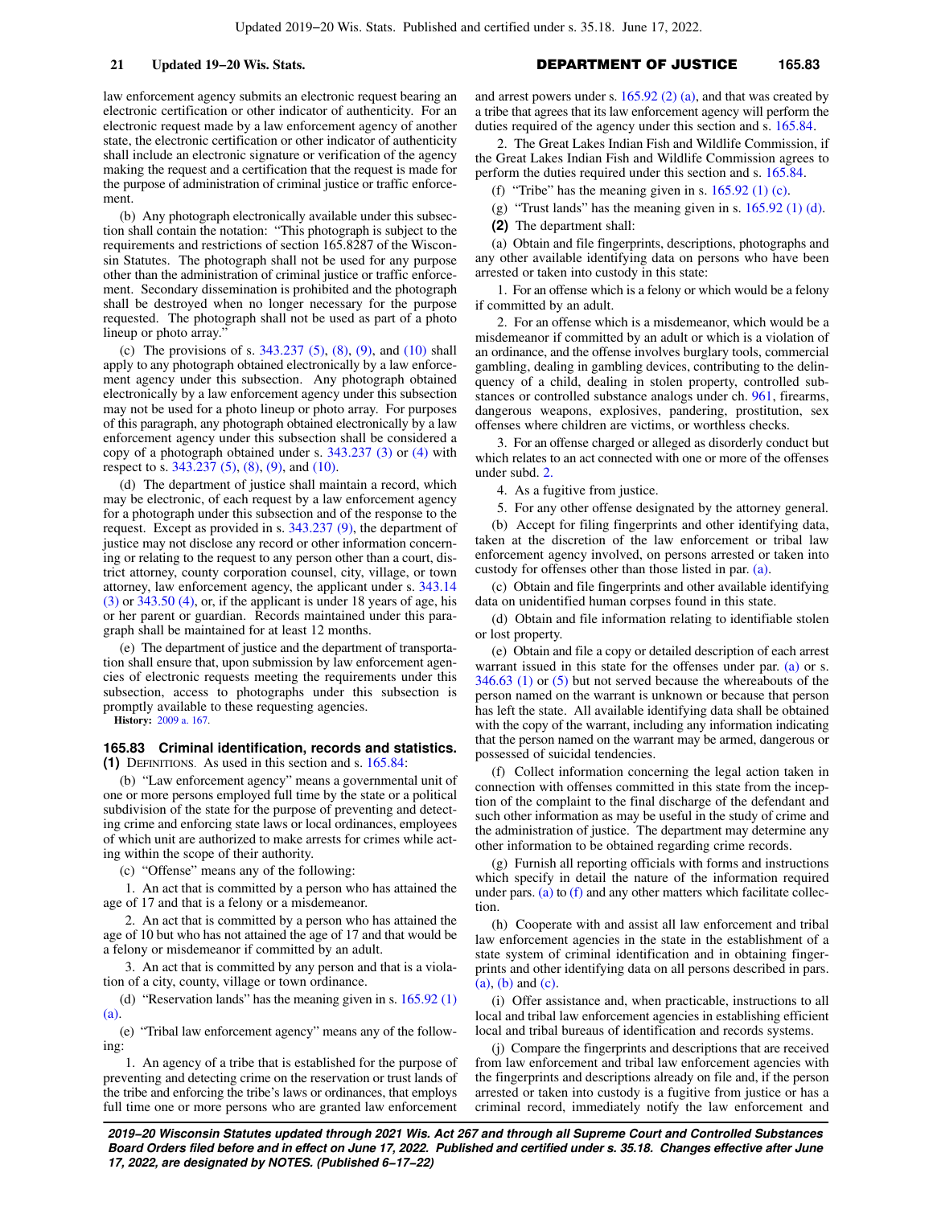law enforcement agency submits an electronic request bearing an electronic certification or other indicator of authenticity. For an electronic request made by a law enforcement agency of another state, the electronic certification or other indicator of authenticity shall include an electronic signature or verification of the agency making the request and a certification that the request is made for the purpose of administration of criminal justice or traffic enforcement.

(b) Any photograph electronically available under this subsection shall contain the notation: "This photograph is subject to the requirements and restrictions of section 165.8287 of the Wisconsin Statutes. The photograph shall not be used for any purpose other than the administration of criminal justice or traffic enforcement. Secondary dissemination is prohibited and the photograph shall be destroyed when no longer necessary for the purpose requested. The photograph shall not be used as part of a photo lineup or photo array."

(c) The provisions of s. 343.237 (5), (8), (9), and (10) shall apply to any photograph obtained electronically by a law enforcement agency under this subsection. Any photograph obtained electronically by a law enforcement agency under this subsection may not be used for a photo lineup or photo array. For purposes of this paragraph, any photograph obtained electronically by a law enforcement agency under this subsection shall be considered a copy of a photograph obtained under s. 343.237 (3) or (4) with respect to s. 343.237 (5), (8), (9), and (10).

(d) The department of justice shall maintain a record, which may be electronic, of each request by a law enforcement agency for a photograph under this subsection and of the response to the request. Except as provided in s. 343.237 (9), the department of justice may not disclose any record or other information concerning or relating to the request to any person other than a court, district attorney, county corporation counsel, city, village, or town attorney, law enforcement agency, the applicant under s. 343.14 (3) or 343.50 (4), or, if the applicant is under 18 years of age, his or her parent or guardian. Records maintained under this paragraph shall be maintained for at least 12 months.

(e) The department of justice and the department of transportation shall ensure that, upon submission by law enforcement agencies of electronic requests meeting the requirements under this subsection, access to photographs under this subsection is promptly available to these requesting agencies.

**History:** 2009 a. 167.

## 165.83 Criminal identification, records and statistics.

**(1)** DEFINITIONS. As used in this section and s. 165.84:

(b) "Law enforcement agency" means a governmental unit of one or more persons employed full time by the state or a political subdivision of the state for the purpose of preventing and detecting crime and enforcing state laws or local ordinances, employees of which unit are authorized to make arrests for crimes while acting within the scope of their authority.

(c) "Offense" means any of the following:

1. An act that is committed by a person who has attained the age of 17 and that is a felony or a misdemeanor.

2. An act that is committed by a person who has attained the age of 10 but who has not attained the age of 17 and that would be a felony or misdemeanor if committed by an adult.

3. An act that is committed by any person and that is a violation of a city, county, village or town ordinance.

(d) "Reservation lands" has the meaning given in s. 165.92 (1) (a).

(e) "Tribal law enforcement agency" means any of the following:

1. An agency of a tribe that is established for the purpose of preventing and detecting crime on the reservation or trust lands of the tribe and enforcing the tribe's laws or ordinances, that employs full time one or more persons who are granted law enforcement and arrest powers under s. 165.92 (2) (a), and that was created by a tribe that agrees that its law enforcement agency will perform the duties required of the agency under this section and s. 165.84.

2. The Great Lakes Indian Fish and Wildlife Commission, if the Great Lakes Indian Fish and Wildlife Commission agrees to perform the duties required under this section and s. 165.84.

(f) "Tribe" has the meaning given in s. 165.92 (1) (c).

(g) "Trust lands" has the meaning given in s. 165.92 (1) (d).

**(2)** The department shall:

(a) Obtain and file fingerprints, descriptions, photographs and any other available identifying data on persons who have been arrested or taken into custody in this state:

1. For an offense which is a felony or which would be a felony if committed by an adult.

2. For an offense which is a misdemeanor, which would be a misdemeanor if committed by an adult or which is a violation of an ordinance, and the offense involves burglary tools, commercial gambling, dealing in gambling devices, contributing to the delinquency of a child, dealing in stolen property, controlled substances or controlled substance analogs under ch. 961, firearms, dangerous weapons, explosives, pandering, prostitution, sex offenses where children are victims, or worthless checks.

3. For an offense charged or alleged as disorderly conduct but which relates to an act connected with one or more of the offenses under subd. 2.

4. As a fugitive from justice.

5. For any other offense designated by the attorney general.

(b) Accept for filing fingerprints and other identifying data, taken at the discretion of the law enforcement or tribal law enforcement agency involved, on persons arrested or taken into custody for offenses other than those listed in par. (a).

(c) Obtain and file fingerprints and other available identifying data on unidentified human corpses found in this state.

(d) Obtain and file information relating to identifiable stolen or lost property.

(e) Obtain and file a copy or detailed description of each arrest warrant issued in this state for the offenses under par. (a) or s. 346.63 (1) or (5) but not served because the whereabouts of the person named on the warrant is unknown or because that person has left the state. All available identifying data shall be obtained with the copy of the warrant, including any information indicating that the person named on the warrant may be armed, dangerous or possessed of suicidal tendencies.

(f) Collect information concerning the legal action taken in connection with offenses committed in this state from the inception of the complaint to the final discharge of the defendant and such other information as may be useful in the study of crime and the administration of justice. The department may determine any other information to be obtained regarding crime records.

(g) Furnish all reporting officials with forms and instructions which specify in detail the nature of the information required under pars. (a) to (f) and any other matters which facilitate collection.

(h) Cooperate with and assist all law enforcement and tribal law enforcement agencies in the state in the establishment of a state system of criminal identification and in obtaining fingerprints and other identifying data on all persons described in pars. (a), (b) and (c).

(i) Offer assistance and, when practicable, instructions to all local and tribal law enforcement agencies in establishing efficient local and tribal bureaus of identification and records systems.

(j) Compare the fingerprints and descriptions that are received from law enforcement and tribal law enforcement agencies with the fingerprints and descriptions already on file and, if the person arrested or taken into custody is a fugitive from justice or has a criminal record, immediately notify the law enforcement and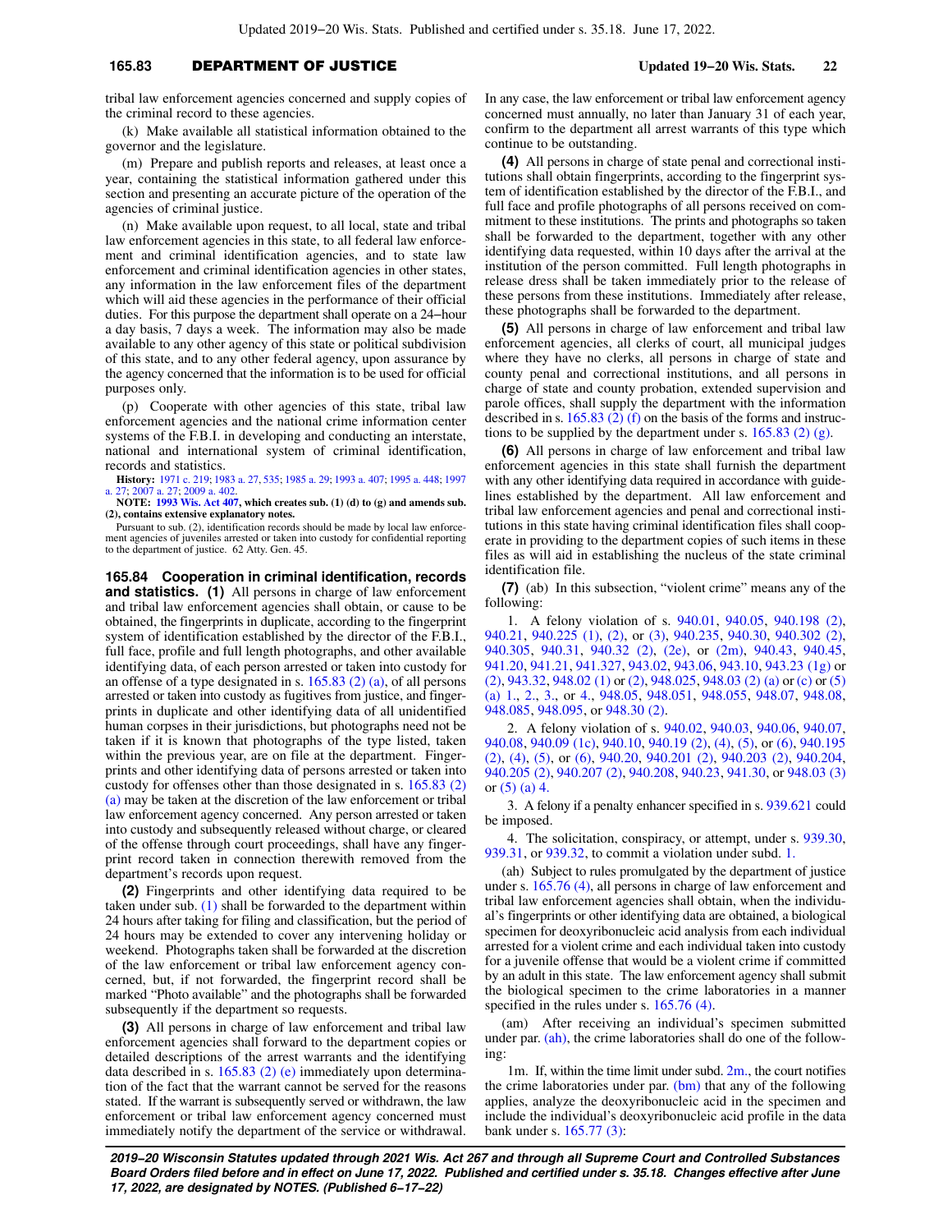tribal law enforcement agencies concerned and supply copies of the criminal record to these agencies.

(k) Make available all statistical information obtained to the governor and the legislature.

(m) Prepare and publish reports and releases, at least once a year, containing the statistical information gathered under this section and presenting an accurate picture of the operation of the agencies of criminal justice.

(n) Make available upon request, to all local, state and tribal law enforcement agencies in this state, to all federal law enforcement and criminal identification agencies, and to state law enforcement and criminal identification agencies in other states, any information in the law enforcement files of the department which will aid these agencies in the performance of their official duties. For this purpose the department shall operate on a 24−hour a day basis, 7 days a week. The information may also be made available to any other agency of this state or political subdivision of this state, and to any other federal agency, upon assurance by the agency concerned that the information is to be used for official purposes only.

(p) Cooperate with other agencies of this state, tribal law enforcement agencies and the national crime information center systems of the F.B.I. in developing and conducting an interstate, national and international system of criminal identification, records and statistics.

**History:** 1971 c. 219; 1983 a. 27, 535; 1985 a. 29; 1993 a. 407; 1995 a. 448; 1997 a. 27; 2007 a. 27; 2009 a. 402.

**NOTE: 1993 Wis. Act 407, which creates sub. (1) (d) to (g) and amends sub. (2), contains extensive explanatory notes.**

Pursuant to sub. (2), identification records should be made by local law enforcement agencies of juveniles arrested or taken into custody for confidential reporting to the department of justice. 62 Atty. Gen. 45.

**165.84 Cooperation in criminal identification, records and statistics. (1)** All persons in charge of law enforcement and tribal law enforcement agencies shall obtain, or cause to be obtained, the fingerprints in duplicate, according to the fingerprint system of identification established by the director of the F.B.I., full face, profile and full length photographs, and other available identifying data, of each person arrested or taken into custody for an offense of a type designated in s. 165.83 (2) (a), of all persons arrested or taken into custody as fugitives from justice, and fingerprints in duplicate and other identifying data of all unidentified human corpses in their jurisdictions, but photographs need not be taken if it is known that photographs of the type listed, taken within the previous year, are on file at the department. Fingerprints and other identifying data of persons arrested or taken into custody for offenses other than those designated in s. 165.83 (2) (a) may be taken at the discretion of the law enforcement or tribal law enforcement agency concerned. Any person arrested or taken into custody and subsequently released without charge, or cleared of the offense through court proceedings, shall have any fingerprint record taken in connection therewith removed from the department's records upon request.

**(2)** Fingerprints and other identifying data required to be taken under sub. (1) shall be forwarded to the department within 24 hours after taking for filing and classification, but the period of 24 hours may be extended to cover any intervening holiday or weekend. Photographs taken shall be forwarded at the discretion of the law enforcement or tribal law enforcement agency concerned, but, if not forwarded, the fingerprint record shall be marked "Photo available" and the photographs shall be forwarded subsequently if the department so requests.

**(3)** All persons in charge of law enforcement and tribal law enforcement agencies shall forward to the department copies or detailed descriptions of the arrest warrants and the identifying data described in s. 165.83 (2) (e) immediately upon determination of the fact that the warrant cannot be served for the reasons stated. If the warrant is subsequently served or withdrawn, the law enforcement or tribal law enforcement agency concerned must immediately notify the department of the service or withdrawal. In any case, the law enforcement or tribal law enforcement agency concerned must annually, no later than January 31 of each year, confirm to the department all arrest warrants of this type which continue to be outstanding.

**(4)** All persons in charge of state penal and correctional institutions shall obtain fingerprints, according to the fingerprint system of identification established by the director of the F.B.I., and full face and profile photographs of all persons received on commitment to these institutions. The prints and photographs so taken shall be forwarded to the department, together with any other identifying data requested, within 10 days after the arrival at the institution of the person committed. Full length photographs in release dress shall be taken immediately prior to the release of these persons from these institutions. Immediately after release, these photographs shall be forwarded to the department.

**(5)** All persons in charge of law enforcement and tribal law enforcement agencies, all clerks of court, all municipal judges where they have no clerks, all persons in charge of state and county penal and correctional institutions, and all persons in charge of state and county probation, extended supervision and parole offices, shall supply the department with the information described in s. 165.83 (2) (f) on the basis of the forms and instructions to be supplied by the department under s. 165.83 (2) (g).

**(6)** All persons in charge of law enforcement and tribal law enforcement agencies in this state shall furnish the department with any other identifying data required in accordance with guidelines established by the department. All law enforcement and tribal law enforcement agencies and penal and correctional institutions in this state having criminal identification files shall cooperate in providing to the department copies of such items in these files as will aid in establishing the nucleus of the state criminal identification file.

**(7)** (ab) In this subsection, "violent crime" means any of the following:

1. A felony violation of s. 940.01, 940.05, 940.198 (2), 940.21, 940.225 (1), (2), or (3), 940.235, 940.30, 940.302 (2), 940.305, 940.31, 940.32 (2), (2e), or (2m), 940.43, 940.45, 941.20, 941.21, 941.327, 943.02, 943.06, 943.10, 943.23 (1g) or (2), 943.32, 948.02 (1) or (2), 948.025, 948.03 (2) (a) or (c) or (5) (a) 1., 2., 3., or 4., 948.05, 948.051, 948.055, 948.07, 948.08, 948.085, 948.095, or 948.30 (2).

2. A felony violation of s. 940.02, 940.03, 940.06, 940.07, 940.08, 940.09 (1c), 940.10, 940.19 (2), (4), (5), or (6), 940.195 (2), (4), (5), or (6), 940.20, 940.201 (2), 940.203 (2), 940.204, 940.205 (2), 940.207 (2), 940.208, 940.23, 941.30, or 948.03 (3) or (5) (a) 4.

3. A felony if a penalty enhancer specified in s. 939.621 could be imposed.

4. The solicitation, conspiracy, or attempt, under s. 939.30, 939.31, or 939.32, to commit a violation under subd. 1.

(ah) Subject to rules promulgated by the department of justice under s. 165.76 (4), all persons in charge of law enforcement and tribal law enforcement agencies shall obtain, when the individual's fingerprints or other identifying data are obtained, a biological specimen for deoxyribonucleic acid analysis from each individual arrested for a violent crime and each individual taken into custody for a juvenile offense that would be a violent crime if committed by an adult in this state. The law enforcement agency shall submit the biological specimen to the crime laboratories in a manner specified in the rules under s. 165.76 (4).

(am) After receiving an individual's specimen submitted under par. (ah), the crime laboratories shall do one of the following:

1m. If, within the time limit under subd. 2m., the court notifies the crime laboratories under par. (bm) that any of the following applies, analyze the deoxyribonucleic acid in the specimen and include the individual's deoxyribonucleic acid profile in the data bank under s. 165.77 (3):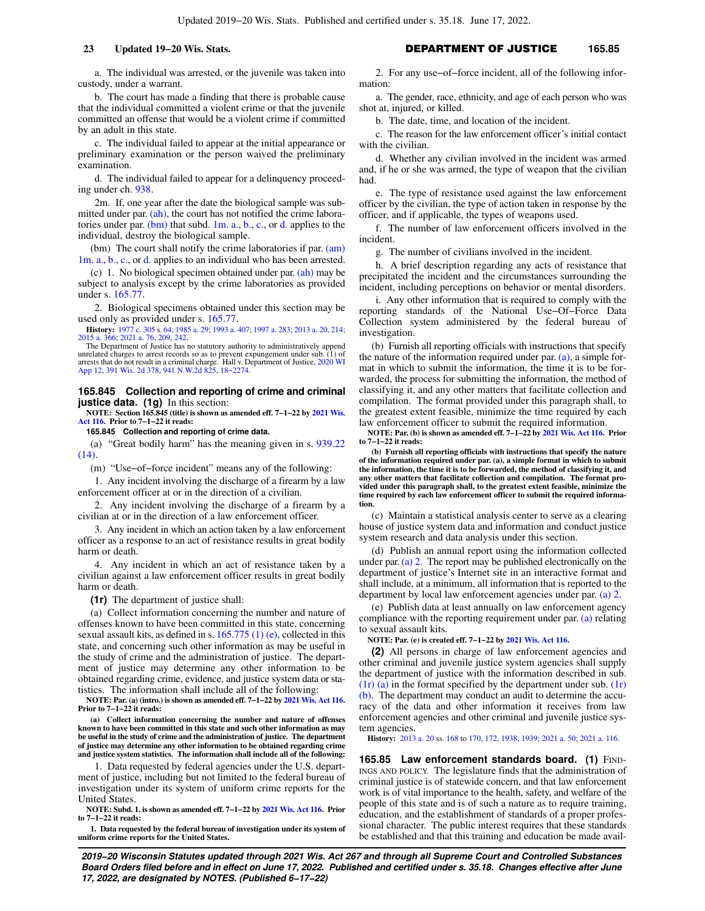a. The individual was arrested, or the juvenile was taken into custody, under a warrant.

b. The court has made a finding that there is probable cause that the individual committed a violent crime or that the juvenile committed an offense that would be a violent crime if committed by an adult in this state.

c. The individual failed to appear at the initial appearance or preliminary examination or the person waived the preliminary examination.

d. The individual failed to appear for a delinquency proceeding under ch. 938.

2m. If, one year after the date the biological sample was submitted under par. (ah), the court has not notified the crime laboratories under par. (bm) that subd. 1m. a., b., c., or d. applies to the individual, destroy the biological sample.

(bm) The court shall notify the crime laboratories if par. (am) 1m. a., b., c., or d. applies to an individual who has been arrested.

(c) 1. No biological specimen obtained under par. (ah) may be subject to analysis except by the crime laboratories as provided under s. 165.77.

2. Biological specimens obtained under this section may be used only as provided under s. 165.77.

**History:** 1977 c. 305 s. 64; 1985 a. 29; 1993 a. 407; 1997 a. 283; 2013 a. 20, 214; 2015 a. 366; 2021 a. 76, 209, 242.

The Department of Justice has no statutory authority to administratively append unrelated charges to arrest records so as to prevent expungement under sub. (1) of arrests that do not result in a criminal charge. Hall v. Department of Justice, 2020 WI App 12, 391 Wis. 2d 378, 941 N.W.2d 825, 18–2274.

### 165.845 Collection and reporting of crime and criminal justice data.

**(1g)** In this section:

**NOTE: Section 165.845 (title) is shown as amended eff. 7–1–22 by 2021 Wis. Act 116. Prior to 7–1–22 it reads:**

**165.845 Collection and reporting of crime data.**

(a) "Great bodily harm" has the meaning given in s. 939.22 (14).

(m) "Use–of–force incident" means any of the following:

1. Any incident involving the discharge of a firearm by a law enforcement officer at or in the direction of a civilian.

2. Any incident involving the discharge of a firearm by a civilian at or in the direction of a law enforcement officer.

3. Any incident in which an action taken by a law enforcement officer as a response to an act of resistance results in great bodily harm or death.

4. Any incident in which an act of resistance taken by a civilian against a law enforcement officer results in great bodily harm or death.

**(1r)** The department of justice shall:

(a) Collect information concerning the number and nature of offenses known to have been committed in this state, concerning sexual assault kits, as defined in s. 165.775 (1) (e), collected in this state, and concerning such other information as may be useful in the study of crime and the administration of justice. The department of justice may determine any other information to be obtained regarding crime, evidence, and justice system data or statistics. The information shall include all of the following:

**NOTE: Par. (a) (intro.) is shown as amended eff. 7–1–22 by 2021 Wis. Act 116. Prior to 7–1–22 it reads:**

**(a) Collect information concerning the number and nature of offenses known to have been committed in this state and such other information as may be useful in the study of crime and the administration of justice. The department of justice may determine any other information to be obtained regarding crime and justice system statistics. The information shall include all of the following:**

1. Data requested by federal agencies under the U.S. department of justice, including but not limited to the federal bureau of investigation under its system of uniform crime reports for the United States.

**NOTE: Subd. 1. is shown as amended eff. 7–1–22 by 2021 Wis. Act 116. Prior to 7–1–22 it reads:**

**1. Data requested by the federal bureau of investigation under its system of uniform crime reports for the United States.**

2. For any use–of–force incident, all of the following information:

a. The gender, race, ethnicity, and age of each person who was shot at, injured, or killed.

b. The date, time, and location of the incident.

c. The reason for the law enforcement officer's initial contact with the civilian.

d. Whether any civilian involved in the incident was armed and, if he or she was armed, the type of weapon that the civilian had.

e. The type of resistance used against the law enforcement officer by the civilian, the type of action taken in response by the officer, and if applicable, the types of weapons used.

f. The number of law enforcement officers involved in the incident.

g. The number of civilians involved in the incident.

h. A brief description regarding any acts of resistance that precipitated the incident and the circumstances surrounding the incident, including perceptions on behavior or mental disorders.

i. Any other information that is required to comply with the reporting standards of the National Use–Of–Force Data Collection system administered by the federal bureau of investigation.

(b) Furnish all reporting officials with instructions that specify the nature of the information required under par. (a), a simple format in which to submit the information, the time it is to be forwarded, the process for submitting the information, the method of classifying it, and any other matters that facilitate collection and compilation. The format provided under this paragraph shall, to the greatest extent feasible, minimize the time required by each law enforcement officer to submit the required information.

**NOTE: Par. (b) is shown as amended eff. 7–1–22 by 2021 Wis. Act 116. Prior to 7–1–22 it reads:**

**(b) Furnish all reporting officials with instructions that specify the nature of the information required under par. (a), a simple format in which to submit the information, the time it is to be forwarded, the method of classifying it, and any other matters that facilitate collection and compilation. The format provided under this paragraph shall, to the greatest extent feasible, minimize the time required by each law enforcement officer to submit the required information.**

(c) Maintain a statistical analysis center to serve as a clearing house of justice system data and information and conduct justice system research and data analysis under this section.

(d) Publish an annual report using the information collected under par. (a) 2. The report may be published electronically on the department of justice's Internet site in an interactive format and shall include, at a minimum, all information that is reported to the department by local law enforcement agencies under par. (a) 2.

(e) Publish data at least annually on law enforcement agency compliance with the reporting requirement under par. (a) relating to sexual assault kits.

**NOTE: Par. (e) is created eff. 7–1–22 by 2021 Wis. Act 116.**

**(2)** All persons in charge of law enforcement agencies and other criminal and juvenile justice system agencies shall supply the department of justice with the information described in sub. (1r) (a) in the format specified by the department under sub. (1r) (b). The department may conduct an audit to determine the accuracy of the data and other information it receives from law enforcement agencies and other criminal and juvenile justice system agencies.

**History:** 2013 a. 20 ss. 168 to 170, 172, 1938, 1939; 2021 a. 50; 2021 a. 116.

### 165.85 Law enforcement standards board.

**(1)** FINDINGS AND POLICY. The legislature finds that the administration of criminal justice is of statewide concern, and that law enforcement work is of vital importance to the health, safety, and welfare of the people of this state and is of such a nature as to require training, education, and the establishment of standards of a proper professional character. The public interest requires that these standards be established and that this training and education be made avail-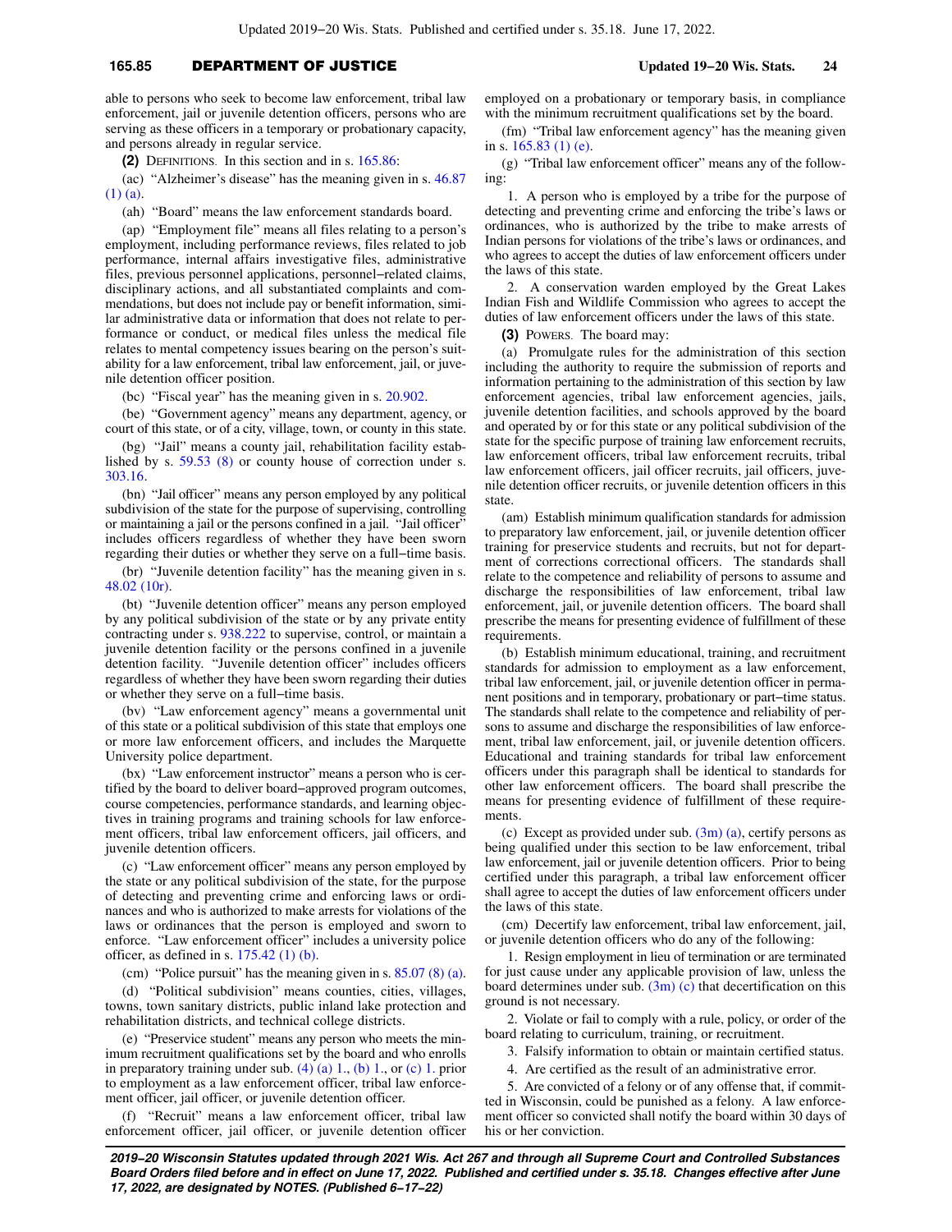able to persons who seek to become law enforcement, tribal law enforcement, jail or juvenile detention officers, persons who are serving as these officers in a temporary or probationary capacity, and persons already in regular service.

**(2)** DEFINITIONS. In this section and in s. 165.86:

(ac) "Alzheimer's disease" has the meaning given in s. 46.87 (1) (a).

(ah) "Board" means the law enforcement standards board.

(ap) "Employment file" means all files relating to a person's employment, including performance reviews, files related to job performance, internal affairs investigative files, administrative files, previous personnel applications, personnel-related claims, disciplinary actions, and all substantiated complaints and commendations, but does not include pay or benefit information, similar administrative data or information that does not relate to performance or conduct, or medical files unless the medical file relates to mental competency issues bearing on the person's suitability for a law enforcement, tribal law enforcement, jail, or juvenile detention officer position.

(bc) "Fiscal year" has the meaning given in s. 20.902.

(be) "Government agency" means any department, agency, or court of this state, or of a city, village, town, or county in this state.

(bg) "Jail" means a county jail, rehabilitation facility established by s. 59.53 (8) or county house of correction under s. 303.16.

(bn) "Jail officer" means any person employed by any political subdivision of the state for the purpose of supervising, controlling or maintaining a jail or the persons confined in a jail. "Jail officer" includes officers regardless of whether they have been sworn regarding their duties or whether they serve on a full-time basis.

(br) "Juvenile detention facility" has the meaning given in s. 48.02 (10r).

(bt) "Juvenile detention officer" means any person employed by any political subdivision of the state or by any private entity contracting under s. 938.222 to supervise, control, or maintain a juvenile detention facility or the persons confined in a juvenile detention facility. "Juvenile detention officer" includes officers regardless of whether they have been sworn regarding their duties or whether they serve on a full-time basis.

(bv) "Law enforcement agency" means a governmental unit of this state or a political subdivision of this state that employs one or more law enforcement officers, and includes the Marquette University police department.

(bx) "Law enforcement instructor" means a person who is certified by the board to deliver board-approved program outcomes, course competencies, performance standards, and learning objectives in training programs and training schools for law enforcement officers, tribal law enforcement officers, jail officers, and juvenile detention officers.

(c) "Law enforcement officer" means any person employed by the state or any political subdivision of the state, for the purpose of detecting and preventing crime and enforcing laws or ordinances and who is authorized to make arrests for violations of the laws or ordinances that the person is employed and sworn to enforce. "Law enforcement officer" includes a university police officer, as defined in s. 175.42 (1) (b).

(cm) "Police pursuit" has the meaning given in s. 85.07 (8) (a).

(d) "Political subdivision" means counties, cities, villages, towns, town sanitary districts, public inland lake protection and rehabilitation districts, and technical college districts.

(e) "Preservice student" means any person who meets the minimum recruitment qualifications set by the board and who enrolls in preparatory training under sub. (4) (a) 1., (b) 1., or (c) 1. prior to employment as a law enforcement officer, tribal law enforcement officer, jail officer, or juvenile detention officer.

(f) "Recruit" means a law enforcement officer, tribal law enforcement officer, jail officer, or juvenile detention officer employed on a probationary or temporary basis, in compliance with the minimum recruitment qualifications set by the board.

(fm) "Tribal law enforcement agency" has the meaning given in s. 165.83 (1) (e).

(g) "Tribal law enforcement officer" means any of the following:

1. A person who is employed by a tribe for the purpose of detecting and preventing crime and enforcing the tribe's laws or ordinances, who is authorized by the tribe to make arrests of Indian persons for violations of the tribe's laws or ordinances, and who agrees to accept the duties of law enforcement officers under the laws of this state.

2. A conservation warden employed by the Great Lakes Indian Fish and Wildlife Commission who agrees to accept the duties of law enforcement officers under the laws of this state.

**(3)** POWERS. The board may:

(a) Promulgate rules for the administration of this section including the authority to require the submission of reports and information pertaining to the administration of this section by law enforcement agencies, tribal law enforcement agencies, jails, juvenile detention facilities, and schools approved by the board and operated by or for this state or any political subdivision of the state for the specific purpose of training law enforcement recruits, law enforcement officers, tribal law enforcement recruits, tribal law enforcement officers, jail officer recruits, jail officers, juvenile detention officer recruits, or juvenile detention officers in this state.

(am) Establish minimum qualification standards for admission to preparatory law enforcement, jail, or juvenile detention officer training for preservice students and recruits, but not for department of corrections correctional officers. The standards shall relate to the competence and reliability of persons to assume and discharge the responsibilities of law enforcement, tribal law enforcement, jail, or juvenile detention officers. The board shall prescribe the means for presenting evidence of fulfillment of these requirements.

(b) Establish minimum educational, training, and recruitment standards for admission to employment as a law enforcement, tribal law enforcement, jail, or juvenile detention officer in permanent positions and in temporary, probationary or part-time status. The standards shall relate to the competence and reliability of persons to assume and discharge the responsibilities of law enforcement, tribal law enforcement, jail, or juvenile detention officers. Educational and training standards for tribal law enforcement officers under this paragraph shall be identical to standards for other law enforcement officers. The board shall prescribe the means for presenting evidence of fulfillment of these requirements.

(c) Except as provided under sub. (3m) (a), certify persons as being qualified under this section to be law enforcement, tribal law enforcement, jail or juvenile detention officers. Prior to being certified under this paragraph, a tribal law enforcement officer shall agree to accept the duties of law enforcement officers under the laws of this state.

(cm) Decertify law enforcement, tribal law enforcement, jail, or juvenile detention officers who do any of the following:

1. Resign employment in lieu of termination or are terminated for just cause under any applicable provision of law, unless the board determines under sub. (3m) (c) that decertification on this ground is not necessary.

2. Violate or fail to comply with a rule, policy, or order of the board relating to curriculum, training, or recruitment.

3. Falsify information to obtain or maintain certified status.

4. Are certified as the result of an administrative error.

5. Are convicted of a felony or of any offense that, if committed in Wisconsin, could be punished as a felony. A law enforcement officer so convicted shall notify the board within 30 days of his or her conviction.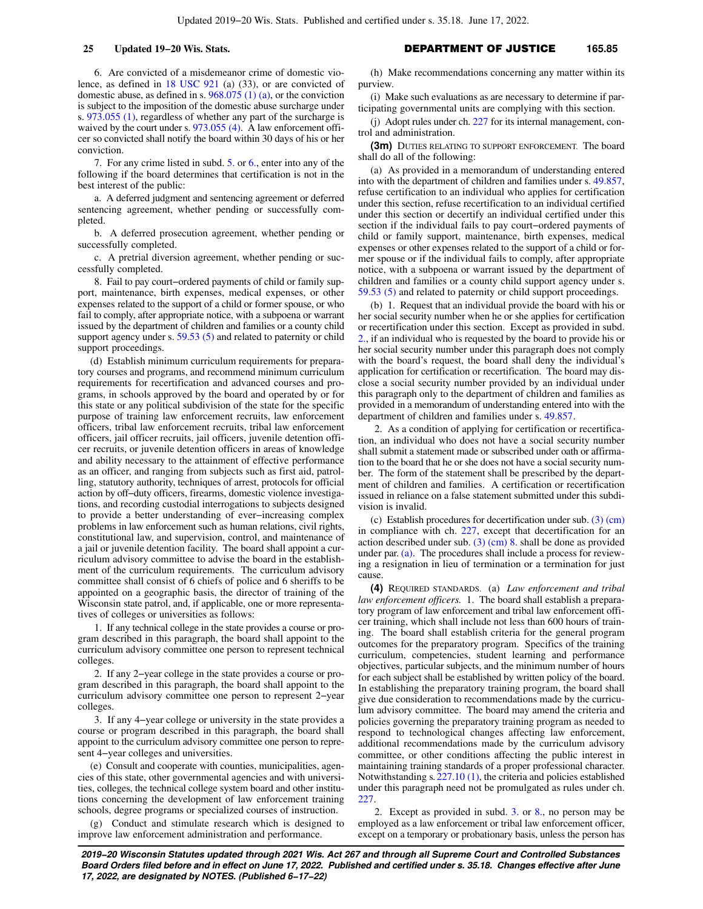6. Are convicted of a misdemeanor crime of domestic violence, as defined in 18 USC 921 (a) (33), or are convicted of domestic abuse, as defined in s. 968.075 (1) (a), or the conviction is subject to the imposition of the domestic abuse surcharge under s. 973.055 (1), regardless of whether any part of the surcharge is waived by the court under s. 973.055 (4). A law enforcement officer so convicted shall notify the board within 30 days of his or her conviction.

7. For any crime listed in subd. 5. or 6., enter into any of the following if the board determines that certification is not in the best interest of the public:

a. A deferred judgment and sentencing agreement or deferred sentencing agreement, whether pending or successfully completed.

b. A deferred prosecution agreement, whether pending or successfully completed.

c. A pretrial diversion agreement, whether pending or successfully completed.

8. Fail to pay court−ordered payments of child or family support, maintenance, birth expenses, medical expenses, or other expenses related to the support of a child or former spouse, or who fail to comply, after appropriate notice, with a subpoena or warrant issued by the department of children and families or a county child support agency under s. 59.53 (5) and related to paternity or child support proceedings.

(d) Establish minimum curriculum requirements for preparatory courses and programs, and recommend minimum curriculum requirements for recertification and advanced courses and programs, in schools approved by the board and operated by or for this state or any political subdivision of the state for the specific purpose of training law enforcement recruits, law enforcement officers, tribal law enforcement recruits, tribal law enforcement officers, jail officer recruits, jail officers, juvenile detention officer recruits, or juvenile detention officers in areas of knowledge and ability necessary to the attainment of effective performance as an officer, and ranging from subjects such as first aid, patrolling, statutory authority, techniques of arrest, protocols for official action by off−duty officers, firearms, domestic violence investigations, and recording custodial interrogations to subjects designed to provide a better understanding of ever−increasing complex problems in law enforcement such as human relations, civil rights, constitutional law, and supervision, control, and maintenance of a jail or juvenile detention facility. The board shall appoint a curriculum advisory committee to advise the board in the establishment of the curriculum requirements. The curriculum advisory committee shall consist of 6 chiefs of police and 6 sheriffs to be appointed on a geographic basis, the director of training of the Wisconsin state patrol, and, if applicable, one or more representatives of colleges or universities as follows:

1. If any technical college in the state provides a course or program described in this paragraph, the board shall appoint to the curriculum advisory committee one person to represent technical colleges.

2. If any 2−year college in the state provides a course or program described in this paragraph, the board shall appoint to the curriculum advisory committee one person to represent 2−year colleges.

3. If any 4−year college or university in the state provides a course or program described in this paragraph, the board shall appoint to the curriculum advisory committee one person to represent 4−year colleges and universities.

(e) Consult and cooperate with counties, municipalities, agencies of this state, other governmental agencies and with universities, colleges, the technical college system board and other institutions concerning the development of law enforcement training schools, degree programs or specialized courses of instruction.

(g) Conduct and stimulate research which is designed to improve law enforcement administration and performance.

(h) Make recommendations concerning any matter within its purview.

(i) Make such evaluations as are necessary to determine if participating governmental units are complying with this section.

(j) Adopt rules under ch. 227 for its internal management, control and administration.

**(3m)** Duties relating to support enforcement. The board shall do all of the following:

(a) As provided in a memorandum of understanding entered into with the department of children and families under s. 49.857, refuse certification to an individual who applies for certification under this section, refuse recertification to an individual certified under this section or decertify an individual certified under this section if the individual fails to pay court−ordered payments of child or family support, maintenance, birth expenses, medical expenses or other expenses related to the support of a child or former spouse or if the individual fails to comply, after appropriate notice, with a subpoena or warrant issued by the department of children and families or a county child support agency under s. 59.53 (5) and related to paternity or child support proceedings.

(b) 1. Request that an individual provide the board with his or her social security number when he or she applies for certification or recertification under this section. Except as provided in subd. 2., if an individual who is requested by the board to provide his or her social security number under this paragraph does not comply with the board's request, the board shall deny the individual's application for certification or recertification. The board may disclose a social security number provided by an individual under this paragraph only to the department of children and families as provided in a memorandum of understanding entered into with the department of children and families under s. 49.857.

2. As a condition of applying for certification or recertification, an individual who does not have a social security number shall submit a statement made or subscribed under oath or affirmation to the board that he or she does not have a social security number. The form of the statement shall be prescribed by the department of children and families. A certification or recertification issued in reliance on a false statement submitted under this subdivision is invalid.

(c) Establish procedures for decertification under sub. (3) (cm) in compliance with ch. 227, except that decertification for an action described under sub. (3) (cm) 8. shall be done as provided under par. (a). The procedures shall include a process for reviewing a resignation in lieu of termination or a termination for just cause.

**(4)** Required standards. (a) *Law enforcement and tribal law enforcement officers.* 1. The board shall establish a preparatory program of law enforcement and tribal law enforcement officer training, which shall include not less than 600 hours of training. The board shall establish criteria for the general program outcomes for the preparatory program. Specifics of the training curriculum, competencies, student learning and performance objectives, particular subjects, and the minimum number of hours for each subject shall be established by written policy of the board. In establishing the preparatory training program, the board shall give due consideration to recommendations made by the curriculum advisory committee. The board may amend the criteria and policies governing the preparatory training program as needed to respond to technological changes affecting law enforcement, additional recommendations made by the curriculum advisory committee, or other conditions affecting the public interest in maintaining training standards of a proper professional character. Notwithstanding s. 227.10 (1), the criteria and policies established under this paragraph need not be promulgated as rules under ch. 227.

2. Except as provided in subd. 3. or 8., no person may be employed as a law enforcement or tribal law enforcement officer, except on a temporary or probationary basis, unless the person has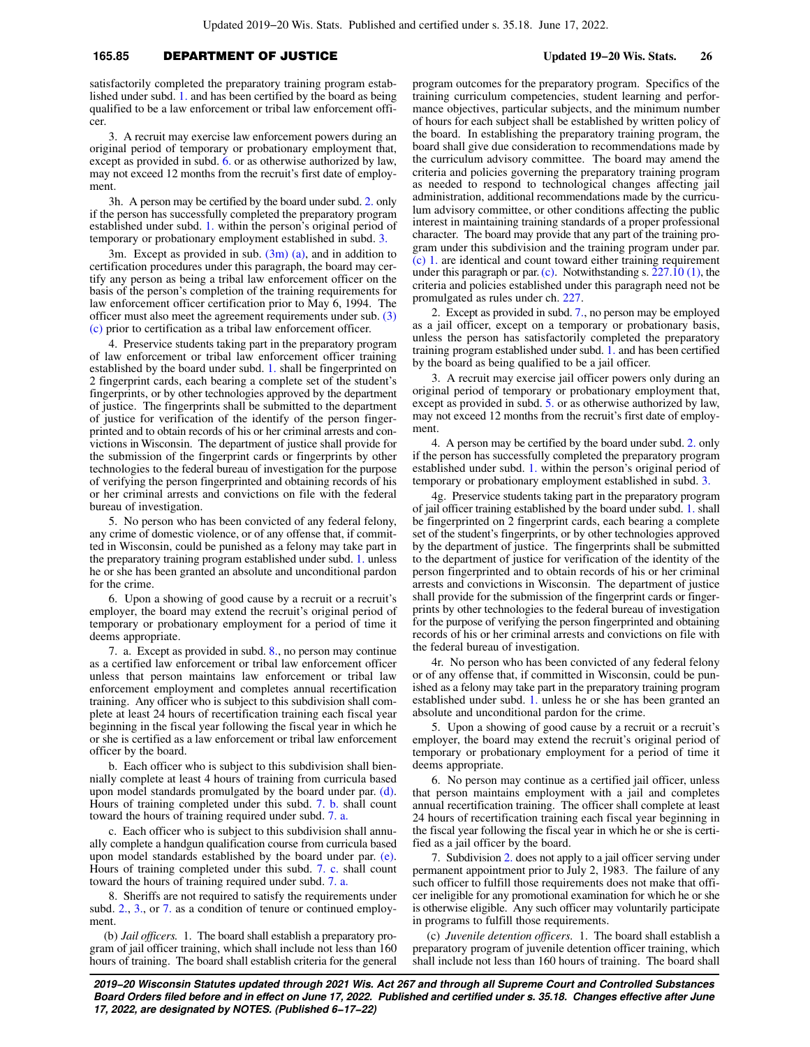satisfactorily completed the preparatory training program established under subd. 1. and has been certified by the board as being qualified to be a law enforcement or tribal law enforcement officer.

3. A recruit may exercise law enforcement powers during an original period of temporary or probationary employment that, except as provided in subd. 6. or as otherwise authorized by law, may not exceed 12 months from the recruit's first date of employment.

3h. A person may be certified by the board under subd. 2. only if the person has successfully completed the preparatory program established under subd. 1. within the person's original period of temporary or probationary employment established in subd. 3.

3m. Except as provided in sub. (3m) (a), and in addition to certification procedures under this paragraph, the board may certify any person as being a tribal law enforcement officer on the basis of the person's completion of the training requirements for law enforcement officer certification prior to May 6, 1994. The officer must also meet the agreement requirements under sub. (3) (c) prior to certification as a tribal law enforcement officer.

4. Preservice students taking part in the preparatory program of law enforcement or tribal law enforcement officer training established by the board under subd. 1. shall be fingerprinted on 2 fingerprint cards, each bearing a complete set of the student's fingerprints, or by other technologies approved by the department of justice. The fingerprints shall be submitted to the department of justice for verification of the identify of the person fingerprinted and to obtain records of his or her criminal arrests and convictions in Wisconsin. The department of justice shall provide for the submission of the fingerprint cards or fingerprints by other technologies to the federal bureau of investigation for the purpose of verifying the person fingerprinted and obtaining records of his or her criminal arrests and convictions on file with the federal bureau of investigation.

5. No person who has been convicted of any federal felony, any crime of domestic violence, or of any offense that, if committed in Wisconsin, could be punished as a felony may take part in the preparatory training program established under subd. 1. unless he or she has been granted an absolute and unconditional pardon for the crime.

6. Upon a showing of good cause by a recruit or a recruit's employer, the board may extend the recruit's original period of temporary or probationary employment for a period of time it deems appropriate.

7. a. Except as provided in subd. 8., no person may continue as a certified law enforcement or tribal law enforcement officer unless that person maintains law enforcement or tribal law enforcement employment and completes annual recertification training. Any officer who is subject to this subdivision shall complete at least 24 hours of recertification training each fiscal year beginning in the fiscal year following the fiscal year in which he or she is certified as a law enforcement or tribal law enforcement officer by the board.

b. Each officer who is subject to this subdivision shall biennially complete at least 4 hours of training from curricula based upon model standards promulgated by the board under par. (d). Hours of training completed under this subd. 7. b. shall count toward the hours of training required under subd. 7. a.

c. Each officer who is subject to this subdivision shall annually complete a handgun qualification course from curricula based upon model standards established by the board under par. (e). Hours of training completed under this subd. 7. c. shall count toward the hours of training required under subd. 7. a.

8. Sheriffs are not required to satisfy the requirements under subd. 2., 3., or 7. as a condition of tenure or continued employment.

(b) *Jail officers.* 1. The board shall establish a preparatory program of jail officer training, which shall include not less than 160 hours of training. The board shall establish criteria for the general program outcomes for the preparatory program. Specifics of the training curriculum competencies, student learning and performance objectives, particular subjects, and the minimum number of hours for each subject shall be established by written policy of the board. In establishing the preparatory training program, the board shall give due consideration to recommendations made by the curriculum advisory committee. The board may amend the criteria and policies governing the preparatory training program as needed to respond to technological changes affecting jail administration, additional recommendations made by the curriculum advisory committee, or other conditions affecting the public interest in maintaining training standards of a proper professional character. The board may provide that any part of the training program under this subdivision and the training program under par. (c) 1. are identical and count toward either training requirement under this paragraph or par. (c). Notwithstanding s. 227.10 (1), the criteria and policies established under this paragraph need not be promulgated as rules under ch. 227.

2. Except as provided in subd. 7., no person may be employed as a jail officer, except on a temporary or probationary basis, unless the person has satisfactorily completed the preparatory training program established under subd. 1. and has been certified by the board as being qualified to be a jail officer.

3. A recruit may exercise jail officer powers only during an original period of temporary or probationary employment that, except as provided in subd. 5. or as otherwise authorized by law, may not exceed 12 months from the recruit's first date of employment.

4. A person may be certified by the board under subd. 2. only if the person has successfully completed the preparatory program established under subd. 1. within the person's original period of temporary or probationary employment established in subd. 3.

4g. Preservice students taking part in the preparatory program of jail officer training established by the board under subd. 1. shall be fingerprinted on 2 fingerprint cards, each bearing a complete set of the student's fingerprints, or by other technologies approved by the department of justice. The fingerprints shall be submitted to the department of justice for verification of the identity of the person fingerprinted and to obtain records of his or her criminal arrests and convictions in Wisconsin. The department of justice shall provide for the submission of the fingerprint cards or fingerprints by other technologies to the federal bureau of investigation for the purpose of verifying the person fingerprinted and obtaining records of his or her criminal arrests and convictions on file with the federal bureau of investigation.

4r. No person who has been convicted of any federal felony or of any offense that, if committed in Wisconsin, could be punished as a felony may take part in the preparatory training program established under subd. 1. unless he or she has been granted an absolute and unconditional pardon for the crime.

5. Upon a showing of good cause by a recruit or a recruit's employer, the board may extend the recruit's original period of temporary or probationary employment for a period of time it deems appropriate.

6. No person may continue as a certified jail officer, unless that person maintains employment with a jail and completes annual recertification training. The officer shall complete at least 24 hours of recertification training each fiscal year beginning in the fiscal year following the fiscal year in which he or she is certified as a jail officer by the board.

7. Subdivision 2. does not apply to a jail officer serving under permanent appointment prior to July 2, 1983. The failure of any such officer to fulfill those requirements does not make that officer ineligible for any promotional examination for which he or she is otherwise eligible. Any such officer may voluntarily participate in programs to fulfill those requirements.

(c) *Juvenile detention officers.* 1. The board shall establish a preparatory program of juvenile detention officer training, which shall include not less than 160 hours of training. The board shall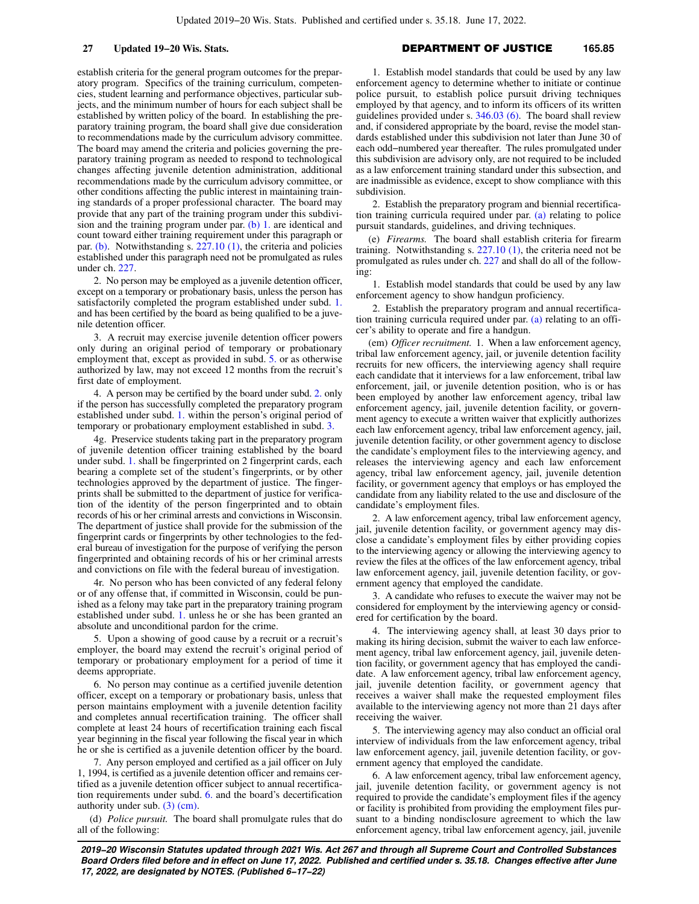establish criteria for the general program outcomes for the preparatory program. Specifics of the training curriculum, competencies, student learning and performance objectives, particular subjects, and the minimum number of hours for each subject shall be established by written policy of the board. In establishing the preparatory training program, the board shall give due consideration to recommendations made by the curriculum advisory committee. The board may amend the criteria and policies governing the preparatory training program as needed to respond to technological changes affecting juvenile detention administration, additional recommendations made by the curriculum advisory committee, or other conditions affecting the public interest in maintaining training standards of a proper professional character. The board may provide that any part of the training program under this subdivision and the training program under par. (b) 1. are identical and count toward either training requirement under this paragraph or par. (b). Notwithstanding s. 227.10 (1), the criteria and policies established under this paragraph need not be promulgated as rules under ch. 227.

2. No person may be employed as a juvenile detention officer, except on a temporary or probationary basis, unless the person has satisfactorily completed the program established under subd. 1. and has been certified by the board as being qualified to be a juvenile detention officer.

3. A recruit may exercise juvenile detention officer powers only during an original period of temporary or probationary employment that, except as provided in subd. 5. or as otherwise authorized by law, may not exceed 12 months from the recruit's first date of employment.

4. A person may be certified by the board under subd. 2. only if the person has successfully completed the preparatory program established under subd. 1. within the person's original period of temporary or probationary employment established in subd. 3.

4g. Preservice students taking part in the preparatory program of juvenile detention officer training established by the board under subd. 1. shall be fingerprinted on 2 fingerprint cards, each bearing a complete set of the student's fingerprints, or by other technologies approved by the department of justice. The fingerprints shall be submitted to the department of justice for verification of the identity of the person fingerprinted and to obtain records of his or her criminal arrests and convictions in Wisconsin. The department of justice shall provide for the submission of the fingerprint cards or fingerprints by other technologies to the federal bureau of investigation for the purpose of verifying the person fingerprinted and obtaining records of his or her criminal arrests and convictions on file with the federal bureau of investigation.

4r. No person who has been convicted of any federal felony or of any offense that, if committed in Wisconsin, could be punished as a felony may take part in the preparatory training program established under subd. 1. unless he or she has been granted an absolute and unconditional pardon for the crime.

5. Upon a showing of good cause by a recruit or a recruit's employer, the board may extend the recruit's original period of temporary or probationary employment for a period of time it deems appropriate.

6. No person may continue as a certified juvenile detention officer, except on a temporary or probationary basis, unless that person maintains employment with a juvenile detention facility and completes annual recertification training. The officer shall complete at least 24 hours of recertification training each fiscal year beginning in the fiscal year following the fiscal year in which he or she is certified as a juvenile detention officer by the board.

7. Any person employed and certified as a jail officer on July 1, 1994, is certified as a juvenile detention officer and remains certified as a juvenile detention officer subject to annual recertification requirements under subd. 6. and the board's decertification authority under sub. (3) (cm).

(d) *Police pursuit.* The board shall promulgate rules that do all of the following:

1. Establish model standards that could be used by any law enforcement agency to determine whether to initiate or continue police pursuit, to establish police pursuit driving techniques employed by that agency, and to inform its officers of its written guidelines provided under s. 346.03 (6). The board shall review and, if considered appropriate by the board, revise the model standards established under this subdivision not later than June 30 of each odd-numbered year thereafter. The rules promulgated under this subdivision are advisory only, are not required to be included as a law enforcement training standard under this subsection, and are inadmissible as evidence, except to show compliance with this subdivision.

2. Establish the preparatory program and biennial recertification training curricula required under par. (a) relating to police pursuit standards, guidelines, and driving techniques.

(e) *Firearms.* The board shall establish criteria for firearm training. Notwithstanding s. 227.10 (1), the criteria need not be promulgated as rules under ch. 227 and shall do all of the following:

1. Establish model standards that could be used by any law enforcement agency to show handgun proficiency.

2. Establish the preparatory program and annual recertification training curricula required under par. (a) relating to an officer's ability to operate and fire a handgun.

(em) *Officer recruitment.* 1. When a law enforcement agency, tribal law enforcement agency, jail, or juvenile detention facility recruits for new officers, the interviewing agency shall require each candidate that it interviews for a law enforcement, tribal law enforcement, jail, or juvenile detention position, who is or has been employed by another law enforcement agency, tribal law enforcement agency, jail, juvenile detention facility, or government agency to execute a written waiver that explicitly authorizes each law enforcement agency, tribal law enforcement agency, jail, juvenile detention facility, or other government agency to disclose the candidate's employment files to the interviewing agency, and releases the interviewing agency and each law enforcement agency, tribal law enforcement agency, jail, juvenile detention facility, or government agency that employs or has employed the candidate from any liability related to the use and disclosure of the candidate's employment files.

2. A law enforcement agency, tribal law enforcement agency, jail, juvenile detention facility, or government agency may disclose a candidate's employment files by either providing copies to the interviewing agency or allowing the interviewing agency to review the files at the offices of the law enforcement agency, tribal law enforcement agency, jail, juvenile detention facility, or government agency that employed the candidate.

3. A candidate who refuses to execute the waiver may not be considered for employment by the interviewing agency or considered for certification by the board.

4. The interviewing agency shall, at least 30 days prior to making its hiring decision, submit the waiver to each law enforcement agency, tribal law enforcement agency, jail, juvenile detention facility, or government agency that has employed the candidate. A law enforcement agency, tribal law enforcement agency, jail, juvenile detention facility, or government agency that receives a waiver shall make the requested employment files available to the interviewing agency not more than 21 days after receiving the waiver.

5. The interviewing agency may also conduct an official oral interview of individuals from the law enforcement agency, tribal law enforcement agency, jail, juvenile detention facility, or government agency that employed the candidate.

6. A law enforcement agency, tribal law enforcement agency, jail, juvenile detention facility, or government agency is not required to provide the candidate's employment files if the agency or facility is prohibited from providing the employment files pursuant to a binding nondisclosure agreement to which the law enforcement agency, tribal law enforcement agency, jail, juvenile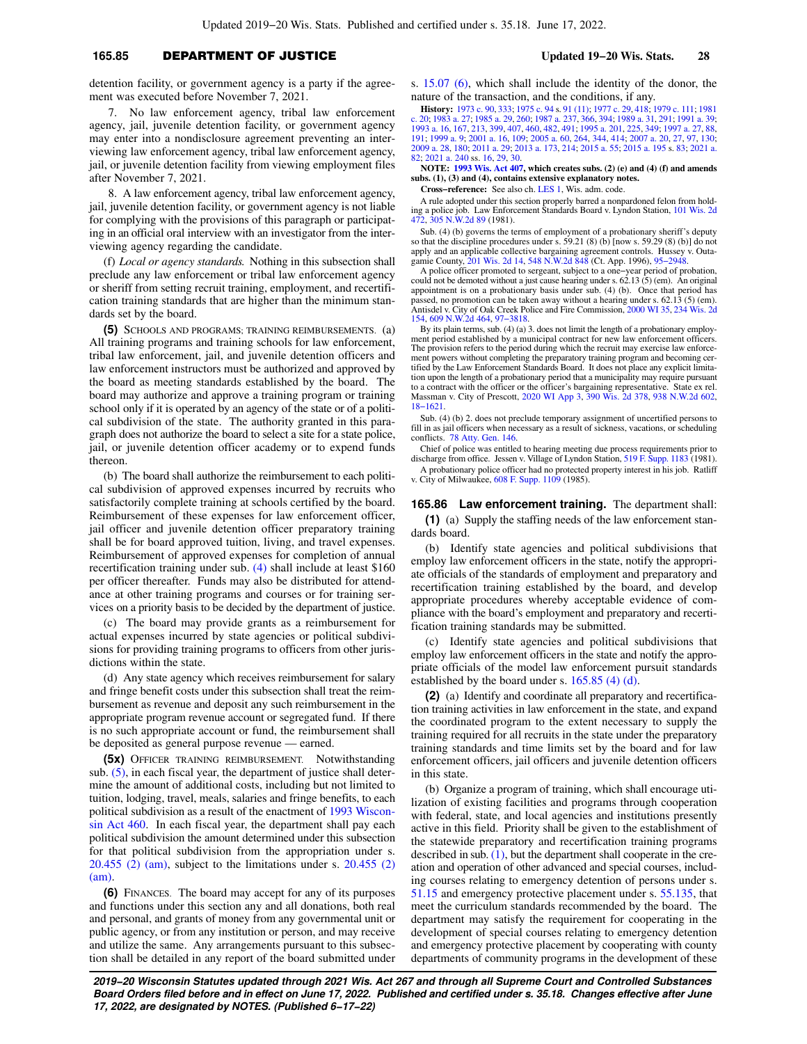detention facility, or government agency is a party if the agreement was executed before November 7, 2021.

7. No law enforcement agency, tribal law enforcement agency, jail, juvenile detention facility, or government agency may enter into a nondisclosure agreement preventing an interviewing law enforcement agency, tribal law enforcement agency, jail, or juvenile detention facility from viewing employment files after November 7, 2021.

8. A law enforcement agency, tribal law enforcement agency, jail, juvenile detention facility, or government agency is not liable for complying with the provisions of this paragraph or participating in an official oral interview with an investigator from the interviewing agency regarding the candidate.

(f) *Local or agency standards.* Nothing in this subsection shall preclude any law enforcement or tribal law enforcement agency or sheriff from setting recruit training, employment, and recertification training standards that are higher than the minimum standards set by the board.

**(5)** SCHOOLS AND PROGRAMS; TRAINING REIMBURSEMENTS. (a) All training programs and training schools for law enforcement, tribal law enforcement, jail, and juvenile detention officers and law enforcement instructors must be authorized and approved by the board as meeting standards established by the board. The board may authorize and approve a training program or training school only if it is operated by an agency of the state or of a political subdivision of the state. The authority granted in this paragraph does not authorize the board to select a site for a state police, jail, or juvenile detention officer academy or to expend funds thereon.

(b) The board shall authorize the reimbursement to each political subdivision of approved expenses incurred by recruits who satisfactorily complete training at schools certified by the board. Reimbursement of these expenses for law enforcement officer, jail officer and juvenile detention officer preparatory training shall be for board approved tuition, living, and travel expenses. Reimbursement of approved expenses for completion of annual recertification training under sub. (4) shall include at least $160 per officer thereafter. Funds may also be distributed for attendance at other training programs and courses or for training services on a priority basis to be decided by the department of justice.

(c) The board may provide grants as a reimbursement for actual expenses incurred by state agencies or political subdivisions for providing training programs to officers from other jurisdictions within the state.

(d) Any state agency which receives reimbursement for salary and fringe benefit costs under this subsection shall treat the reimbursement as revenue and deposit any such reimbursement in the appropriate program revenue account or segregated fund. If there is no such appropriate account or fund, the reimbursement shall be deposited as general purpose revenue — earned.

**(5x)** OFFICER TRAINING REIMBURSEMENT. Notwithstanding sub. (5), in each fiscal year, the department of justice shall determine the amount of additional costs, including but not limited to tuition, lodging, travel, meals, salaries and fringe benefits, to each political subdivision as a result of the enactment of 1993 Wisconsin Act 460. In each fiscal year, the department shall pay each political subdivision the amount determined under this subsection for that political subdivision from the appropriation under s. 20.455 (2) (am), subject to the limitations under s. 20.455 (2) (am).

**(6)** FINANCES. The board may accept for any of its purposes and functions under this section any and all donations, both real and personal, and grants of money from any governmental unit or public agency, or from any institution or person, and may receive and utilize the same. Any arrangements pursuant to this subsection shall be detailed in any report of the board submitted under s. 15.07 (6), which shall include the identity of the donor, the nature of the transaction, and the conditions, if any.

**History:** 1973 c. 90, 333; 1975 c. 94 s. 91 (11); 1977 c. 29, 418; 1979 c. 111; 1981 c. 20; 1983 a. 27; 1985 a. 29, 260; 1987 a. 237, 366, 394; 1989 a. 31, 291; 1991 a. 39; 1993 a. 16, 167, 213, 399, 407, 460, 482, 491; 1995 a. 201, 225, 349; 1997 a. 27, 88, 191; 1999 a. 9; 2001 a. 16, 109; 2005 a. 60, 264, 344, 414; 2007 a. 20, 27, 97, 130; 2009 a. 28, 180; 2011 a. 29; 2013 a. 173, 214; 2015 a. 55; 2015 a. 195 s. 83; 2021 a. 82; 2021 a. 240 ss. 16, 29, 30.

**NOTE: 1993 Wis. Act 407, which creates subs. (2) (e) and (4) (f) and amends subs. (1), (3) and (4), contains extensive explanatory notes.**

**Cross−reference:** See also ch. LES 1, Wis. adm. code.

A rule adopted under this section properly barred a nonpardoned felon from holding a police job. Law Enforcement Standards Board v. Lyndon Station, 101 Wis. 2d 472, 305 N.W.2d 89 (1981).

Sub. (4) (b) governs the terms of employment of a probationary sheriff's deputy so that the discipline procedures under s. 59.21 (8) (b) [now s. 59.29 (8) (b)] do not apply and an applicable collective bargaining agreement controls. Hussey v. Outagamie County, 201 Wis. 2d 14, 548 N.W.2d 848 (Ct. App. 1996), 95−2948.

A police officer promoted to sergeant, subject to a one−year period of probation, could not be demoted without a just cause hearing under s. 62.13 (5) (em). An original appointment is on a probationary basis under sub. (4) (b). Once that period has passed, no promotion can be taken away without a hearing under s. 62.13 (5) (em). Antisdel v. City of Oak Creek Police and Fire Commission, 2000 WI 35, 234 Wis. 2d 154, 609 N.W.2d 464, 97−3818.

By its plain terms, sub. (4) (a) 3. does not limit the length of a probationary employment period established by a municipal contract for new law enforcement officers. The provision refers to the period during which the recruit may exercise law enforcement powers without completing the preparatory training program and becoming certified by the Law Enforcement Standards Board. It does not place any explicit limitation upon the length of a probationary period that a municipality may require pursuant to a contract with the officer or the officer's bargaining representative. State ex rel. Massman v. City of Prescott, 2020 WI App 3, 390 Wis. 2d 378, 938 N.W.2d 602, 18−1621.

Sub. (4) (b) 2. does not preclude temporary assignment of uncertified persons to fill in as jail officers when necessary as a result of sickness, vacations, or scheduling conflicts. 78 Atty. Gen. 146.

Chief of police was entitled to hearing meeting due process requirements prior to discharge from office. Jessen v. Village of Lyndon Station, 519 F. Supp. 1183 (1981).

A probationary police officer had no protected property interest in his job. Ratliff v. City of Milwaukee, 608 F. Supp. 1109 (1985).

**165.86 Law enforcement training.** The department shall:

**(1)** (a) Supply the staffing needs of the law enforcement standards board.

(b) Identify state agencies and political subdivisions that employ law enforcement officers in the state, notify the appropriate officials of the standards of employment and preparatory and recertification training established by the board, and develop appropriate procedures whereby acceptable evidence of compliance with the board's employment and preparatory and recertification training standards may be submitted.

(c) Identify state agencies and political subdivisions that employ law enforcement officers in the state and notify the appropriate officials of the model law enforcement pursuit standards established by the board under s. 165.85 (4) (d).

**(2)** (a) Identify and coordinate all preparatory and recertification training activities in law enforcement in the state, and expand the coordinated program to the extent necessary to supply the training required for all recruits in the state under the preparatory training standards and time limits set by the board and for law enforcement officers, jail officers and juvenile detention officers in this state.

(b) Organize a program of training, which shall encourage utilization of existing facilities and programs through cooperation with federal, state, and local agencies and institutions presently active in this field. Priority shall be given to the establishment of the statewide preparatory and recertification training programs described in sub. (1), but the department shall cooperate in the creation and operation of other advanced and special courses, including courses relating to emergency detention of persons under s. 51.15 and emergency protective placement under s. 55.135, that meet the curriculum standards recommended by the board. The department may satisfy the requirement for cooperating in the development of special courses relating to emergency detention and emergency protective placement by cooperating with county departments of community programs in the development of these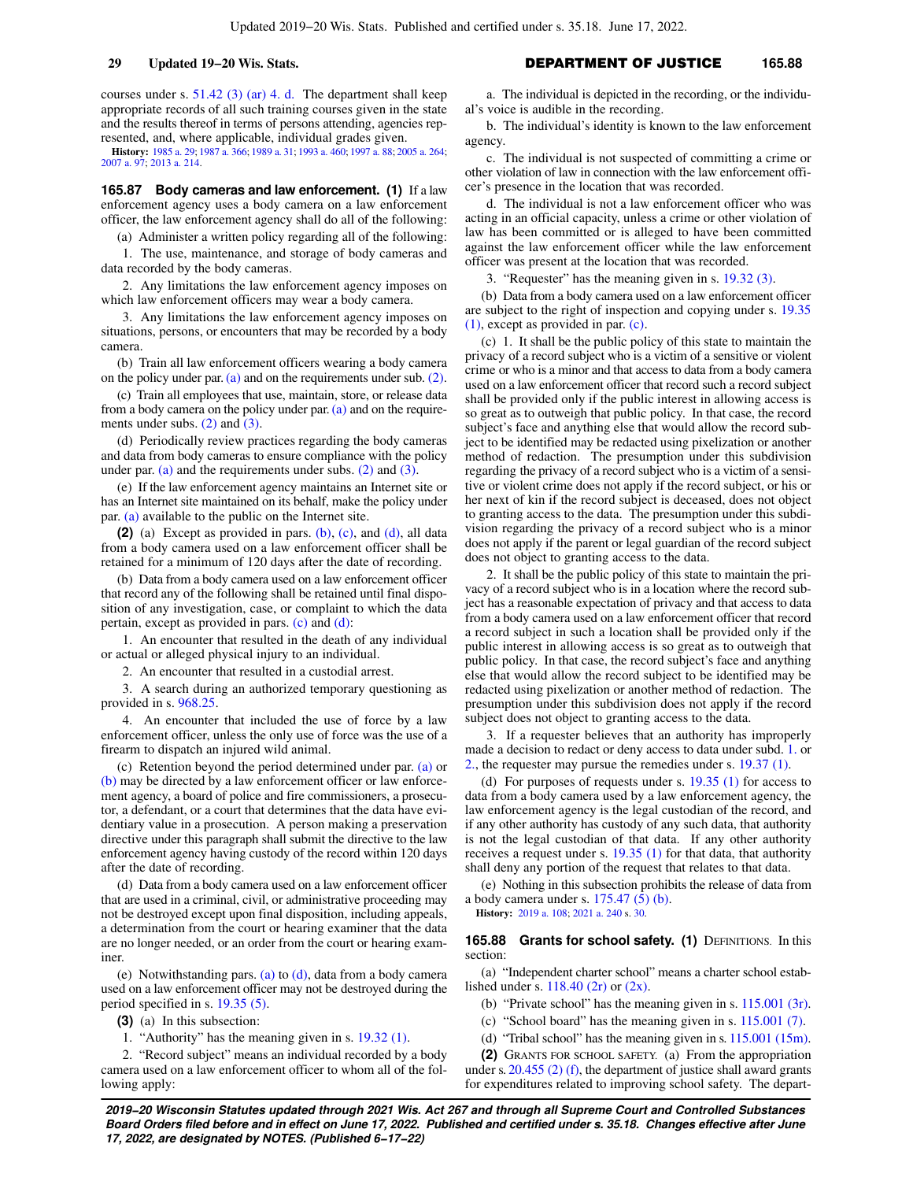courses under s. 51.42 (3) (ar) 4. d. The department shall keep appropriate records of all such training courses given in the state and the results thereof in terms of persons attending, agencies represented, and, where applicable, individual grades given.

**History:** 1985 a. 29; 1987 a. 366; 1989 a. 31; 1993 a. 460; 1997 a. 88; 2005 a. 264; 2007 a. 97; 2013 a. 214.

**165.87 Body cameras and law enforcement. (1)** If a law enforcement agency uses a body camera on a law enforcement officer, the law enforcement agency shall do all of the following:

(a) Administer a written policy regarding all of the following:

1. The use, maintenance, and storage of body cameras and data recorded by the body cameras.

2. Any limitations the law enforcement agency imposes on which law enforcement officers may wear a body camera.

3. Any limitations the law enforcement agency imposes on situations, persons, or encounters that may be recorded by a body camera.

(b) Train all law enforcement officers wearing a body camera on the policy under par. (a) and on the requirements under sub. (2).

(c) Train all employees that use, maintain, store, or release data from a body camera on the policy under par. (a) and on the requirements under subs. (2) and (3).

(d) Periodically review practices regarding the body cameras and data from body cameras to ensure compliance with the policy under par. (a) and the requirements under subs. (2) and (3).

(e) If the law enforcement agency maintains an Internet site or has an Internet site maintained on its behalf, make the policy under par. (a) available to the public on the Internet site.

**(2)** (a) Except as provided in pars. (b), (c), and (d), all data from a body camera used on a law enforcement officer shall be retained for a minimum of 120 days after the date of recording.

(b) Data from a body camera used on a law enforcement officer that record any of the following shall be retained until final disposition of any investigation, case, or complaint to which the data pertain, except as provided in pars. (c) and (d):

1. An encounter that resulted in the death of any individual or actual or alleged physical injury to an individual.

2. An encounter that resulted in a custodial arrest.

3. A search during an authorized temporary questioning as provided in s. 968.25.

4. An encounter that included the use of force by a law enforcement officer, unless the only use of force was the use of a firearm to dispatch an injured wild animal.

(c) Retention beyond the period determined under par. (a) or (b) may be directed by a law enforcement officer or law enforcement agency, a board of police and fire commissioners, a prosecutor, a defendant, or a court that determines that the data have evidentiary value in a prosecution. A person making a preservation directive under this paragraph shall submit the directive to the law enforcement agency having custody of the record within 120 days after the date of recording.

(d) Data from a body camera used on a law enforcement officer that are used in a criminal, civil, or administrative proceeding may not be destroyed except upon final disposition, including appeals, a determination from the court or hearing examiner that the data are no longer needed, or an order from the court or hearing examiner.

(e) Notwithstanding pars. (a) to (d), data from a body camera used on a law enforcement officer may not be destroyed during the period specified in s. 19.35 (5).

**(3)** (a) In this subsection:

1. "Authority" has the meaning given in s. 19.32 (1).

2. "Record subject" means an individual recorded by a body camera used on a law enforcement officer to whom all of the following apply:

a. The individual is depicted in the recording, or the individual's voice is audible in the recording.

b. The individual's identity is known to the law enforcement agency.

c. The individual is not suspected of committing a crime or other violation of law in connection with the law enforcement officer's presence in the location that was recorded.

d. The individual is not a law enforcement officer who was acting in an official capacity, unless a crime or other violation of law has been committed or is alleged to have been committed against the law enforcement officer while the law enforcement officer was present at the location that was recorded.

3. "Requester" has the meaning given in s. 19.32 (3).

(b) Data from a body camera used on a law enforcement officer are subject to the right of inspection and copying under s. 19.35 (1), except as provided in par. (c).

(c) 1. It shall be the public policy of this state to maintain the privacy of a record subject who is a victim of a sensitive or violent crime or who is a minor and that access to data from a body camera used on a law enforcement officer that record such a record subject shall be provided only if the public interest in allowing access is so great as to outweigh that public policy. In that case, the record subject's face and anything else that would allow the record subject to be identified may be redacted using pixelization or another method of redaction. The presumption under this subdivision regarding the privacy of a record subject who is a victim of a sensitive or violent crime does not apply if the record subject, or his or her next of kin if the record subject is deceased, does not object to granting access to the data. The presumption under this subdivision regarding the privacy of a record subject who is a minor does not apply if the parent or legal guardian of the record subject does not object to granting access to the data.

2. It shall be the public policy of this state to maintain the privacy of a record subject who is in a location where the record subject has a reasonable expectation of privacy and that access to data from a body camera used on a law enforcement officer that record a record subject in such a location shall be provided only if the public interest in allowing access is so great as to outweigh that public policy. In that case, the record subject's face and anything else that would allow the record subject to be identified may be redacted using pixelization or another method of redaction. The presumption under this subdivision does not apply if the record subject does not object to granting access to the data.

3. If a requester believes that an authority has improperly made a decision to redact or deny access to data under subd. 1. or 2., the requester may pursue the remedies under s. 19.37 (1).

(d) For purposes of requests under s. 19.35 (1) for access to data from a body camera used by a law enforcement agency, the law enforcement agency is the legal custodian of the record, and if any other authority has custody of any such data, that authority is not the legal custodian of that data. If any other authority receives a request under s. 19.35 (1) for that data, that authority shall deny any portion of the request that relates to that data.

(e) Nothing in this subsection prohibits the release of data from a body camera under s. 175.47 (5) (b).

**History:** 2019 a. 108; 2021 a. 240 s. 30.

**165.88 Grants for school safety. (1)** DEFINITIONS. In this section:

(a) "Independent charter school" means a charter school established under s. 118.40 (2r) or (2x).

(b) "Private school" has the meaning given in s. 115.001 (3r).

(c) "School board" has the meaning given in s. 115.001 (7).

(d) "Tribal school" has the meaning given in s. 115.001 (15m).

**(2)** GRANTS FOR SCHOOL SAFETY. (a) From the appropriation under s. 20.455 (2) (f), the department of justice shall award grants for expenditures related to improving school safety. The depart-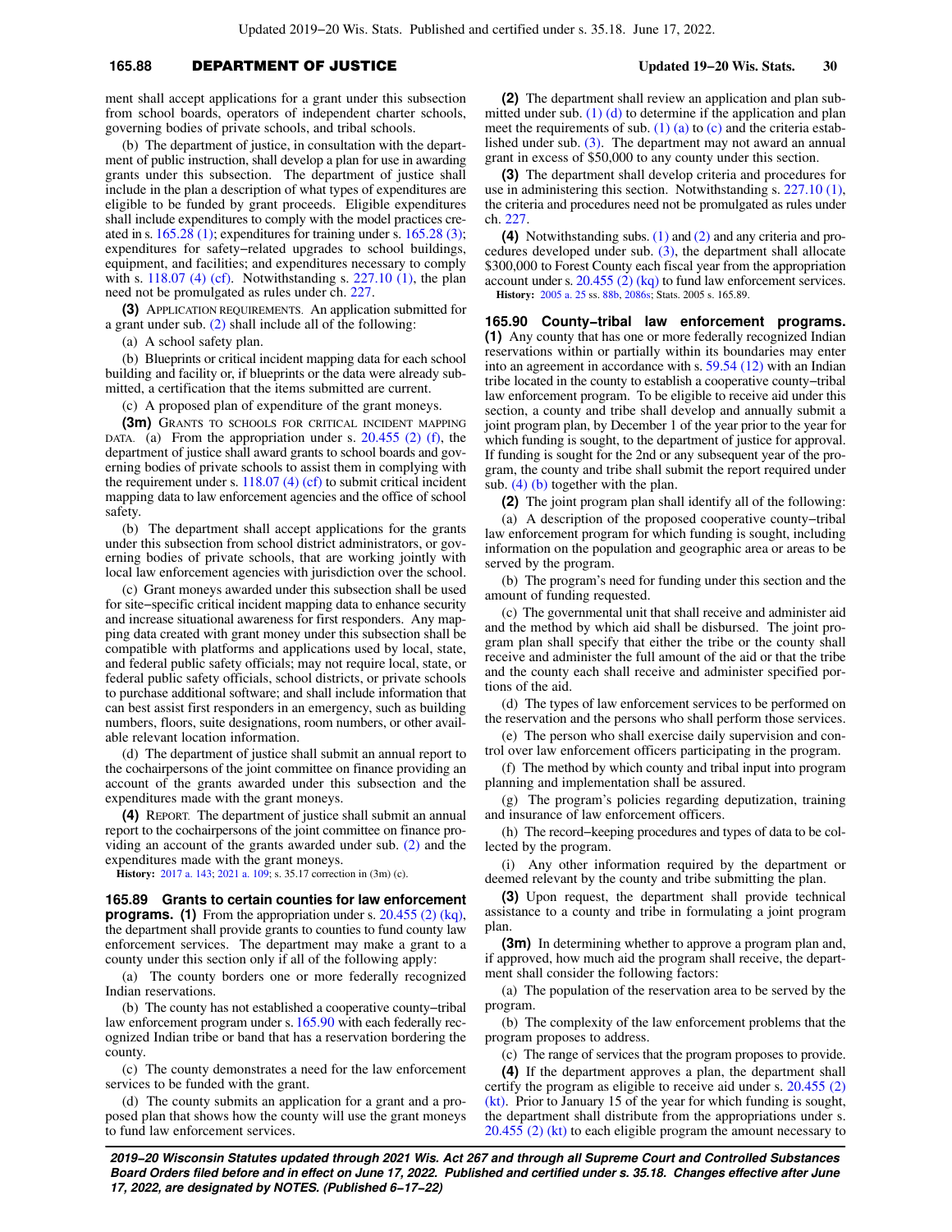ment shall accept applications for a grant under this subsection from school boards, operators of independent charter schools, governing bodies of private schools, and tribal schools.

(b) The department of justice, in consultation with the department of public instruction, shall develop a plan for use in awarding grants under this subsection. The department of justice shall include in the plan a description of what types of expenditures are eligible to be funded by grant proceeds. Eligible expenditures shall include expenditures to comply with the model practices created in s. 165.28 (1); expenditures for training under s. 165.28 (3); expenditures for safety-related upgrades to school buildings, equipment, and facilities; and expenditures necessary to comply with s. 118.07 (4) (cf). Notwithstanding s. 227.10 (1), the plan need not be promulgated as rules under ch. 227.

**(3)** APPLICATION REQUIREMENTS. An application submitted for a grant under sub. (2) shall include all of the following:

(a) A school safety plan.

(b) Blueprints or critical incident mapping data for each school building and facility or, if blueprints or the data were already submitted, a certification that the items submitted are current.

(c) A proposed plan of expenditure of the grant moneys.

**(3m)** GRANTS TO SCHOOLS FOR CRITICAL INCIDENT MAPPING DATA. (a) From the appropriation under s. 20.455 (2) (f), the department of justice shall award grants to school boards and governing bodies of private schools to assist them in complying with the requirement under s. 118.07 (4) (cf) to submit critical incident mapping data to law enforcement agencies and the office of school safety.

(b) The department shall accept applications for the grants under this subsection from school district administrators, or governing bodies of private schools, that are working jointly with local law enforcement agencies with jurisdiction over the school.

(c) Grant moneys awarded under this subsection shall be used for site-specific critical incident mapping data to enhance security and increase situational awareness for first responders. Any mapping data created with grant money under this subsection shall be compatible with platforms and applications used by local, state, and federal public safety officials; may not require local, state, or federal public safety officials, school districts, or private schools to purchase additional software; and shall include information that can best assist first responders in an emergency, such as building numbers, floors, suite designations, room numbers, or other available relevant location information.

(d) The department of justice shall submit an annual report to the cochairpersons of the joint committee on finance providing an account of the grants awarded under this subsection and the expenditures made with the grant moneys.

**(4)** REPORT. The department of justice shall submit an annual report to the cochairpersons of the joint committee on finance providing an account of the grants awarded under sub. (2) and the expenditures made with the grant moneys.

**History:** 2017 a. 143; 2021 a. 109; s. 35.17 correction in (3m) (c).

**165.89 Grants to certain counties for law enforcement programs. (1)** From the appropriation under s. 20.455 (2) (kq), the department shall provide grants to counties to fund county law enforcement services. The department may make a grant to a county under this section only if all of the following apply:

(a) The county borders one or more federally recognized Indian reservations.

(b) The county has not established a cooperative county-tribal law enforcement program under s. 165.90 with each federally recognized Indian tribe or band that has a reservation bordering the county.

(c) The county demonstrates a need for the law enforcement services to be funded with the grant.

(d) The county submits an application for a grant and a proposed plan that shows how the county will use the grant moneys to fund law enforcement services.

**(2)** The department shall review an application and plan submitted under sub. (1) (d) to determine if the application and plan meet the requirements of sub. (1) (a) to (c) and the criteria established under sub. (3). The department may not award an annual grant in excess of $50,000 to any county under this section.

**(3)** The department shall develop criteria and procedures for use in administering this section. Notwithstanding s. 227.10 (1), the criteria and procedures need not be promulgated as rules under ch. 227.

**(4)** Notwithstanding subs. (1) and (2) and any criteria and procedures developed under sub. (3), the department shall allocate $300,000 to Forest County each fiscal year from the appropriation account under s. 20.455 (2) (kq) to fund law enforcement services.

**History:** 2005 a. 25 ss. 88b, 2086s; Stats. 2005 s. 165.89.

**165.90 County-tribal law enforcement programs. (1)** Any county that has one or more federally recognized Indian reservations within or partially within its boundaries may enter into an agreement in accordance with s. 59.54 (12) with an Indian tribe located in the county to establish a cooperative county-tribal law enforcement program. To be eligible to receive aid under this section, a county and tribe shall develop and annually submit a joint program plan, by December 1 of the year prior to the year for which funding is sought, to the department of justice for approval. If funding is sought for the 2nd or any subsequent year of the program, the county and tribe shall submit the report required under sub. (4) (b) together with the plan.

**(2)** The joint program plan shall identify all of the following:

(a) A description of the proposed cooperative county-tribal law enforcement program for which funding is sought, including information on the population and geographic area or areas to be served by the program.

(b) The program's need for funding under this section and the amount of funding requested.

(c) The governmental unit that shall receive and administer aid and the method by which aid shall be disbursed. The joint program plan shall specify that either the tribe or the county shall receive and administer the full amount of the aid or that the tribe and the county each shall receive and administer specified portions of the aid.

(d) The types of law enforcement services to be performed on the reservation and the persons who shall perform those services.

(e) The person who shall exercise daily supervision and control over law enforcement officers participating in the program.

(f) The method by which county and tribal input into program planning and implementation shall be assured.

(g) The program's policies regarding deputization, training and insurance of law enforcement officers.

(h) The record-keeping procedures and types of data to be collected by the program.

(i) Any other information required by the department or deemed relevant by the county and tribe submitting the plan.

**(3)** Upon request, the department shall provide technical assistance to a county and tribe in formulating a joint program plan.

**(3m)** In determining whether to approve a program plan and, if approved, how much aid the program shall receive, the department shall consider the following factors:

(a) The population of the reservation area to be served by the program.

(b) The complexity of the law enforcement problems that the program proposes to address.

(c) The range of services that the program proposes to provide.

**(4)** If the department approves a plan, the department shall certify the program as eligible to receive aid under s. 20.455 (2) (kt). Prior to January 15 of the year for which funding is sought, the department shall distribute from the appropriations under s. 20.455 (2) (kt) to each eligible program the amount necessary to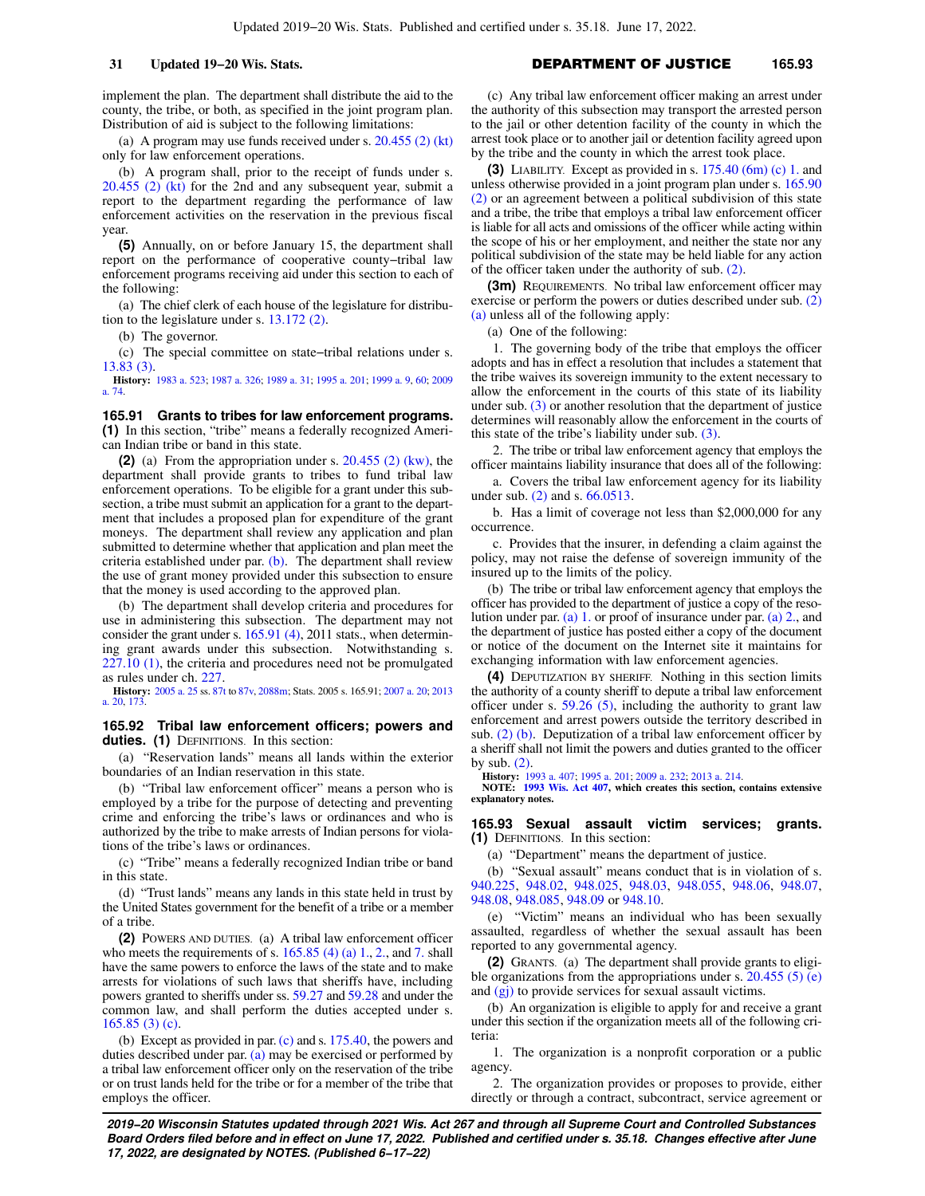implement the plan. The department shall distribute the aid to the county, the tribe, or both, as specified in the joint program plan. Distribution of aid is subject to the following limitations:

(a) A program may use funds received under s. 20.455 (2) (kt) only for law enforcement operations.

(b) A program shall, prior to the receipt of funds under s. 20.455 (2) (kt) for the 2nd and any subsequent year, submit a report to the department regarding the performance of law enforcement activities on the reservation in the previous fiscal year.

**(5)** Annually, on or before January 15, the department shall report on the performance of cooperative county−tribal law enforcement programs receiving aid under this section to each of the following:

(a) The chief clerk of each house of the legislature for distribution to the legislature under s. 13.172 (2).

(b) The governor.

(c) The special committee on state−tribal relations under s. 13.83 (3).

**History:** 1983 a. 523; 1987 a. 326; 1989 a. 31; 1995 a. 201; 1999 a. 9, 60; 2009 a. 74.

**165.91 Grants to tribes for law enforcement programs.** **(1)** In this section, "tribe" means a federally recognized American Indian tribe or band in this state.

**(2)** (a) From the appropriation under s. 20.455 (2) (kw), the department shall provide grants to tribes to fund tribal law enforcement operations. To be eligible for a grant under this subsection, a tribe must submit an application for a grant to the department that includes a proposed plan for expenditure of the grant moneys. The department shall review any application and plan submitted to determine whether that application and plan meet the criteria established under par. (b). The department shall review the use of grant money provided under this subsection to ensure that the money is used according to the approved plan.

(b) The department shall develop criteria and procedures for use in administering this subsection. The department may not consider the grant under s. 165.91 (4), 2011 stats., when determining grant awards under this subsection. Notwithstanding s. 227.10 (1), the criteria and procedures need not be promulgated as rules under ch. 227.

**History:** 2005 a. 25 ss. 87t to 87v, 2088m; Stats. 2005 s. 165.91; 2007 a. 20; 2013 a. 20, 173.

**165.92 Tribal law enforcement officers; powers and duties.** **(1)** DEFINITIONS. In this section:

(a) "Reservation lands" means all lands within the exterior boundaries of an Indian reservation in this state.

(b) "Tribal law enforcement officer" means a person who is employed by a tribe for the purpose of detecting and preventing crime and enforcing the tribe's laws or ordinances and who is authorized by the tribe to make arrests of Indian persons for violations of the tribe's laws or ordinances.

(c) "Tribe" means a federally recognized Indian tribe or band in this state.

(d) "Trust lands" means any lands in this state held in trust by the United States government for the benefit of a tribe or a member of a tribe.

**(2)** POWERS AND DUTIES. (a) A tribal law enforcement officer who meets the requirements of s. 165.85 (4) (a) 1., 2., and 7. shall have the same powers to enforce the laws of the state and to make arrests for violations of such laws that sheriffs have, including powers granted to sheriffs under ss. 59.27 and 59.28 and under the common law, and shall perform the duties accepted under s. 165.85 (3) (c).

(b) Except as provided in par. (c) and s. 175.40, the powers and duties described under par. (a) may be exercised or performed by a tribal law enforcement officer only on the reservation of the tribe or on trust lands held for the tribe or for a member of the tribe that employs the officer.

(c) Any tribal law enforcement officer making an arrest under the authority of this subsection may transport the arrested person to the jail or other detention facility of the county in which the arrest took place or to another jail or detention facility agreed upon by the tribe and the county in which the arrest took place.

**(3)** LIABILITY. Except as provided in s. 175.40 (6m) (c) 1. and unless otherwise provided in a joint program plan under s. 165.90 (2) or an agreement between a political subdivision of this state and a tribe, the tribe that employs a tribal law enforcement officer is liable for all acts and omissions of the officer while acting within the scope of his or her employment, and neither the state nor any political subdivision of the state may be held liable for any action of the officer taken under the authority of sub. (2).

**(3m)** REQUIREMENTS. No tribal law enforcement officer may exercise or perform the powers or duties described under sub. (2) (a) unless all of the following apply:

(a) One of the following:

1. The governing body of the tribe that employs the officer adopts and has in effect a resolution that includes a statement that the tribe waives its sovereign immunity to the extent necessary to allow the enforcement in the courts of this state of its liability under sub. (3) or another resolution that the department of justice determines will reasonably allow the enforcement in the courts of this state of the tribe's liability under sub. (3).

2. The tribe or tribal law enforcement agency that employs the officer maintains liability insurance that does all of the following:

a. Covers the tribal law enforcement agency for its liability under sub. (2) and s. 66.0513.

b. Has a limit of coverage not less than $2,000,000 for any occurrence.

c. Provides that the insurer, in defending a claim against the policy, may not raise the defense of sovereign immunity of the insured up to the limits of the policy.

(b) The tribe or tribal law enforcement agency that employs the officer has provided to the department of justice a copy of the resolution under par. (a) 1. or proof of insurance under par. (a) 2., and the department of justice has posted either a copy of the document or notice of the document on the Internet site it maintains for exchanging information with law enforcement agencies.

**(4)** DEPUTIZATION BY SHERIFF. Nothing in this section limits the authority of a county sheriff to depute a tribal law enforcement officer under s. 59.26 (5), including the authority to grant law enforcement and arrest powers outside the territory described in sub. (2) (b). Deputization of a tribal law enforcement officer by a sheriff shall not limit the powers and duties granted to the officer by sub. (2).

**History:** 1993 a. 407; 1995 a. 201; 2009 a. 232; 2013 a. 214.

**NOTE: 1993 Wis. Act 407, which creates this section, contains extensive explanatory notes.**

**165.93 Sexual assault victim services; grants.** **(1)** DEFINITIONS. In this section:

(a) "Department" means the department of justice.

(b) "Sexual assault" means conduct that is in violation of s. 940.225, 948.02, 948.025, 948.03, 948.055, 948.06, 948.07, 948.08, 948.085, 948.09 or 948.10.

(e) "Victim" means an individual who has been sexually assaulted, regardless of whether the sexual assault has been reported to any governmental agency.

**(2)** GRANTS. (a) The department shall provide grants to eligible organizations from the appropriations under s. 20.455 (5) (e) and (gj) to provide services for sexual assault victims.

(b) An organization is eligible to apply for and receive a grant under this section if the organization meets all of the following criteria:

1. The organization is a nonprofit corporation or a public agency.

2. The organization provides or proposes to provide, either directly or through a contract, subcontract, service agreement or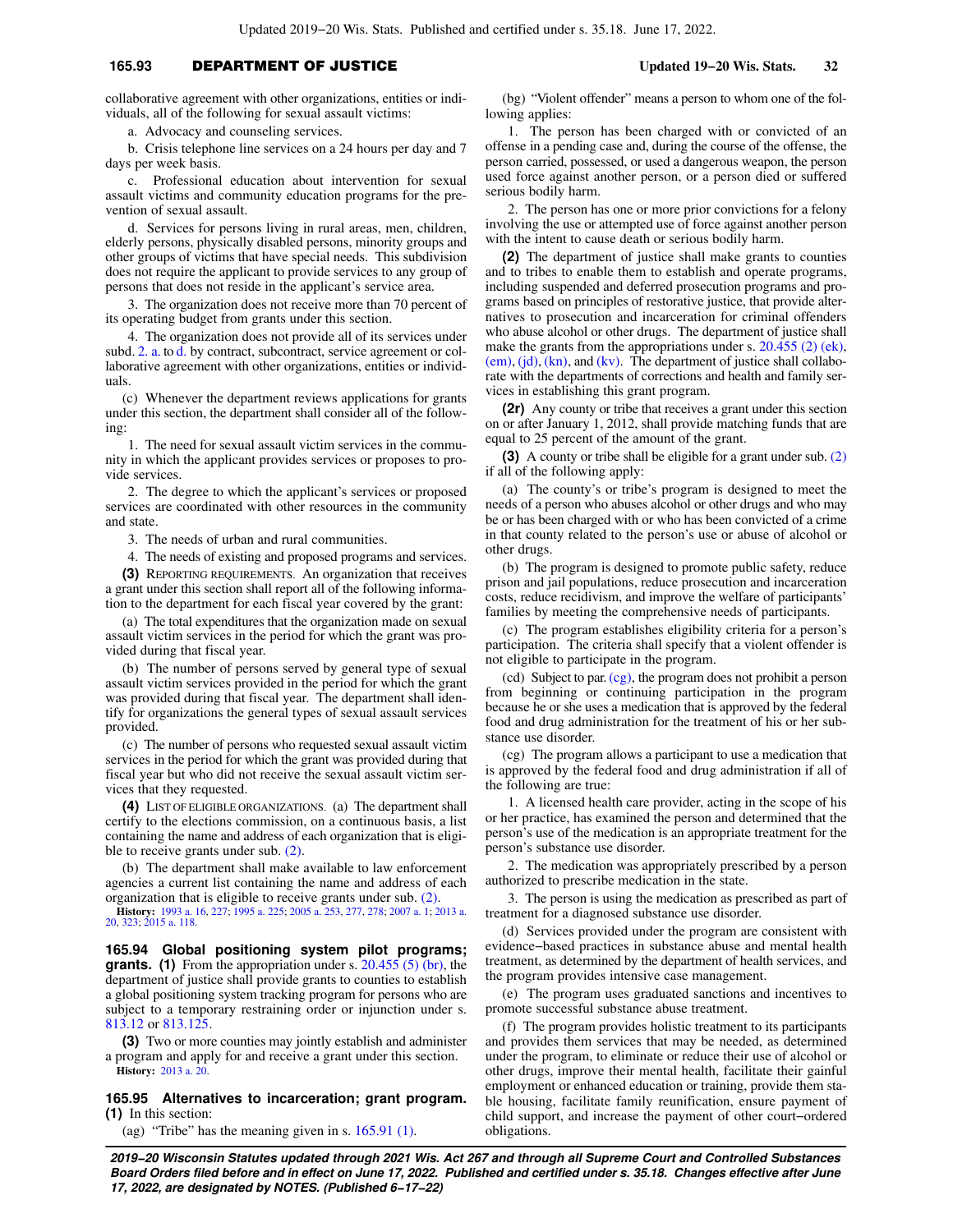collaborative agreement with other organizations, entities or individuals, all of the following for sexual assault victims:

a. Advocacy and counseling services.

b. Crisis telephone line services on a 24 hours per day and 7 days per week basis.

c. Professional education about intervention for sexual assault victims and community education programs for the prevention of sexual assault.

d. Services for persons living in rural areas, men, children, elderly persons, physically disabled persons, minority groups and other groups of victims that have special needs. This subdivision does not require the applicant to provide services to any group of persons that does not reside in the applicant's service area.

3. The organization does not receive more than 70 percent of its operating budget from grants under this section.

4. The organization does not provide all of its services under subd. 2. a. to d. by contract, subcontract, service agreement or collaborative agreement with other organizations, entities or individuals.

(c) Whenever the department reviews applications for grants under this section, the department shall consider all of the following:

1. The need for sexual assault victim services in the community in which the applicant provides services or proposes to provide services.

2. The degree to which the applicant's services or proposed services are coordinated with other resources in the community and state.

3. The needs of urban and rural communities.

4. The needs of existing and proposed programs and services.

**(3)** REPORTING REQUIREMENTS. An organization that receives a grant under this section shall report all of the following information to the department for each fiscal year covered by the grant:

(a) The total expenditures that the organization made on sexual assault victim services in the period for which the grant was provided during that fiscal year.

(b) The number of persons served by general type of sexual assault victim services provided in the period for which the grant was provided during that fiscal year. The department shall identify for organizations the general types of sexual assault services provided.

(c) The number of persons who requested sexual assault victim services in the period for which the grant was provided during that fiscal year but who did not receive the sexual assault victim services that they requested.

**(4)** LIST OF ELIGIBLE ORGANIZATIONS. (a) The department shall certify to the elections commission, on a continuous basis, a list containing the name and address of each organization that is eligible to receive grants under sub. (2).

(b) The department shall make available to law enforcement agencies a current list containing the name and address of each organization that is eligible to receive grants under sub. (2).

**History:** 1993 a. 16, 227; 1995 a. 225; 2005 a. 253, 277, 278; 2007 a. 1; 2013 a. 20, 323; 2015 a. 118.

**165.94 Global positioning system pilot programs; grants.** **(1)** From the appropriation under s. 20.455 (5) (br), the department of justice shall provide grants to counties to establish a global positioning system tracking program for persons who are subject to a temporary restraining order or injunction under s. 813.12 or 813.125.

**(3)** Two or more counties may jointly establish and administer a program and apply for and receive a grant under this section.

**History:** 2013 a. 20.

**165.95 Alternatives to incarceration; grant program.** **(1)** In this section:

(ag) "Tribe" has the meaning given in s. 165.91 (1).

(bg) "Violent offender" means a person to whom one of the following applies:

1. The person has been charged with or convicted of an offense in a pending case and, during the course of the offense, the person carried, possessed, or used a dangerous weapon, the person used force against another person, or a person died or suffered serious bodily harm.

2. The person has one or more prior convictions for a felony involving the use or attempted use of force against another person with the intent to cause death or serious bodily harm.

**(2)** The department of justice shall make grants to counties and to tribes to enable them to establish and operate programs, including suspended and deferred prosecution programs and programs based on principles of restorative justice, that provide alternatives to prosecution and incarceration for criminal offenders who abuse alcohol or other drugs. The department of justice shall make the grants from the appropriations under s. 20.455 (2) (ek), (em), (jd), (kn), and (kv). The department of justice shall collaborate with the departments of corrections and health and family services in establishing this grant program.

**(2r)** Any county or tribe that receives a grant under this section on or after January 1, 2012, shall provide matching funds that are equal to 25 percent of the amount of the grant.

**(3)** A county or tribe shall be eligible for a grant under sub. (2) if all of the following apply:

(a) The county's or tribe's program is designed to meet the needs of a person who abuses alcohol or other drugs and who may be or has been charged with or who has been convicted of a crime in that county related to the person's use or abuse of alcohol or other drugs.

(b) The program is designed to promote public safety, reduce prison and jail populations, reduce prosecution and incarceration costs, reduce recidivism, and improve the welfare of participants' families by meeting the comprehensive needs of participants.

(c) The program establishes eligibility criteria for a person's participation. The criteria shall specify that a violent offender is not eligible to participate in the program.

(cd) Subject to par. (cg), the program does not prohibit a person from beginning or continuing participation in the program because he or she uses a medication that is approved by the federal food and drug administration for the treatment of his or her substance use disorder.

(cg) The program allows a participant to use a medication that is approved by the federal food and drug administration if all of the following are true:

1. A licensed health care provider, acting in the scope of his or her practice, has examined the person and determined that the person's use of the medication is an appropriate treatment for the person's substance use disorder.

2. The medication was appropriately prescribed by a person authorized to prescribe medication in the state.

3. The person is using the medication as prescribed as part of treatment for a diagnosed substance use disorder.

(d) Services provided under the program are consistent with evidence–based practices in substance abuse and mental health treatment, as determined by the department of health services, and the program provides intensive case management.

(e) The program uses graduated sanctions and incentives to promote successful substance abuse treatment.

(f) The program provides holistic treatment to its participants and provides them services that may be needed, as determined under the program, to eliminate or reduce their use of alcohol or other drugs, improve their mental health, facilitate their gainful employment or enhanced education or training, provide them stable housing, facilitate family reunification, ensure payment of child support, and increase the payment of other court–ordered obligations.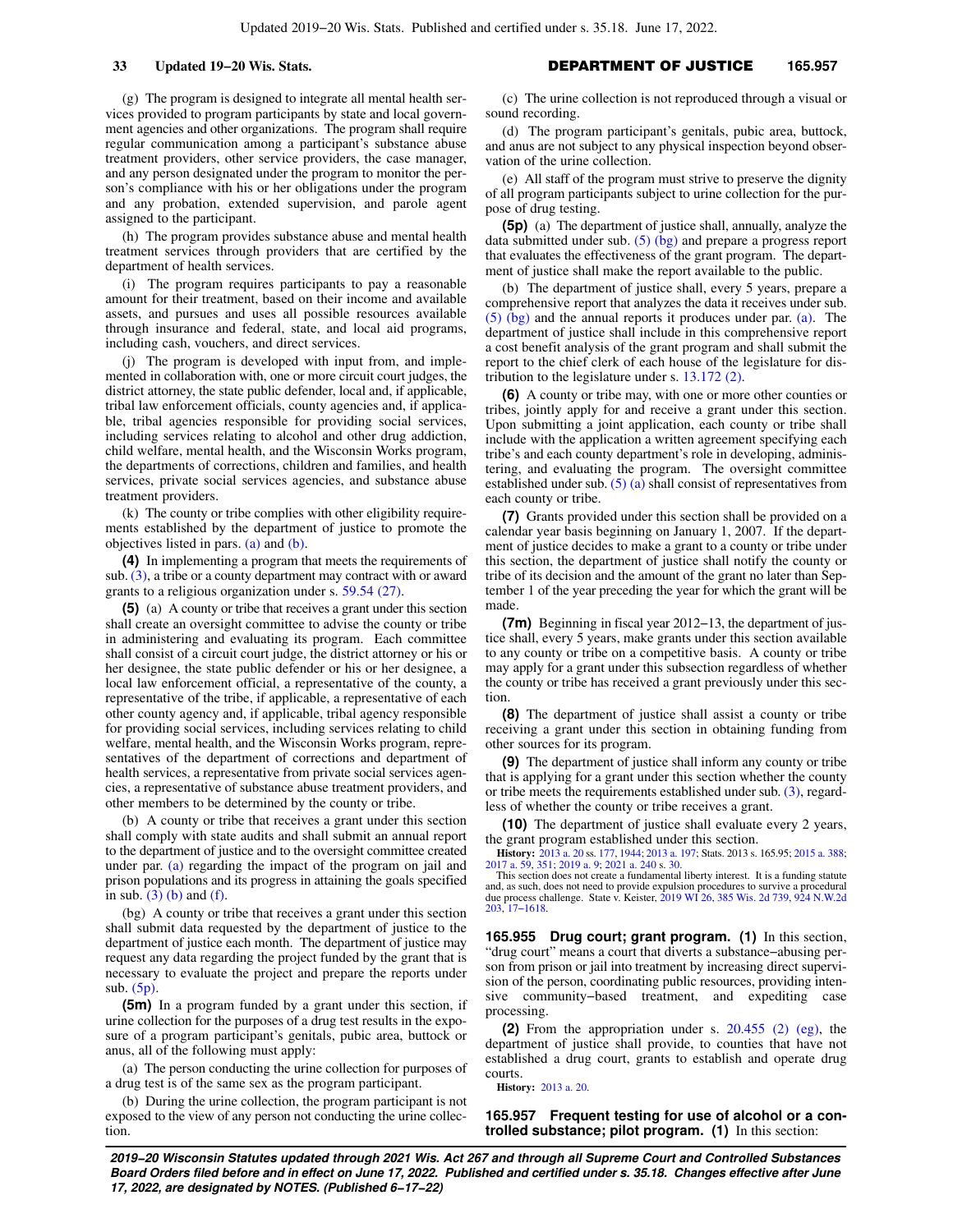(g) The program is designed to integrate all mental health services provided to program participants by state and local government agencies and other organizations. The program shall require regular communication among a participant's substance abuse treatment providers, other service providers, the case manager, and any person designated under the program to monitor the person's compliance with his or her obligations under the program and any probation, extended supervision, and parole agent assigned to the participant.

(h) The program provides substance abuse and mental health treatment services through providers that are certified by the department of health services.

(i) The program requires participants to pay a reasonable amount for their treatment, based on their income and available assets, and pursues and uses all possible resources available through insurance and federal, state, and local aid programs, including cash, vouchers, and direct services.

(j) The program is developed with input from, and implemented in collaboration with, one or more circuit court judges, the district attorney, the state public defender, local and, if applicable, tribal law enforcement officials, county agencies and, if applicable, tribal agencies responsible for providing social services, including services relating to alcohol and other drug addiction, child welfare, mental health, and the Wisconsin Works program, the departments of corrections, children and families, and health services, private social services agencies, and substance abuse treatment providers.

(k) The county or tribe complies with other eligibility requirements established by the department of justice to promote the objectives listed in pars. (a) and (b).

**(4)** In implementing a program that meets the requirements of sub. (3), a tribe or a county department may contract with or award grants to a religious organization under s. 59.54 (27).

**(5)** (a) A county or tribe that receives a grant under this section shall create an oversight committee to advise the county or tribe in administering and evaluating its program. Each committee shall consist of a circuit court judge, the district attorney or his or her designee, the state public defender or his or her designee, a local law enforcement official, a representative of the county, a representative of the tribe, if applicable, a representative of each other county agency and, if applicable, tribal agency responsible for providing social services, including services relating to child welfare, mental health, and the Wisconsin Works program, representatives of the department of corrections and department of health services, a representative from private social services agencies, a representative of substance abuse treatment providers, and other members to be determined by the county or tribe.

(b) A county or tribe that receives a grant under this section shall comply with state audits and shall submit an annual report to the department of justice and to the oversight committee created under par. (a) regarding the impact of the program on jail and prison populations and its progress in attaining the goals specified in sub. (3) (b) and (f).

(bg) A county or tribe that receives a grant under this section shall submit data requested by the department of justice to the department of justice each month. The department of justice may request any data regarding the project funded by the grant that is necessary to evaluate the project and prepare the reports under sub. (5p).

**(5m)** In a program funded by a grant under this section, if urine collection for the purposes of a drug test results in the exposure of a program participant's genitals, pubic area, buttock or anus, all of the following must apply:

(a) The person conducting the urine collection for purposes of a drug test is of the same sex as the program participant.

(b) During the urine collection, the program participant is not exposed to the view of any person not conducting the urine collection.

(c) The urine collection is not reproduced through a visual or sound recording.

(d) The program participant's genitals, pubic area, buttock, and anus are not subject to any physical inspection beyond observation of the urine collection.

(e) All staff of the program must strive to preserve the dignity of all program participants subject to urine collection for the purpose of drug testing.

**(5p)** (a) The department of justice shall, annually, analyze the data submitted under sub. (5) (bg) and prepare a progress report that evaluates the effectiveness of the grant program. The department of justice shall make the report available to the public.

(b) The department of justice shall, every 5 years, prepare a comprehensive report that analyzes the data it receives under sub. (5) (bg) and the annual reports it produces under par. (a). The department of justice shall include in this comprehensive report a cost benefit analysis of the grant program and shall submit the report to the chief clerk of each house of the legislature for distribution to the legislature under s. 13.172 (2).

**(6)** A county or tribe may, with one or more other counties or tribes, jointly apply for and receive a grant under this section. Upon submitting a joint application, each county or tribe shall include with the application a written agreement specifying each tribe's and each county department's role in developing, administering, and evaluating the program. The oversight committee established under sub. (5) (a) shall consist of representatives from each county or tribe.

**(7)** Grants provided under this section shall be provided on a calendar year basis beginning on January 1, 2007. If the department of justice decides to make a grant to a county or tribe under this section, the department of justice shall notify the county or tribe of its decision and the amount of the grant no later than September 1 of the year preceding the year for which the grant will be made.

**(7m)** Beginning in fiscal year 2012−13, the department of justice shall, every 5 years, make grants under this section available to any county or tribe on a competitive basis. A county or tribe may apply for a grant under this subsection regardless of whether the county or tribe has received a grant previously under this section.

**(8)** The department of justice shall assist a county or tribe receiving a grant under this section in obtaining funding from other sources for its program.

**(9)** The department of justice shall inform any county or tribe that is applying for a grant under this section whether the county or tribe meets the requirements established under sub. (3), regardless of whether the county or tribe receives a grant.

**(10)** The department of justice shall evaluate every 2 years, the grant program established under this section.

**History:** 2013 a. 20 ss. 177, 1944; 2013 a. 197; Stats. 2013 s. 165.95; 2015 a. 388; 2017 a. 59, 351; 2019 a. 9; 2021 a. 240 s. 30.

This section does not create a fundamental liberty interest. It is a funding statute and, as such, does not need to provide expulsion procedures to survive a procedural due process challenge. State v. Keister, 2019 WI 26, 385 Wis. 2d 739, 924 N.W.2d 203, 17−1618.

**165.955 Drug court; grant program.** **(1)** In this section, "drug court" means a court that diverts a substance−abusing person from prison or jail into treatment by increasing direct supervision of the person, coordinating public resources, providing intensive community−based treatment, and expediting case processing.

**(2)** From the appropriation under s. 20.455 (2) (eg), the department of justice shall provide, to counties that have not established a drug court, grants to establish and operate drug courts.

**History:** 2013 a. 20.

**165.957 Frequent testing for use of alcohol or a controlled substance; pilot program.** **(1)** In this section: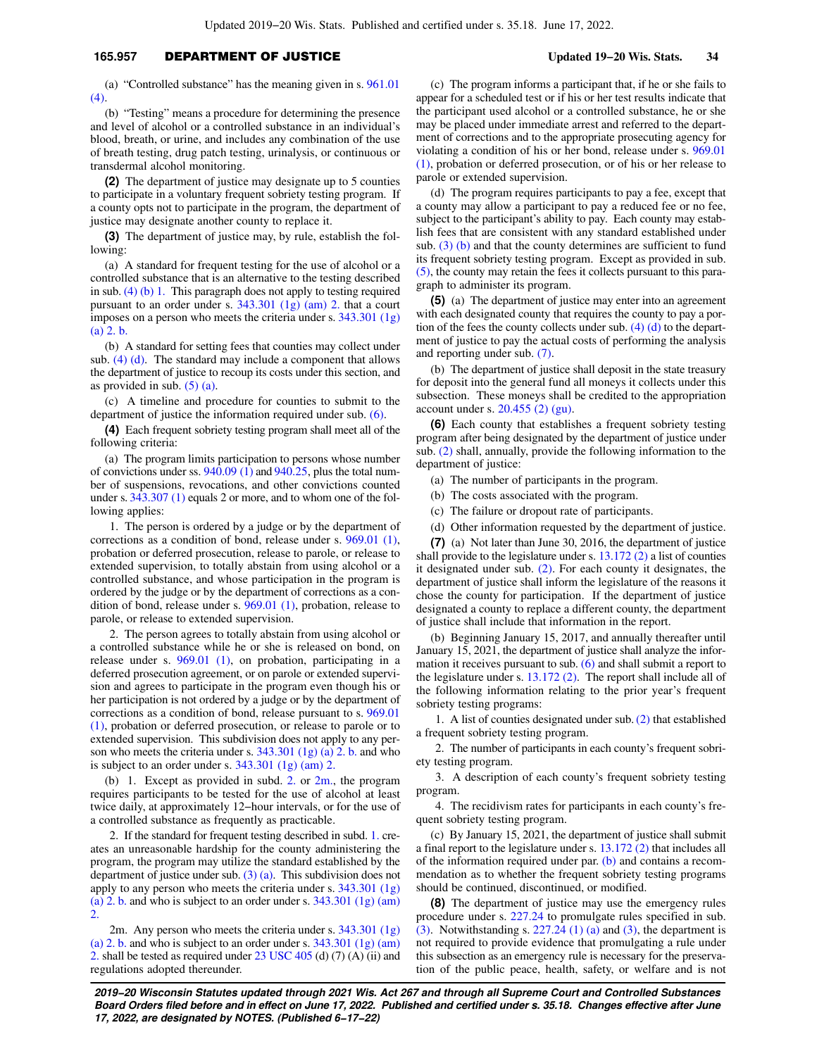(a) "Controlled substance" has the meaning given in s. 961.01 (4).

(b) "Testing" means a procedure for determining the presence and level of alcohol or a controlled substance in an individual's blood, breath, or urine, and includes any combination of the use of breath testing, drug patch testing, urinalysis, or continuous or transdermal alcohol monitoring.

**(2)** The department of justice may designate up to 5 counties to participate in a voluntary frequent sobriety testing program. If a county opts not to participate in the program, the department of justice may designate another county to replace it.

**(3)** The department of justice may, by rule, establish the following:

(a) A standard for frequent testing for the use of alcohol or a controlled substance that is an alternative to the testing described in sub. (4) (b) 1. This paragraph does not apply to testing required pursuant to an order under s. 343.301 (1g) (am) 2. that a court imposes on a person who meets the criteria under s. 343.301 (1g) (a) 2. b.

(b) A standard for setting fees that counties may collect under sub. (4) (d). The standard may include a component that allows the department of justice to recoup its costs under this section, and as provided in sub. (5) (a).

(c) A timeline and procedure for counties to submit to the department of justice the information required under sub. (6).

**(4)** Each frequent sobriety testing program shall meet all of the following criteria:

(a) The program limits participation to persons whose number of convictions under ss. 940.09 (1) and 940.25, plus the total number of suspensions, revocations, and other convictions counted under s. 343.307 (1) equals 2 or more, and to whom one of the following applies:

1. The person is ordered by a judge or by the department of corrections as a condition of bond, release under s. 969.01 (1), probation or deferred prosecution, release to parole, or release to extended supervision, to totally abstain from using alcohol or a controlled substance, and whose participation in the program is ordered by the judge or by the department of corrections as a condition of bond, release under s. 969.01 (1), probation, release to parole, or release to extended supervision.

2. The person agrees to totally abstain from using alcohol or a controlled substance while he or she is released on bond, on release under s. 969.01 (1), on probation, participating in a deferred prosecution agreement, or on parole or extended supervision and agrees to participate in the program even though his or her participation is not ordered by a judge or by the department of corrections as a condition of bond, release pursuant to s. 969.01 (1), probation or deferred prosecution, or release to parole or to extended supervision. This subdivision does not apply to any person who meets the criteria under s. 343.301 (1g) (a) 2. b. and who is subject to an order under s. 343.301 (1g) (am) 2.

(b) 1. Except as provided in subd. 2. or 2m., the program requires participants to be tested for the use of alcohol at least twice daily, at approximately 12−hour intervals, or for the use of a controlled substance as frequently as practicable.

2. If the standard for frequent testing described in subd. 1. creates an unreasonable hardship for the county administering the program, the program may utilize the standard established by the department of justice under sub. (3) (a). This subdivision does not apply to any person who meets the criteria under s. 343.301 (1g) (a) 2. b. and who is subject to an order under s. 343.301 (1g) (am) 2.

2m. Any person who meets the criteria under s. 343.301 (1g) (a) 2. b. and who is subject to an order under s. 343.301 (1g) (am) 2. shall be tested as required under 23 USC 405 (d) (7) (A) (ii) and regulations adopted thereunder.

(c) The program informs a participant that, if he or she fails to appear for a scheduled test or if his or her test results indicate that the participant used alcohol or a controlled substance, he or she may be placed under immediate arrest and referred to the department of corrections and to the appropriate prosecuting agency for violating a condition of his or her bond, release under s. 969.01 (1), probation or deferred prosecution, or of his or her release to parole or extended supervision.

(d) The program requires participants to pay a fee, except that a county may allow a participant to pay a reduced fee or no fee, subject to the participant's ability to pay. Each county may establish fees that are consistent with any standard established under sub. (3) (b) and that the county determines are sufficient to fund its frequent sobriety testing program. Except as provided in sub. (5), the county may retain the fees it collects pursuant to this paragraph to administer its program.

**(5)** (a) The department of justice may enter into an agreement with each designated county that requires the county to pay a portion of the fees the county collects under sub. (4) (d) to the department of justice to pay the actual costs of performing the analysis and reporting under sub. (7).

(b) The department of justice shall deposit in the state treasury for deposit into the general fund all moneys it collects under this subsection. These moneys shall be credited to the appropriation account under s. 20.455 (2) (gu).

**(6)** Each county that establishes a frequent sobriety testing program after being designated by the department of justice under sub. (2) shall, annually, provide the following information to the department of justice:

(a) The number of participants in the program.

(b) The costs associated with the program.

(c) The failure or dropout rate of participants.

(d) Other information requested by the department of justice.

**(7)** (a) Not later than June 30, 2016, the department of justice shall provide to the legislature under s. 13.172 (2) a list of counties it designated under sub. (2). For each county it designates, the department of justice shall inform the legislature of the reasons it chose the county for participation. If the department of justice designated a county to replace a different county, the department of justice shall include that information in the report.

(b) Beginning January 15, 2017, and annually thereafter until January 15, 2021, the department of justice shall analyze the information it receives pursuant to sub. (6) and shall submit a report to the legislature under s. 13.172 (2). The report shall include all of the following information relating to the prior year's frequent sobriety testing programs:

1. A list of counties designated under sub. (2) that established a frequent sobriety testing program.

2. The number of participants in each county's frequent sobriety testing program.

3. A description of each county's frequent sobriety testing program.

4. The recidivism rates for participants in each county's frequent sobriety testing program.

(c) By January 15, 2021, the department of justice shall submit a final report to the legislature under s. 13.172 (2) that includes all of the information required under par. (b) and contains a recommendation as to whether the frequent sobriety testing programs should be continued, discontinued, or modified.

**(8)** The department of justice may use the emergency rules procedure under s. 227.24 to promulgate rules specified in sub. (3). Notwithstanding s. 227.24 (1) (a) and (3), the department is not required to provide evidence that promulgating a rule under this subsection as an emergency rule is necessary for the preservation of the public peace, health, safety, or welfare and is not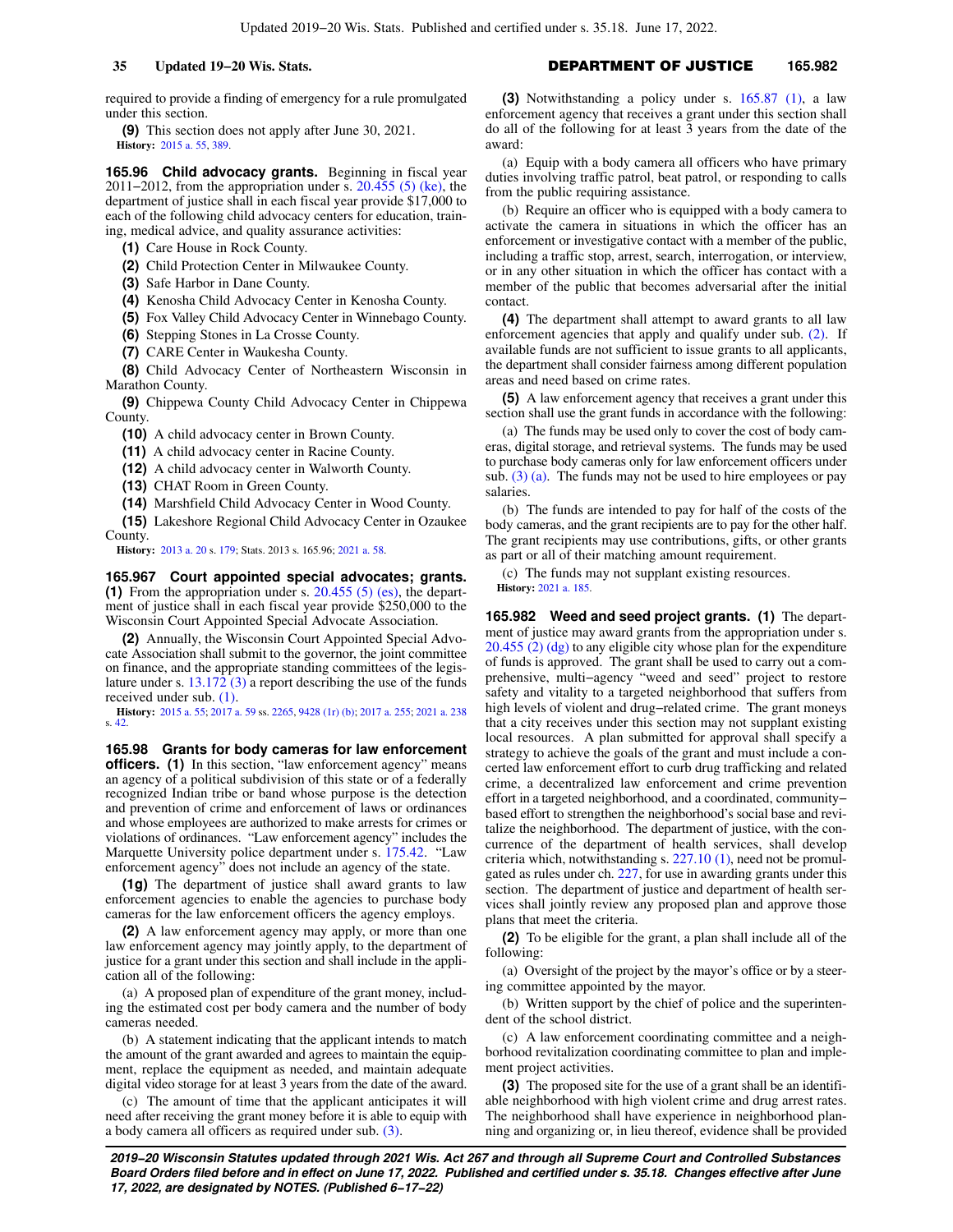required to provide a finding of emergency for a rule promulgated under this section.

**(9)** This section does not apply after June 30, 2021.

**History:** 2015 a. 55, 389.

**165.96 Child advocacy grants.** Beginning in fiscal year 2011−2012, from the appropriation under s. 20.455 (5) (ke), the department of justice shall in each fiscal year provide $17,000 to each of the following child advocacy centers for education, training, medical advice, and quality assurance activities:

**(1)** Care House in Rock County.

**(2)** Child Protection Center in Milwaukee County.

**(3)** Safe Harbor in Dane County.

**(4)** Kenosha Child Advocacy Center in Kenosha County.

**(5)** Fox Valley Child Advocacy Center in Winnebago County.

**(6)** Stepping Stones in La Crosse County.

**(7)** CARE Center in Waukesha County.

**(8)** Child Advocacy Center of Northeastern Wisconsin in Marathon County.

**(9)** Chippewa County Child Advocacy Center in Chippewa County.

**(10)** A child advocacy center in Brown County.

**(11)** A child advocacy center in Racine County.

**(12)** A child advocacy center in Walworth County.

**(13)** CHAT Room in Green County.

**(14)** Marshfield Child Advocacy Center in Wood County.

**(15)** Lakeshore Regional Child Advocacy Center in Ozaukee County.

**History:** 2013 a. 20 s. 179; Stats. 2013 s. 165.96; 2021 a. 58.

**165.967 Court appointed special advocates; grants.** **(1)** From the appropriation under s. 20.455 (5) (es), the department of justice shall in each fiscal year provide $250,000 to the Wisconsin Court Appointed Special Advocate Association.

**(2)** Annually, the Wisconsin Court Appointed Special Advocate Association shall submit to the governor, the joint committee on finance, and the appropriate standing committees of the legislature under s. 13.172 (3) a report describing the use of the funds received under sub. (1).

**History:** 2015 a. 55; 2017 a. 59 ss. 2265, 9428 (1r) (b); 2017 a. 255; 2021 a. 238 s. 42.

**165.98 Grants for body cameras for law enforcement officers.** **(1)** In this section, "law enforcement agency" means an agency of a political subdivision of this state or of a federally recognized Indian tribe or band whose purpose is the detection and prevention of crime and enforcement of laws or ordinances and whose employees are authorized to make arrests for crimes or violations of ordinances. "Law enforcement agency" includes the Marquette University police department under s. 175.42. "Law enforcement agency" does not include an agency of the state.

**(1g)** The department of justice shall award grants to law enforcement agencies to enable the agencies to purchase body cameras for the law enforcement officers the agency employs.

**(2)** A law enforcement agency may apply, or more than one law enforcement agency may jointly apply, to the department of justice for a grant under this section and shall include in the application all of the following:

(a) A proposed plan of expenditure of the grant money, including the estimated cost per body camera and the number of body cameras needed.

(b) A statement indicating that the applicant intends to match the amount of the grant awarded and agrees to maintain the equipment, replace the equipment as needed, and maintain adequate digital video storage for at least 3 years from the date of the award.

(c) The amount of time that the applicant anticipates it will need after receiving the grant money before it is able to equip with a body camera all officers as required under sub. (3).

**(3)** Notwithstanding a policy under s. 165.87 (1), a law enforcement agency that receives a grant under this section shall do all of the following for at least 3 years from the date of the award:

(a) Equip with a body camera all officers who have primary duties involving traffic patrol, beat patrol, or responding to calls from the public requiring assistance.

(b) Require an officer who is equipped with a body camera to activate the camera in situations in which the officer has an enforcement or investigative contact with a member of the public, including a traffic stop, arrest, search, interrogation, or interview, or in any other situation in which the officer has contact with a member of the public that becomes adversarial after the initial contact.

**(4)** The department shall attempt to award grants to all law enforcement agencies that apply and qualify under sub. (2). If available funds are not sufficient to issue grants to all applicants, the department shall consider fairness among different population areas and need based on crime rates.

**(5)** A law enforcement agency that receives a grant under this section shall use the grant funds in accordance with the following:

(a) The funds may be used only to cover the cost of body cameras, digital storage, and retrieval systems. The funds may be used to purchase body cameras only for law enforcement officers under sub. (3) (a). The funds may not be used to hire employees or pay salaries.

(b) The funds are intended to pay for half of the costs of the body cameras, and the grant recipients are to pay for the other half. The grant recipients may use contributions, gifts, or other grants as part or all of their matching amount requirement.

(c) The funds may not supplant existing resources.

**History:** 2021 a. 185.

**165.982 Weed and seed project grants.** **(1)** The department of justice may award grants from the appropriation under s. 20.455 (2) (dg) to any eligible city whose plan for the expenditure of funds is approved. The grant shall be used to carry out a comprehensive, multi−agency "weed and seed" project to restore safety and vitality to a targeted neighborhood that suffers from high levels of violent and drug−related crime. The grant moneys that a city receives under this section may not supplant existing local resources. A plan submitted for approval shall specify a strategy to achieve the goals of the grant and must include a concerted law enforcement effort to curb drug trafficking and related crime, a decentralized law enforcement and crime prevention effort in a targeted neighborhood, and a coordinated, community−based effort to strengthen the neighborhood's social base and revitalize the neighborhood. The department of justice, with the concurrence of the department of health services, shall develop criteria which, notwithstanding s. 227.10 (1), need not be promulgated as rules under ch. 227, for use in awarding grants under this section. The department of justice and department of health services shall jointly review any proposed plan and approve those plans that meet the criteria.

**(2)** To be eligible for the grant, a plan shall include all of the following:

(a) Oversight of the project by the mayor's office or by a steering committee appointed by the mayor.

(b) Written support by the chief of police and the superintendent of the school district.

(c) A law enforcement coordinating committee and a neighborhood revitalization coordinating committee to plan and implement project activities.

**(3)** The proposed site for the use of a grant shall be an identifiable neighborhood with high violent crime and drug arrest rates. The neighborhood shall have experience in neighborhood planning and organizing or, in lieu thereof, evidence shall be provided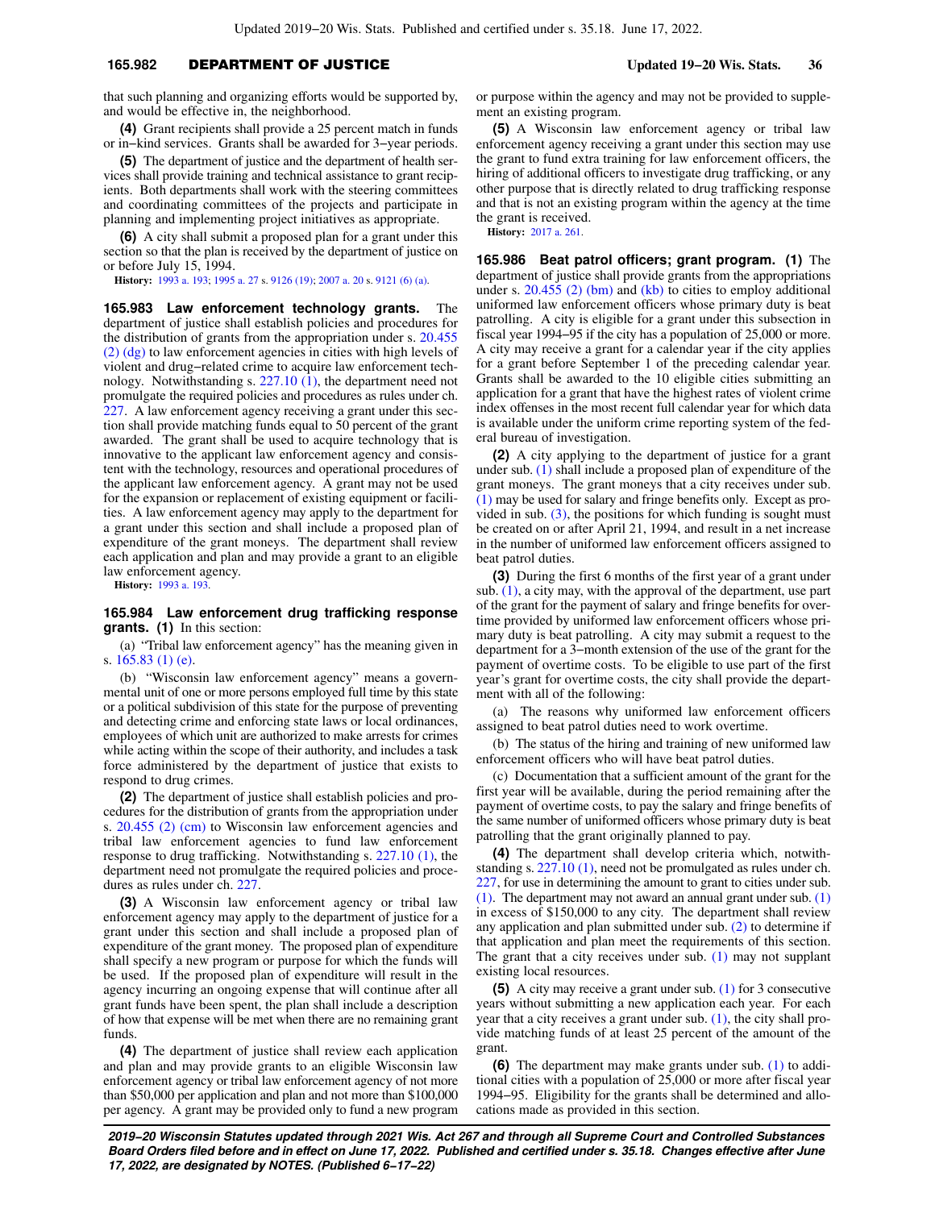that such planning and organizing efforts would be supported by, and would be effective in, the neighborhood.

**(4)** Grant recipients shall provide a 25 percent match in funds or in−kind services. Grants shall be awarded for 3−year periods.

**(5)** The department of justice and the department of health services shall provide training and technical assistance to grant recipients. Both departments shall work with the steering committees and coordinating committees of the projects and participate in planning and implementing project initiatives as appropriate.

**(6)** A city shall submit a proposed plan for a grant under this section so that the plan is received by the department of justice on or before July 15, 1994.

**History:** 1993 a. 193; 1995 a. 27 s. 9126 (19); 2007 a. 20 s. 9121 (6) (a).

**165.983 Law enforcement technology grants.** The department of justice shall establish policies and procedures for the distribution of grants from the appropriation under s. 20.455 (2) (dg) to law enforcement agencies in cities with high levels of violent and drug−related crime to acquire law enforcement technology. Notwithstanding s. 227.10 (1), the department need not promulgate the required policies and procedures as rules under ch. 227. A law enforcement agency receiving a grant under this section shall provide matching funds equal to 50 percent of the grant awarded. The grant shall be used to acquire technology that is innovative to the applicant law enforcement agency and consistent with the technology, resources and operational procedures of the applicant law enforcement agency. A grant may not be used for the expansion or replacement of existing equipment or facilities. A law enforcement agency may apply to the department for a grant under this section and shall include a proposed plan of expenditure of the grant moneys. The department shall review each application and plan and may provide a grant to an eligible law enforcement agency.

**History:** 1993 a. 193.

**165.984 Law enforcement drug trafficking response grants. (1)** In this section:

(a) "Tribal law enforcement agency" has the meaning given in s. 165.83 (1) (e).

(b) "Wisconsin law enforcement agency" means a governmental unit of one or more persons employed full time by this state or a political subdivision of this state for the purpose of preventing and detecting crime and enforcing state laws or local ordinances, employees of which unit are authorized to make arrests for crimes while acting within the scope of their authority, and includes a task force administered by the department of justice that exists to respond to drug crimes.

**(2)** The department of justice shall establish policies and procedures for the distribution of grants from the appropriation under s. 20.455 (2) (cm) to Wisconsin law enforcement agencies and tribal law enforcement agencies to fund law enforcement response to drug trafficking. Notwithstanding s. 227.10 (1), the department need not promulgate the required policies and procedures as rules under ch. 227.

**(3)** A Wisconsin law enforcement agency or tribal law enforcement agency may apply to the department of justice for a grant under this section and shall include a proposed plan of expenditure of the grant money. The proposed plan of expenditure shall specify a new program or purpose for which the funds will be used. If the proposed plan of expenditure will result in the agency incurring an ongoing expense that will continue after all grant funds have been spent, the plan shall include a description of how that expense will be met when there are no remaining grant funds.

**(4)** The department of justice shall review each application and plan and may provide grants to an eligible Wisconsin law enforcement agency or tribal law enforcement agency of not more than $50,000 per application and plan and not more than $100,000 per agency. A grant may be provided only to fund a new program or purpose within the agency and may not be provided to supplement an existing program.

**(5)** A Wisconsin law enforcement agency or tribal law enforcement agency receiving a grant under this section may use the grant to fund extra training for law enforcement officers, the hiring of additional officers to investigate drug trafficking, or any other purpose that is directly related to drug trafficking response and that is not an existing program within the agency at the time the grant is received.

**History:** 2017 a. 261.

**165.986 Beat patrol officers; grant program. (1)** The department of justice shall provide grants from the appropriations under s. 20.455 (2) (bm) and (kb) to cities to employ additional uniformed law enforcement officers whose primary duty is beat patrolling. A city is eligible for a grant under this subsection in fiscal year 1994−95 if the city has a population of 25,000 or more. A city may receive a grant for a calendar year if the city applies for a grant before September 1 of the preceding calendar year. Grants shall be awarded to the 10 eligible cities submitting an application for a grant that have the highest rates of violent crime index offenses in the most recent full calendar year for which data is available under the uniform crime reporting system of the federal bureau of investigation.

**(2)** A city applying to the department of justice for a grant under sub. (1) shall include a proposed plan of expenditure of the grant moneys. The grant moneys that a city receives under sub. (1) may be used for salary and fringe benefits only. Except as provided in sub. (3), the positions for which funding is sought must be created on or after April 21, 1994, and result in a net increase in the number of uniformed law enforcement officers assigned to beat patrol duties.

**(3)** During the first 6 months of the first year of a grant under sub. (1), a city may, with the approval of the department, use part of the grant for the payment of salary and fringe benefits for overtime provided by uniformed law enforcement officers whose primary duty is beat patrolling. A city may submit a request to the department for a 3−month extension of the use of the grant for the payment of overtime costs. To be eligible to use part of the first year's grant for overtime costs, the city shall provide the department with all of the following:

(a) The reasons why uniformed law enforcement officers assigned to beat patrol duties need to work overtime.

(b) The status of the hiring and training of new uniformed law enforcement officers who will have beat patrol duties.

(c) Documentation that a sufficient amount of the grant for the first year will be available, during the period remaining after the payment of overtime costs, to pay the salary and fringe benefits of the same number of uniformed officers whose primary duty is beat patrolling that the grant originally planned to pay.

**(4)** The department shall develop criteria which, notwithstanding s. 227.10 (1), need not be promulgated as rules under ch. 227, for use in determining the amount to grant to cities under sub. (1). The department may not award an annual grant under sub. (1) in excess of $150,000 to any city. The department shall review any application and plan submitted under sub. (2) to determine if that application and plan meet the requirements of this section. The grant that a city receives under sub. (1) may not supplant existing local resources.

**(5)** A city may receive a grant under sub. (1) for 3 consecutive years without submitting a new application each year. For each year that a city receives a grant under sub. (1), the city shall provide matching funds of at least 25 percent of the amount of the grant.

**(6)** The department may make grants under sub. (1) to additional cities with a population of 25,000 or more after fiscal year 1994−95. Eligibility for the grants shall be determined and allocations made as provided in this section.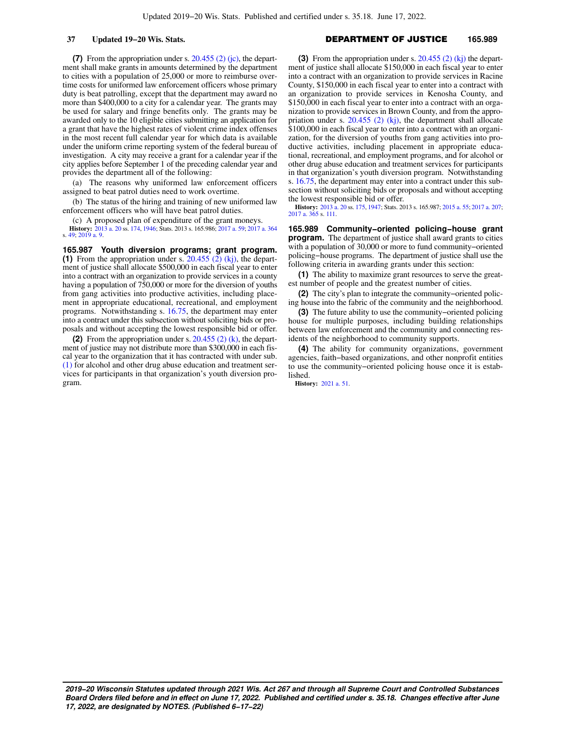**(7)** From the appropriation under s. 20.455 (2) (jc), the department shall make grants in amounts determined by the department to cities with a population of 25,000 or more to reimburse overtime costs for uniformed law enforcement officers whose primary duty is beat patrolling, except that the department may award no more than $400,000 to a city for a calendar year. The grants may be used for salary and fringe benefits only. The grants may be awarded only to the 10 eligible cities submitting an application for a grant that have the highest rates of violent crime index offenses in the most recent full calendar year for which data is available under the uniform crime reporting system of the federal bureau of investigation. A city may receive a grant for a calendar year if the city applies before September 1 of the preceding calendar year and provides the department all of the following:

(a) The reasons why uniformed law enforcement officers assigned to beat patrol duties need to work overtime.

(b) The status of the hiring and training of new uniformed law enforcement officers who will have beat patrol duties.

(c) A proposed plan of expenditure of the grant moneys.

**History:** 2013 a. 20 ss. 174, 1946; Stats. 2013 s. 165.986; 2017 a. 59; 2017 a. 364 s. 49; 2019 a. 9.

**165.987 Youth diversion programs; grant program.** **(1)** From the appropriation under s. 20.455 (2) (kj), the department of justice shall allocate $500,000 in each fiscal year to enter into a contract with an organization to provide services in a county having a population of 750,000 or more for the diversion of youths from gang activities into productive activities, including placement in appropriate educational, recreational, and employment programs. Notwithstanding s. 16.75, the department may enter into a contract under this subsection without soliciting bids or proposals and without accepting the lowest responsible bid or offer.

**(2)** From the appropriation under s. 20.455 (2) (k), the department of justice may not distribute more than $300,000 in each fiscal year to the organization that it has contracted with under sub. (1) for alcohol and other drug abuse education and treatment services for participants in that organization's youth diversion program.

**(3)** From the appropriation under s. 20.455 (2) (kj) the department of justice shall allocate $150,000 in each fiscal year to enter into a contract with an organization to provide services in Racine County, $150,000 in each fiscal year to enter into a contract with an organization to provide services in Kenosha County, and $150,000 in each fiscal year to enter into a contract with an organization to provide services in Brown County, and from the appropriation under s. 20.455 (2) (kj), the department shall allocate $100,000 in each fiscal year to enter into a contract with an organization, for the diversion of youths from gang activities into productive activities, including placement in appropriate educational, recreational, and employment programs, and for alcohol or other drug abuse education and treatment services for participants in that organization's youth diversion program. Notwithstanding s. 16.75, the department may enter into a contract under this subsection without soliciting bids or proposals and without accepting the lowest responsible bid or offer.

**History:** 2013 a. 20 ss. 175, 1947; Stats. 2013 s. 165.987; 2015 a. 55; 2017 a. 207; 2017 a. 365 s. 111.

**165.989 Community−oriented policing−house grant program.** The department of justice shall award grants to cities with a population of 30,000 or more to fund community−oriented policing−house programs. The department of justice shall use the following criteria in awarding grants under this section:

**(1)** The ability to maximize grant resources to serve the greatest number of people and the greatest number of cities.

**(2)** The city's plan to integrate the community−oriented policing house into the fabric of the community and the neighborhood.

**(3)** The future ability to use the community−oriented policing house for multiple purposes, including building relationships between law enforcement and the community and connecting residents of the neighborhood to community supports.

**(4)** The ability for community organizations, government agencies, faith−based organizations, and other nonprofit entities to use the community−oriented policing house once it is established.

**History:** 2021 a. 51.